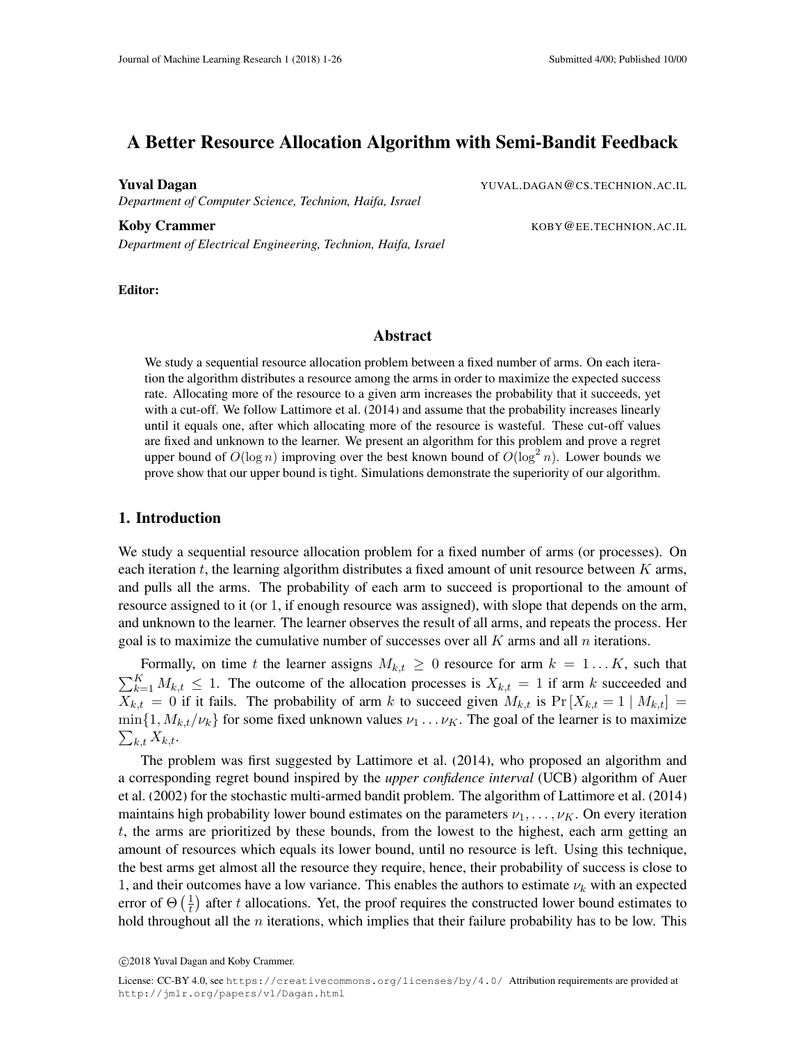# A Better Resource Allocation Algorithm with Semi-Bandit Feedback

**Yuval Dagan** YUVAL.DAGAN@CS.TECHNION.AC.IL
*Department of Computer Science, Technion, Haifa, Israel*

**Koby Crammer** KOBY@EE.TECHNION.AC.IL
*Department of Electrical Engineering, Technion, Haifa, Israel*

**Editor:**

## Abstract

We study a sequential resource allocation problem between a fixed number of arms. On each iteration the algorithm distributes a resource among the arms in order to maximize the expected success rate. Allocating more of the resource to a given arm increases the probability that it succeeds, yet with a cut-off. We follow Lattimore et al. (2014) and assume that the probability increases linearly until it equals one, after which allocating more of the resource is wasteful. These cut-off values are fixed and unknown to the learner. We present an algorithm for this problem and prove a regret upper bound of $O(\log n)$ improving over the best known bound of $O(\log^2 n)$. Lower bounds we prove show that our upper bound is tight. Simulations demonstrate the superiority of our algorithm.

## 1. Introduction

We study a sequential resource allocation problem for a fixed number of arms (or processes). On each iteration $t$, the learning algorithm distributes a fixed amount of unit resource between $K$ arms, and pulls all the arms. The probability of each arm to succeed is proportional to the amount of resource assigned to it (or 1, if enough resource was assigned), with slope that depends on the arm, and unknown to the learner. The learner observes the result of all arms, and repeats the process. Her goal is to maximize the cumulative number of successes over all $K$ arms and all $n$ iterations.

Formally, on time $t$ the learner assigns $M_{k,t} \geq 0$ resource for arm $k = 1 \ldots K$, such that $\sum_{k=1}^{K} M_{k,t} \leq 1$. The outcome of the allocation processes is $X_{k,t} = 1$ if arm $k$ succeeded and $X_{k,t} = 0$ if it fails. The probability of arm $k$ to succeed given $M_{k,t}$ is $\Pr[X_{k,t} = 1 \mid M_{k,t}] = \min\{1, M_{k,t}/\nu_k\}$ for some fixed unknown values $\nu_1 \ldots \nu_K$. The goal of the learner is to maximize $\sum_{k,t} X_{k,t}$.

The problem was first suggested by Lattimore et al. (2014), who proposed an algorithm and a corresponding regret bound inspired by the *upper confidence interval* (UCB) algorithm of Auer et al. (2002) for the stochastic multi-armed bandit problem. The algorithm of Lattimore et al. (2014) maintains high probability lower bound estimates on the parameters $\nu_1, \ldots, \nu_K$. On every iteration $t$, the arms are prioritized by these bounds, from the lowest to the highest, each arm getting an amount of resources which equals its lower bound, until no resource is left. Using this technique, the best arms get almost all the resource they require, hence, their probability of success is close to 1, and their outcomes have a low variance. This enables the authors to estimate $\nu_k$ with an expected error of $\Theta\left(\frac{1}{t}\right)$ after $t$ allocations. Yet, the proof requires the constructed lower bound estimates to hold throughout all the $n$ iterations, which implies that their failure probability has to be low. This

©2018 Yuval Dagan and Koby Crammer.

License: CC-BY 4.0, see https://creativecommons.org/licenses/by/4.0/ Attribution requirements are provided at http://jmlr.org/papers/v1/Dagan.html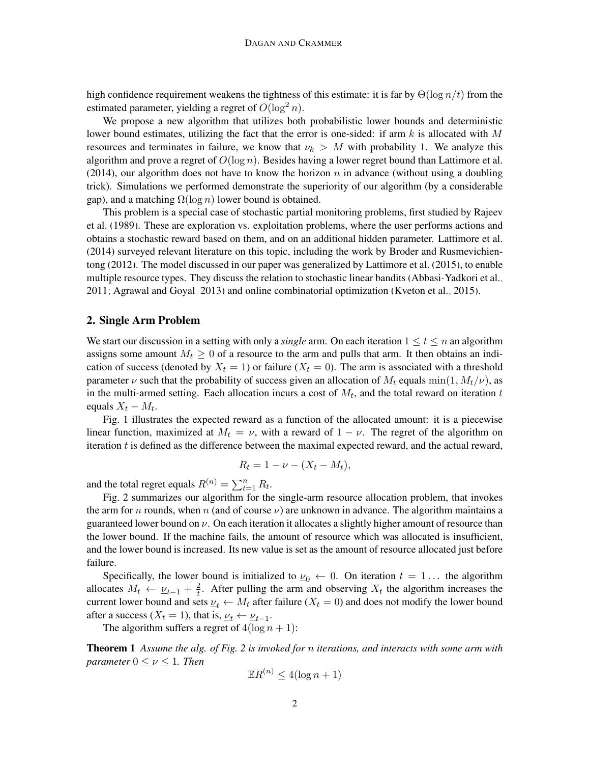high confidence requirement weakens the tightness of this estimate: it is far by $\Theta(\log n/t)$ from the estimated parameter, yielding a regret of $O(\log^2 n)$.

We propose a new algorithm that utilizes both probabilistic lower bounds and deterministic lower bound estimates, utilizing the fact that the error is one-sided: if arm $k$ is allocated with $M$ resources and terminates in failure, we know that $\nu_k > M$ with probability 1. We analyze this algorithm and prove a regret of $O(\log n)$. Besides having a lower regret bound than Lattimore et al. (2014), our algorithm does not have to know the horizon $n$ in advance (without using a doubling trick). Simulations we performed demonstrate the superiority of our algorithm (by a considerable gap), and a matching $\Omega(\log n)$ lower bound is obtained.

This problem is a special case of stochastic partial monitoring problems, first studied by Rajeev et al. (1989). These are exploration vs. exploitation problems, where the user performs actions and obtains a stochastic reward based on them, and on an additional hidden parameter. Lattimore et al. (2014) surveyed relevant literature on this topic, including the work by Broder and Rusmevichientong (2012). The model discussed in our paper was generalized by Lattimore et al. (2015), to enable multiple resource types. They discuss the relation to stochastic linear bandits (Abbasi-Yadkori et al., 2011; Agrawal and Goyal, 2013) and online combinatorial optimization (Kveton et al., 2015).

## 2. Single Arm Problem

We start our discussion in a setting with only a *single* arm. On each iteration $1 \leq t \leq n$ an algorithm assigns some amount $M_t \geq 0$ of a resource to the arm and pulls that arm. It then obtains an indication of success (denoted by $X_t = 1$) or failure ($X_t = 0$). The arm is associated with a threshold parameter $\nu$ such that the probability of success given an allocation of $M_t$ equals $\min(1, M_t/\nu)$, as in the multi-armed setting. Each allocation incurs a cost of $M_t$, and the total reward on iteration $t$ equals $X_t - M_t$.

Fig. 1 illustrates the expected reward as a function of the allocated amount: it is a piecewise linear function, maximized at $M_t = \nu$, with a reward of $1 - \nu$. The regret of the algorithm on iteration $t$ is defined as the difference between the maximal expected reward, and the actual reward,

$$R_t = 1 - \nu - (X_t - M_t),$$

and the total regret equals $R^{(n)} = \sum_{t=1}^{n} R_t$.

Fig. 2 summarizes our algorithm for the single-arm resource allocation problem, that invokes the arm for $n$ rounds, when $n$ (and of course $\nu$) are unknown in advance. The algorithm maintains a guaranteed lower bound on $\nu$. On each iteration it allocates a slightly higher amount of resource than the lower bound. If the machine fails, the amount of resource which was allocated is insufficient, and the lower bound is increased. Its new value is set as the amount of resource allocated just before failure.

Specifically, the lower bound is initialized to $\underline{\nu}_0 \leftarrow 0$. On iteration $t = 1\ldots$ the algorithm allocates $M_t \leftarrow \underline{\nu}_{t-1} + \frac{2}{t}$. After pulling the arm and observing $X_t$ the algorithm increases the current lower bound and sets $\underline{\nu}_t \leftarrow M_t$ after failure ($X_t = 0$) and does not modify the lower bound after a success ($X_t = 1$), that is, $\underline{\nu}_t \leftarrow \underline{\nu}_{t-1}$.

The algorithm suffers a regret of $4(\log n + 1)$:

**Theorem 1** *Assume the alg. of Fig. 2 is invoked for $n$ iterations, and interacts with some arm with parameter $0 \leq \nu \leq 1$. Then*

$$\mathbb{E}R^{(n)} \leq 4(\log n + 1)$$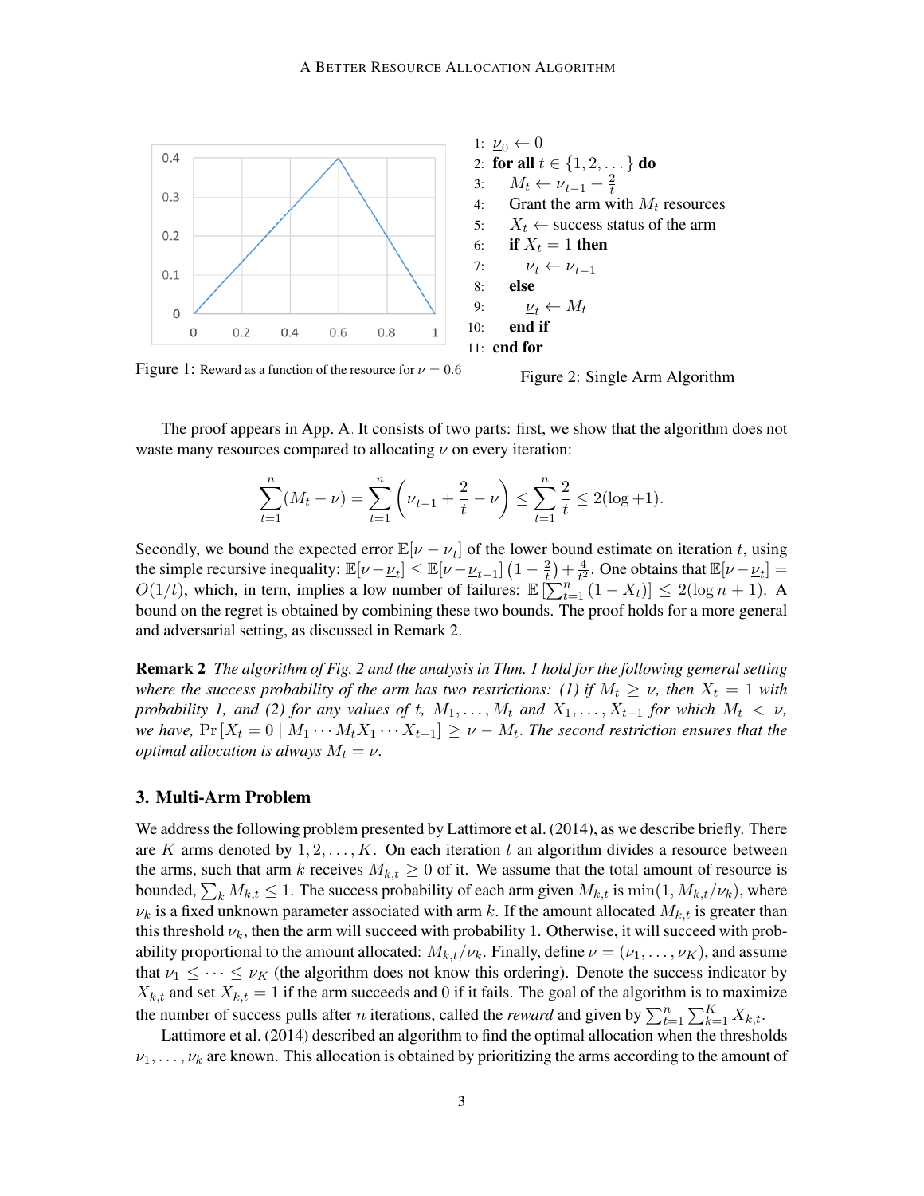Figure 1: Reward as a function of the resource for $\nu = 0.6$

```
1: ν_0 ← 0
2: for all t ∈ {1, 2, ...} do
3:    M_t ← ν_{t-1} + 2/t
4:    Grant the arm with M_t resources
5:    X_t ← success status of the arm
6:    if X_t = 1 then
7:       ν_t ← ν_{t-1}
8:    else
9:       ν_t ← M_t
10:   end if
11: end for
```

Figure 2: Single Arm Algorithm

The proof appears in App. A. It consists of two parts: first, we show that the algorithm does not waste many resources compared to allocating $\nu$ on every iteration:

$$\sum_{t=1}^{n}(M_t - \nu) = \sum_{t=1}^{n}\left(\underline{\nu}_{t-1} + \frac{2}{t} - \nu\right) \leq \sum_{t=1}^{n}\frac{2}{t} \leq 2(\log + 1).$$

Secondly, we bound the expected error $\mathbb{E}[\nu - \underline{\nu}_t]$ of the lower bound estimate on iteration $t$, using the simple recursive inequality: $\mathbb{E}[\nu - \underline{\nu}_t] \leq \mathbb{E}[\nu - \underline{\nu}_{t-1}]\left(1 - \frac{2}{t}\right) + \frac{4}{t^2}$. One obtains that $\mathbb{E}[\nu - \underline{\nu}_t] = O(1/t)$, which, in tern, implies a low number of failures: $\mathbb{E}\left[\sum_{t=1}^{n}(1 - X_t)\right] \leq 2(\log n + 1)$. A bound on the regret is obtained by combining these two bounds. The proof holds for a more general and adversarial setting, as discussed in Remark 2.

**Remark 2** *The algorithm of Fig. 2 and the analysis in Thm. 1 hold for the following gemeral setting where the success probability of the arm has two restrictions: (1) if $M_t \geq \nu$, then $X_t = 1$ with probability 1, and (2) for any values of $t$, $M_1, \ldots, M_t$ and $X_1, \ldots, X_{t-1}$ for which $M_t < \nu$, we have, $\Pr[X_t = 0 \mid M_1 \cdots M_t X_1 \cdots X_{t-1}] \geq \nu - M_t$. The second restriction ensures that the optimal allocation is always $M_t = \nu$.*

## 3. Multi-Arm Problem

We address the following problem presented by Lattimore et al. (2014), as we describe briefly. There are $K$ arms denoted by $1, 2, \ldots, K$. On each iteration $t$ an algorithm divides a resource between the arms, such that arm $k$ receives $M_{k,t} \geq 0$ of it. We assume that the total amount of resource is bounded, $\sum_k M_{k,t} \leq 1$. The success probability of each arm given $M_{k,t}$ is $\min(1, M_{k,t}/\nu_k)$, where $\nu_k$ is a fixed unknown parameter associated with arm $k$. If the amount allocated $M_{k,t}$ is greater than this threshold $\nu_k$, then the arm will succeed with probability 1. Otherwise, it will succeed with probability proportional to the amount allocated: $M_{k,t}/\nu_k$. Finally, define $\nu = (\nu_1, \ldots, \nu_K)$, and assume that $\nu_1 \leq \cdots \leq \nu_K$ (the algorithm does not know this ordering). Denote the success indicator by $X_{k,t}$ and set $X_{k,t} = 1$ if the arm succeeds and 0 if it fails. The goal of the algorithm is to maximize the number of success pulls after $n$ iterations, called the *reward* and given by $\sum_{t=1}^{n}\sum_{k=1}^{K} X_{k,t}$.

Lattimore et al. (2014) described an algorithm to find the optimal allocation when the thresholds $\nu_1, \ldots, \nu_k$ are known. This allocation is obtained by prioritizing the arms according to the amount of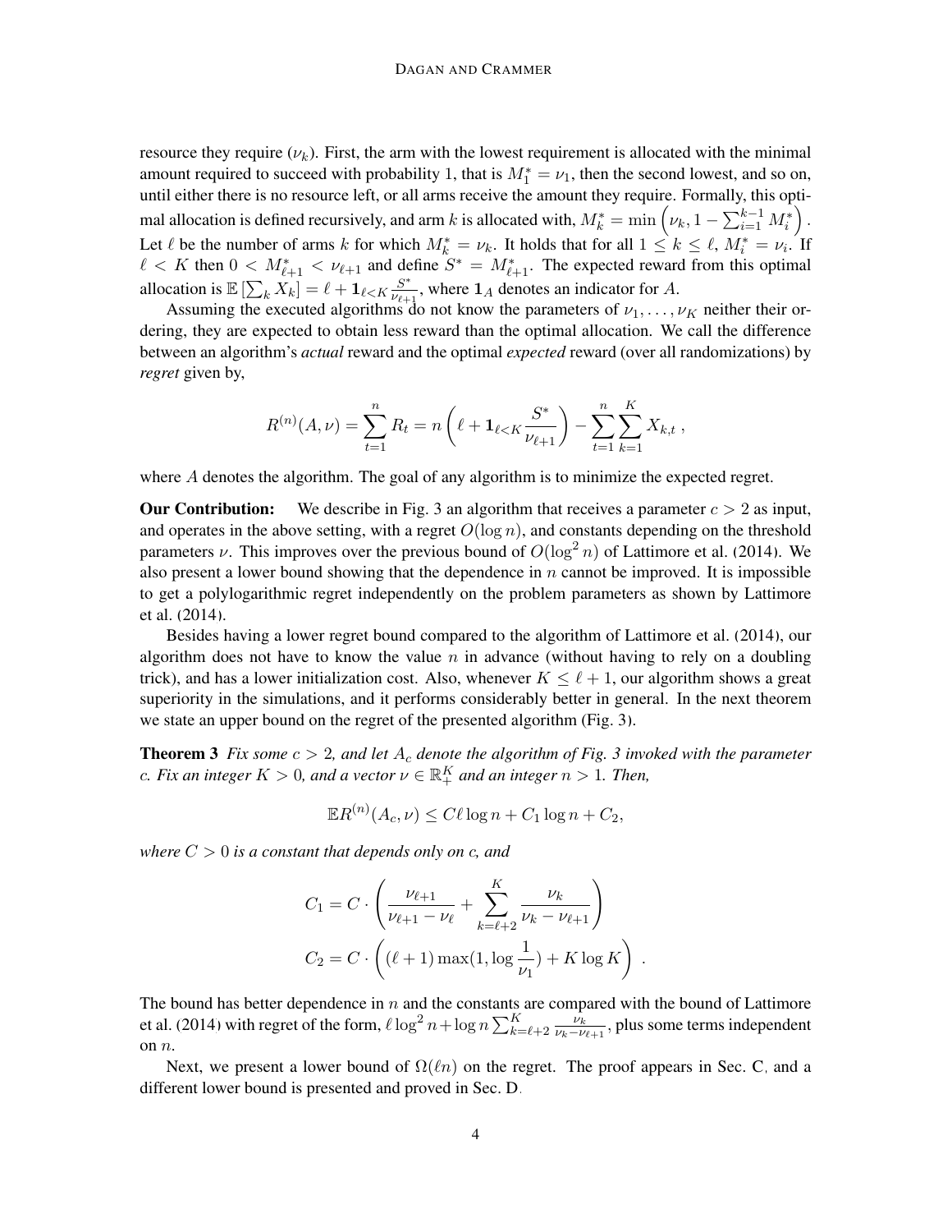resource they require ($\nu_k$). First, the arm with the lowest requirement is allocated with the minimal amount required to succeed with probability 1, that is $M_1^* = \nu_1$, then the second lowest, and so on, until either there is no resource left, or all arms receive the amount they require. Formally, this optimal allocation is defined recursively, and arm $k$ is allocated with, $M_k^* = \min\left(\nu_k, 1 - \sum_{i=1}^{k-1} M_i^*\right)$. Let $\ell$ be the number of arms $k$ for which $M_k^* = \nu_k$. It holds that for all $1 \le k \le \ell$, $M_i^* = \nu_i$. If $\ell < K$ then $0 < M_{\ell+1}^* < \nu_{\ell+1}$ and define $S^* = M_{\ell+1}^*$. The expected reward from this optimal allocation is $\mathbb{E}\left[\sum_k X_k\right] = \ell + \mathbf{1}_{\ell<K} \frac{S^*}{\nu_{\ell+1}}$, where $\mathbf{1}_A$ denotes an indicator for $A$.

Assuming the executed algorithms do not know the parameters of $\nu_1, \ldots, \nu_K$ neither their ordering, they are expected to obtain less reward than the optimal allocation. We call the difference between an algorithm's *actual* reward and the optimal *expected* reward (over all randomizations) by *regret* given by,

$$R^{(n)}(A, \nu) = \sum_{t=1}^{n} R_t = n\left(\ell + \mathbf{1}_{\ell<K} \frac{S^*}{\nu_{\ell+1}}\right) - \sum_{t=1}^{n} \sum_{k=1}^{K} X_{k,t} \ ,$$

where $A$ denotes the algorithm. The goal of any algorithm is to minimize the expected regret.

**Our Contribution:** We describe in Fig. 3 an algorithm that receives a parameter $c > 2$ as input, and operates in the above setting, with a regret $O(\log n)$, and constants depending on the threshold parameters $\nu$. This improves over the previous bound of $O(\log^2 n)$ of Lattimore et al. (2014). We also present a lower bound showing that the dependence in $n$ cannot be improved. It is impossible to get a polylogarithmic regret independently on the problem parameters as shown by Lattimore et al. (2014).

Besides having a lower regret bound compared to the algorithm of Lattimore et al. (2014), our algorithm does not have to know the value $n$ in advance (without having to rely on a doubling trick), and has a lower initialization cost. Also, whenever $K \le \ell + 1$, our algorithm shows a great superiority in the simulations, and it performs considerably better in general. In the next theorem we state an upper bound on the regret of the presented algorithm (Fig. 3).

**Theorem 3** *Fix some $c > 2$, and let $A_c$ denote the algorithm of Fig. 3 invoked with the parameter $c$. Fix an integer $K > 0$, and a vector $\nu \in \mathbb{R}_+^K$ and an integer $n > 1$. Then,*

$$\mathbb{E}R^{(n)}(A_c, \nu) \le C\ell \log n + C_1 \log n + C_2,$$

*where $C > 0$ is a constant that depends only on $c$, and*

$$C_1 = C \cdot \left(\frac{\nu_{\ell+1}}{\nu_{\ell+1} - \nu_\ell} + \sum_{k=\ell+2}^{K} \frac{\nu_k}{\nu_k - \nu_{\ell+1}}\right)$$

$$C_2 = C \cdot \left((\ell+1)\max(1, \log\frac{1}{\nu_1}) + K \log K\right) \ .$$

The bound has better dependence in $n$ and the constants are compared with the bound of Lattimore et al. (2014) with regret of the form, $\ell \log^2 n + \log n \sum_{k=\ell+2}^{K} \frac{\nu_k}{\nu_k - \nu_{\ell+1}}$, plus some terms independent on $n$.

Next, we present a lower bound of $\Omega(\ell n)$ on the regret. The proof appears in Sec. C, and a different lower bound is presented and proved in Sec. D.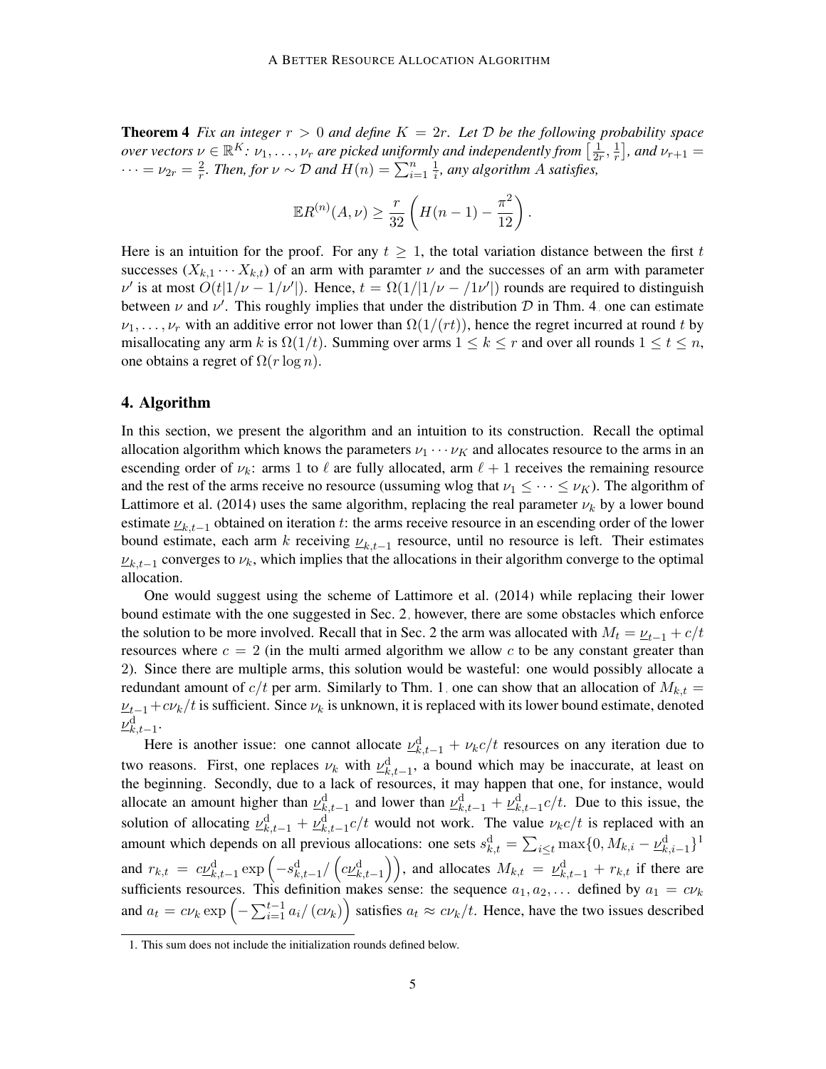**Theorem 4** *Fix an integer $r > 0$ and define $K = 2r$. Let $\mathcal{D}$ be the following probability space over vectors $\nu \in \mathbb{R}^K$: $\nu_1, \ldots, \nu_r$ are picked uniformly and independently from $\left[\frac{1}{2r}, \frac{1}{r}\right]$, and $\nu_{r+1} = \cdots = \nu_{2r} = \frac{2}{r}$. Then, for $\nu \sim \mathcal{D}$ and $H(n) = \sum_{i=1}^{n} \frac{1}{i}$, any algorithm $A$ satisfies,*

$$\mathbb{E}R^{(n)}(A, \nu) \geq \frac{r}{32}\left(H(n-1) - \frac{\pi^2}{12}\right).$$

Here is an intuition for the proof. For any $t \geq 1$, the total variation distance between the first $t$ successes $(X_{k,1} \cdots X_{k,t})$ of an arm with paramter $\nu$ and the successes of an arm with parameter $\nu'$ is at most $O(t|1/\nu - 1/\nu'|)$. Hence, $t = \Omega(1/|1/\nu - /1\nu'|)$ rounds are required to distinguish between $\nu$ and $\nu'$. This roughly implies that under the distribution $\mathcal{D}$ in Thm. 4, one can estimate $\nu_1, \ldots, \nu_r$ with an additive error not lower than $\Omega(1/(rt))$, hence the regret incurred at round $t$ by misallocating any arm $k$ is $\Omega(1/t)$. Summing over arms $1 \leq k \leq r$ and over all rounds $1 \leq t \leq n$, one obtains a regret of $\Omega(r \log n)$.

## 4. Algorithm

In this section, we present the algorithm and an intuition to its construction. Recall the optimal allocation algorithm which knows the parameters $\nu_1 \cdots \nu_K$ and allocates resource to the arms in an escending order of $\nu_k$: arms 1 to $\ell$ are fully allocated, arm $\ell + 1$ receives the remaining resource and the rest of the arms receive no resource (ussuming wlog that $\nu_1 \leq \cdots \leq \nu_K$). The algorithm of Lattimore et al. (2014) uses the same algorithm, replacing the real parameter $\nu_k$ by a lower bound estimate $\underline{\nu}_{k,t-1}$ obtained on iteration $t$: the arms receive resource in an escending order of the lower bound estimate, each arm $k$ receiving $\underline{\nu}_{k,t-1}$ resource, until no resource is left. Their estimates $\underline{\nu}_{k,t-1}$ converges to $\nu_k$, which implies that the allocations in their algorithm converge to the optimal allocation.

One would suggest using the scheme of Lattimore et al. (2014) while replacing their lower bound estimate with the one suggested in Sec. 2, however, there are some obstacles which enforce the solution to be more involved. Recall that in Sec. 2 the arm was allocated with $M_t = \underline{\nu}_{t-1} + c/t$ resources where $c = 2$ (in the multi armed algorithm we allow $c$ to be any constant greater than 2). Since there are multiple arms, this solution would be wasteful: one would possibly allocate a redundant amount of $c/t$ per arm. Similarly to Thm. 1, one can show that an allocation of $M_{k,t} = \underline{\nu}_{t-1} + c\nu_k/t$ is sufficient. Since $\nu_k$ is unknown, it is replaced with its lower bound estimate, denoted $\underline{\nu}^{\mathrm{d}}_{k,t-1}$.

Here is another issue: one cannot allocate $\underline{\nu}^{\mathrm{d}}_{k,t-1} + \nu_k c/t$ resources on any iteration due to two reasons. First, one replaces $\nu_k$ with $\underline{\nu}^{\mathrm{d}}_{k,t-1}$, a bound which may be inaccurate, at least on the beginning. Secondly, due to a lack of resources, it may happen that one, for instance, would allocate an amount higher than $\underline{\nu}^{\mathrm{d}}_{k,t-1}$ and lower than $\underline{\nu}^{\mathrm{d}}_{k,t-1} + \underline{\nu}^{\mathrm{d}}_{k,t-1}c/t$. Due to this issue, the solution of allocating $\underline{\nu}^{\mathrm{d}}_{k,t-1} + \underline{\nu}^{\mathrm{d}}_{k,t-1}c/t$ would not work. The value $\nu_k c/t$ is replaced with an amount which depends on all previous allocations: one sets $s^{\mathrm{d}}_{k,t} = \sum_{i \leq t} \max\{0, M_{k,i} - \underline{\nu}^{\mathrm{d}}_{k,i-1}\}$[1] and $r_{k,t} = c\underline{\nu}^{\mathrm{d}}_{k,t-1} \exp\left(-s^{\mathrm{d}}_{k,t-1}/\left(c\underline{\nu}^{\mathrm{d}}_{k,t-1}\right)\right)$, and allocates $M_{k,t} = \underline{\nu}^{\mathrm{d}}_{k,t-1} + r_{k,t}$ if there are sufficients resources. This definition makes sense: the sequence $a_1, a_2, \ldots$ defined by $a_1 = c\nu_k$ and $a_t = c\nu_k \exp\left(-\sum_{i=1}^{t-1} a_i/(c\nu_k)\right)$ satisfies $a_t \approx c\nu_k/t$. Hence, have the two issues described

1. This sum does not include the initialization rounds defined below.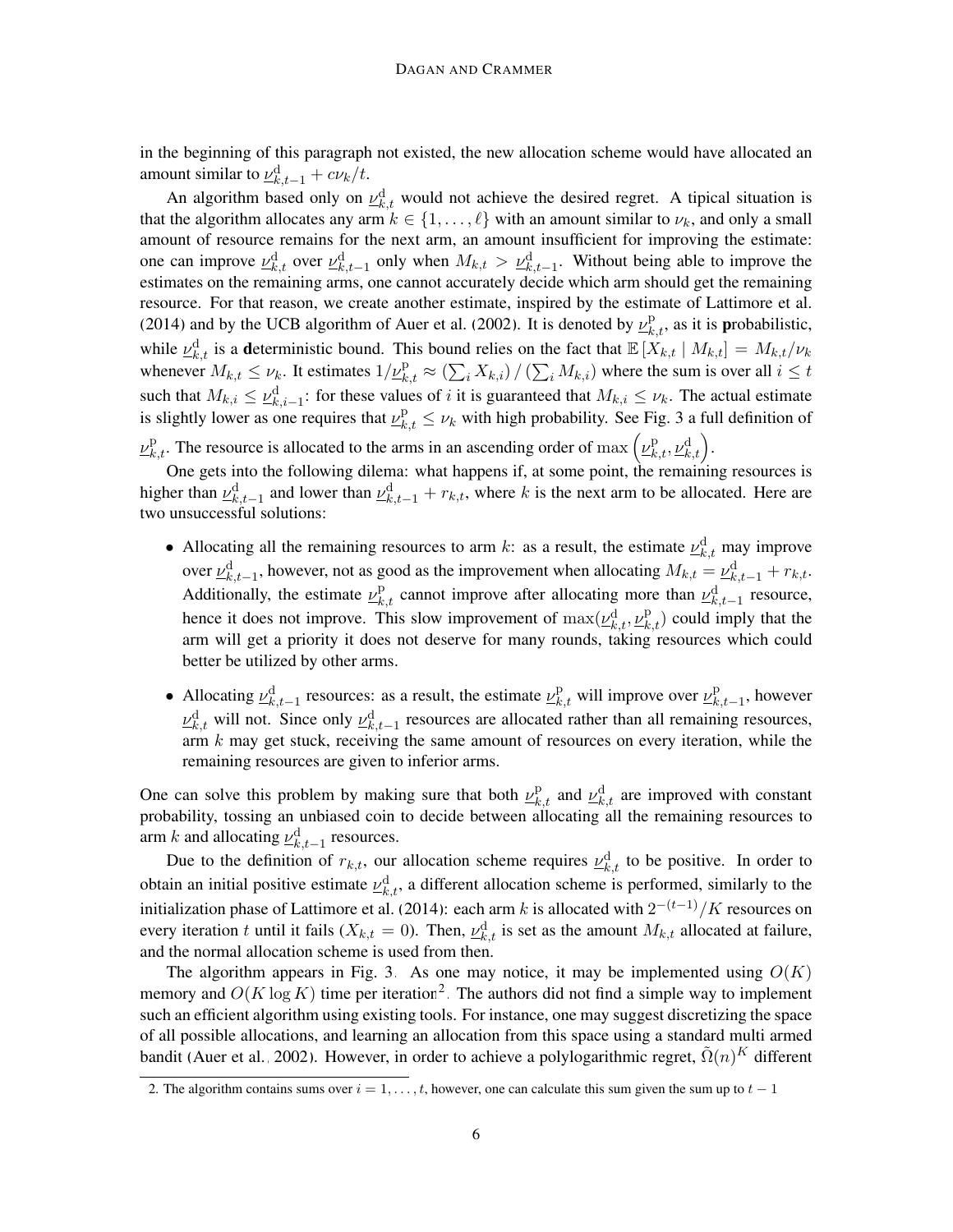in the beginning of this paragraph not existed, the new allocation scheme would have allocated an amount similar to $\underline{\nu}^{\mathrm{d}}_{k,t-1} + c\nu_k/t$.

An algorithm based only on $\underline{\nu}^{\mathrm{d}}_{k,t}$ would not achieve the desired regret. A tipical situation is that the algorithm allocates any arm $k \in \{1, \ldots, \ell\}$ with an amount similar to $\nu_k$, and only a small amount of resource remains for the next arm, an amount insufficient for improving the estimate: one can improve $\underline{\nu}^{\mathrm{d}}_{k,t}$ over $\underline{\nu}^{\mathrm{d}}_{k,t-1}$ only when $M_{k,t} > \underline{\nu}^{\mathrm{d}}_{k,t-1}$. Without being able to improve the estimates on the remaining arms, one cannot accurately decide which arm should get the remaining resource. For that reason, we create another estimate, inspired by the estimate of Lattimore et al. (2014) and by the UCB algorithm of Auer et al. (2002). It is denoted by $\underline{\nu}^{\mathrm{p}}_{k,t}$, as it is **p**robabilistic, while $\underline{\nu}^{\mathrm{d}}_{k,t}$ is a **d**eterministic bound. This bound relies on the fact that $\mathbb{E}[X_{k,t} \mid M_{k,t}] = M_{k,t}/\nu_k$ whenever $M_{k,t} \le \nu_k$. It estimates $1/\underline{\nu}^{\mathrm{p}}_{k,t} \approx \left(\sum_i X_{k,i}\right) / \left(\sum_i M_{k,i}\right)$ where the sum is over all $i \le t$ such that $M_{k,i} \le \underline{\nu}^{\mathrm{d}}_{k,i-1}$: for these values of $i$ it is guaranteed that $M_{k,i} \le \nu_k$. The actual estimate is slightly lower as one requires that $\underline{\nu}^{\mathrm{p}}_{k,t} \le \nu_k$ with high probability. See Fig. 3 a full definition of $\underline{\nu}^{\mathrm{p}}_{k,t}$. The resource is allocated to the arms in an ascending order of $\max\left(\underline{\nu}^{\mathrm{p}}_{k,t}, \underline{\nu}^{\mathrm{d}}_{k,t}\right)$.

One gets into the following dilema: what happens if, at some point, the remaining resources is higher than $\underline{\nu}^{\mathrm{d}}_{k,t-1}$ and lower than $\underline{\nu}^{\mathrm{d}}_{k,t-1} + r_{k,t}$, where $k$ is the next arm to be allocated. Here are two unsuccessful solutions:

- Allocating all the remaining resources to arm $k$: as a result, the estimate $\underline{\nu}^{\mathrm{d}}_{k,t}$ may improve over $\underline{\nu}^{\mathrm{d}}_{k,t-1}$, however, not as good as the improvement when allocating $M_{k,t} = \underline{\nu}^{\mathrm{d}}_{k,t-1} + r_{k,t}$. Additionally, the estimate $\underline{\nu}^{\mathrm{p}}_{k,t}$ cannot improve after allocating more than $\underline{\nu}^{\mathrm{d}}_{k,t-1}$ resource, hence it does not improve. This slow improvement of $\max(\underline{\nu}^{\mathrm{d}}_{k,t}, \underline{\nu}^{\mathrm{p}}_{k,t})$ could imply that the arm will get a priority it does not deserve for many rounds, taking resources which could better be utilized by other arms.
- Allocating $\underline{\nu}^{\mathrm{d}}_{k,t-1}$ resources: as a result, the estimate $\underline{\nu}^{\mathrm{p}}_{k,t}$ will improve over $\underline{\nu}^{\mathrm{p}}_{k,t-1}$, however $\underline{\nu}^{\mathrm{d}}_{k,t}$ will not. Since only $\underline{\nu}^{\mathrm{d}}_{k,t-1}$ resources are allocated rather than all remaining resources, arm $k$ may get stuck, receiving the same amount of resources on every iteration, while the remaining resources are given to inferior arms.

One can solve this problem by making sure that both $\underline{\nu}^{\mathrm{p}}_{k,t}$ and $\underline{\nu}^{\mathrm{d}}_{k,t}$ are improved with constant probability, tossing an unbiased coin to decide between allocating all the remaining resources to arm $k$ and allocating $\underline{\nu}^{\mathrm{d}}_{k,t-1}$ resources.

Due to the definition of $r_{k,t}$, our allocation scheme requires $\underline{\nu}^{\mathrm{d}}_{k,t}$ to be positive. In order to obtain an initial positive estimate $\underline{\nu}^{\mathrm{d}}_{k,t}$, a different allocation scheme is performed, similarly to the initialization phase of Lattimore et al. (2014): each arm $k$ is allocated with $2^{-(t-1)}/K$ resources on every iteration $t$ until it fails ($X_{k,t} = 0$). Then, $\underline{\nu}^{\mathrm{d}}_{k,t}$ is set as the amount $M_{k,t}$ allocated at failure, and the normal allocation scheme is used from then.

The algorithm appears in Fig. 3. As one may notice, it may be implemented using $O(K)$ memory and $O(K \log K)$ time per iteration[2]. The authors did not find a simple way to implement such an efficient algorithm using existing tools. For instance, one may suggest discretizing the space of all possible allocations, and learning an allocation from this space using a standard multi armed bandit (Auer et al., 2002). However, in order to achieve a polylogarithmic regret, $\tilde{\Omega}(n)^K$ different

2. The algorithm contains sums over $i = 1, \ldots, t$, however, one can calculate this sum given the sum up to $t - 1$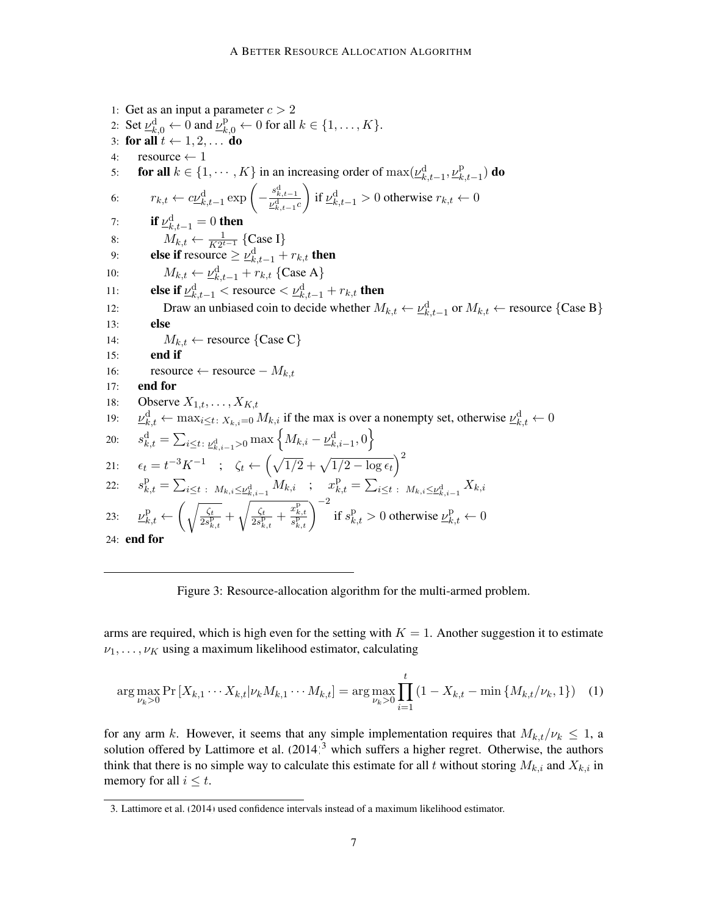```
1: Get as an input a parameter c > 2
2: Set ν^d_{k,0} ← 0 and ν^p_{k,0} ← 0 for all k ∈ {1, ..., K}.
3: for all t ← 1, 2, ... do
4:    resource ← 1
5:    for all k ∈ {1, ···, K} in an increasing order of max(ν^d_{k,t-1}, ν^p_{k,t-1}) do
6:       r_{k,t} ← c ν^d_{k,t-1} exp(−s^d_{k,t-1} / (ν^d_{k,t-1} c)) if ν^d_{k,t-1} > 0 otherwise r_{k,t} ← 0
7:       if ν^d_{k,t-1} = 0 then
8:          M_{k,t} ← 1/(K 2^{t-1}) {Case I}
9:       else if resource ≥ ν^d_{k,t-1} + r_{k,t} then
10:         M_{k,t} ← ν^d_{k,t-1} + r_{k,t} {Case A}
11:      else if ν^d_{k,t-1} < resource < ν^d_{k,t-1} + r_{k,t} then
12:         Draw an unbiased coin to decide whether M_{k,t} ← ν^d_{k,t-1} or M_{k,t} ← resource {Case B}
13:      else
14:         M_{k,t} ← resource {Case C}
15:      end if
16:      resource ← resource − M_{k,t}
17:   end for
18:   Observe X_{1,t}, ..., X_{K,t}
19:   ν^d_{k,t} ← max_{i≤t: X_{k,i}=0} M_{k,i} if the max is over a nonempty set, otherwise ν^d_{k,t} ← 0
20:   s^d_{k,t} = Σ_{i≤t: ν^d_{k,i-1}>0} max{M_{k,i} − ν^d_{k,i-1}, 0}
21:   ε_t = t^{-3} K^{-1}   ;   ζ_t ← (sqrt(1/2) + sqrt(1/2 − log ε_t))^2
22:   s^p_{k,t} = Σ_{i≤t : M_{k,i} ≤ ν^d_{k,i-1}} M_{k,i}   ;   x^p_{k,t} = Σ_{i≤t : M_{k,i} ≤ ν^d_{k,i-1}} X_{k,i}
23:   ν^p_{k,t} ← ( sqrt(ζ_t / (2 s^p_{k,t})) + sqrt(ζ_t / (2 s^p_{k,t}) + x^p_{k,t} / s^p_{k,t}) )^{-2} if s^p_{k,t} > 0 otherwise ν^p_{k,t} ← 0
24: end for
```

(All $\nu^{\mathrm{d}}$ and $\nu^{\mathrm{p}}$ above are underlined in the original, i.e., $\underline{\nu}^{\mathrm{d}}_{k,t}$ and $\underline{\nu}^{\mathrm{p}}_{k,t}$.)

Figure 3: Resource-allocation algorithm for the multi-armed problem.

arms are required, which is high even for the setting with $K = 1$. Another suggestion it to estimate $\nu_1, \ldots, \nu_K$ using a maximum likelihood estimator, calculating

$$\arg\max_{\nu_k > 0} \Pr\left[X_{k,1} \cdots X_{k,t} | \nu_k M_{k,1} \cdots M_{k,t}\right] = \arg\max_{\nu_k > 0} \prod_{i=1}^{t} \left(1 - X_{k,t} - \min\left\{M_{k,t}/\nu_k, 1\right\}\right) \quad (1)$$

for any arm $k$. However, it seems that any simple implementation requires that $M_{k,t}/\nu_k \leq 1$, a solution offered by Lattimore et al. (2014)[3] which suffers a higher regret. Otherwise, the authors think that there is no simple way to calculate this estimate for all $t$ without storing $M_{k,i}$ and $X_{k,i}$ in memory for all $i \leq t$.

3. Lattimore et al. (2014) used confidence intervals instead of a maximum likelihood estimator.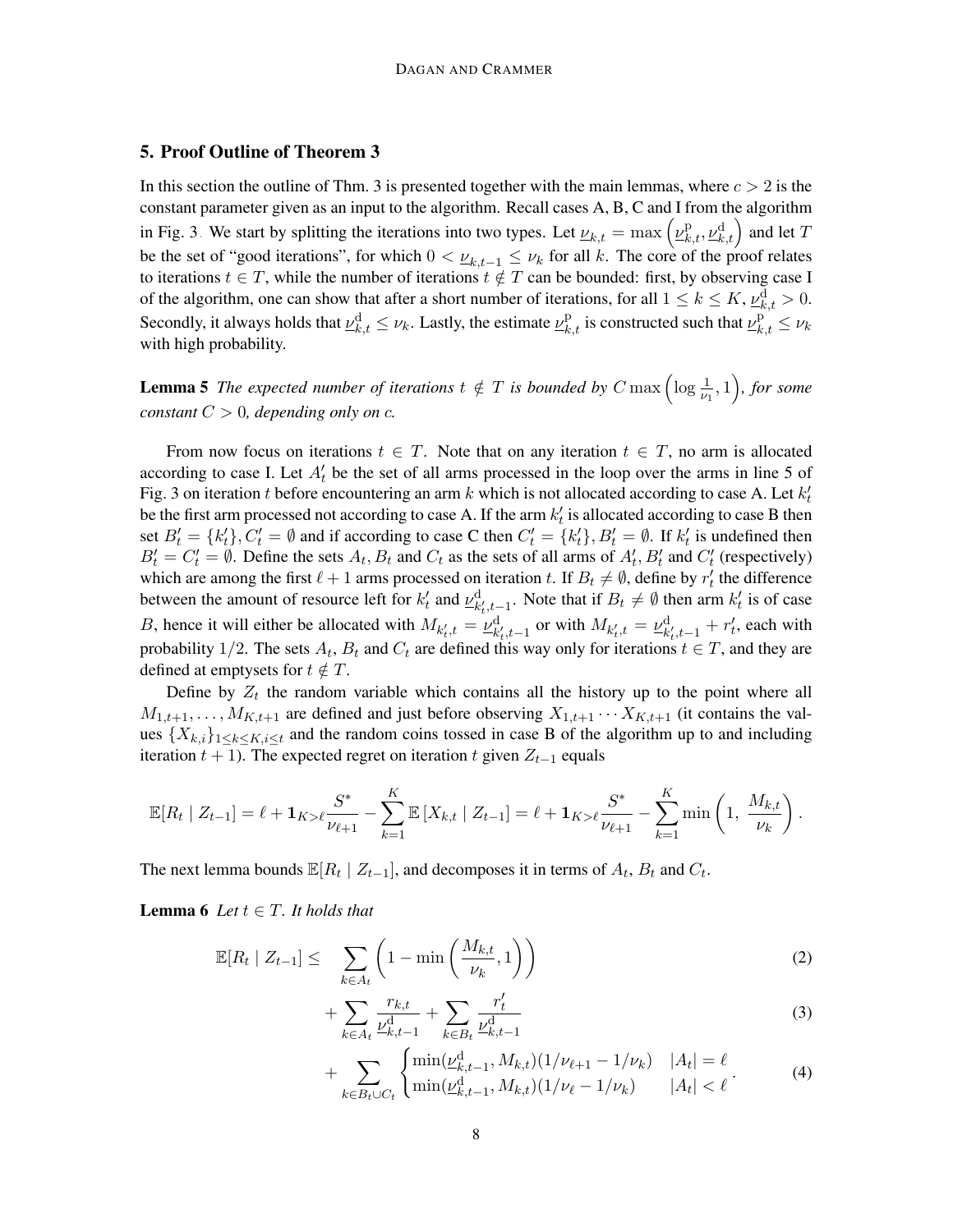## 5. Proof Outline of Theorem 3

In this section the outline of Thm. 3 is presented together with the main lemmas, where $c > 2$ is the constant parameter given as an input to the algorithm. Recall cases A, B, C and I from the algorithm in Fig. 3. We start by splitting the iterations into two types. Let $\underline{\nu}_{k,t} = \max\left(\underline{\nu}^{\mathrm{p}}_{k,t}, \underline{\nu}^{\mathrm{d}}_{k,t}\right)$ and let $T$ be the set of "good iterations", for which $0 < \underline{\nu}_{k,t-1} \le \nu_k$ for all $k$. The core of the proof relates to iterations $t \in T$, while the number of iterations $t \notin T$ can be bounded: first, by observing case I of the algorithm, one can show that after a short number of iterations, for all $1 \le k \le K$, $\underline{\nu}^{\mathrm{d}}_{k,t} > 0$. Secondly, it always holds that $\underline{\nu}^{\mathrm{d}}_{k,t} \le \nu_k$. Lastly, the estimate $\underline{\nu}^{\mathrm{p}}_{k,t}$ is constructed such that $\underline{\nu}^{\mathrm{p}}_{k,t} \le \nu_k$ with high probability.

**Lemma 5** *The expected number of iterations $t \notin T$ is bounded by $C \max\left(\log \frac{1}{\nu_1}, 1\right)$, for some constant $C > 0$, depending only on $c$.*

From now focus on iterations $t \in T$. Note that on any iteration $t \in T$, no arm is allocated according to case I. Let $A'_t$ be the set of all arms processed in the loop over the arms in line 5 of Fig. 3 on iteration $t$ before encountering an arm $k$ which is not allocated according to case A. Let $k'_t$ be the first arm processed not according to case A. If the arm $k'_t$ is allocated according to case B then set $B'_t = \{k'_t\}, C'_t = \emptyset$ and if according to case C then $C'_t = \{k'_t\}, B'_t = \emptyset$. If $k'_t$ is undefined then $B'_t = C'_t = \emptyset$. Define the sets $A_t, B_t$ and $C_t$ as the sets of all arms of $A'_t, B'_t$ and $C'_t$ (respectively) which are among the first $\ell + 1$ arms processed on iteration $t$. If $B_t \neq \emptyset$, define by $r'_t$ the difference between the amount of resource left for $k'_t$ and $\underline{\nu}^{\mathrm{d}}_{k'_t,t-1}$. Note that if $B_t \neq \emptyset$ then arm $k'_t$ is of case $B$, hence it will either be allocated with $M_{k'_t,t} = \underline{\nu}^{\mathrm{d}}_{k'_t,t-1}$ or with $M_{k'_t,t} = \underline{\nu}^{\mathrm{d}}_{k'_t,t-1} + r'_t$, each with probability $1/2$. The sets $A_t$, $B_t$ and $C_t$ are defined this way only for iterations $t \in T$, and they are defined at emptysets for $t \notin T$.

Define by $Z_t$ the random variable which contains all the history up to the point where all $M_{1,t+1}, \ldots, M_{K,t+1}$ are defined and just before observing $X_{1,t+1} \cdots X_{K,t+1}$ (it contains the values $\{X_{k,i}\}_{1 \le k \le K, i \le t}$ and the random coins tossed in case B of the algorithm up to and including iteration $t + 1$). The expected regret on iteration $t$ given $Z_{t-1}$ equals

$$\mathbb{E}[R_t \mid Z_{t-1}] = \ell + \mathbf{1}_{K>\ell} \frac{S^*}{\nu_{\ell+1}} - \sum_{k=1}^{K} \mathbb{E}\left[X_{k,t} \mid Z_{t-1}\right] = \ell + \mathbf{1}_{K>\ell} \frac{S^*}{\nu_{\ell+1}} - \sum_{k=1}^{K} \min\left(1, \ \frac{M_{k,t}}{\nu_k}\right).$$

The next lemma bounds $\mathbb{E}[R_t \mid Z_{t-1}]$, and decomposes it in terms of $A_t$, $B_t$ and $C_t$.

**Lemma 6** *Let $t \in T$. It holds that*

$$\mathbb{E}[R_t \mid Z_{t-1}] \le \sum_{k \in A_t} \left(1 - \min\left(\frac{M_{k,t}}{\nu_k}, 1\right)\right) \tag{2}$$

$$+ \sum_{k \in A_t} \frac{r_{k,t}}{\underline{\nu}^{\mathrm{d}}_{k,t-1}} + \sum_{k \in B_t} \frac{r'_t}{\underline{\nu}^{\mathrm{d}}_{k,t-1}} \tag{3}$$

$$+ \sum_{k \in B_t \cup C_t} \begin{cases} \min(\underline{\nu}^{\mathrm{d}}_{k,t-1}, M_{k,t})(1/\nu_{\ell+1} - 1/\nu_k) & |A_t| = \ell \\ \min(\underline{\nu}^{\mathrm{d}}_{k,t-1}, M_{k,t})(1/\nu_{\ell} - 1/\nu_k) & |A_t| < \ell \end{cases}. \tag{4}$$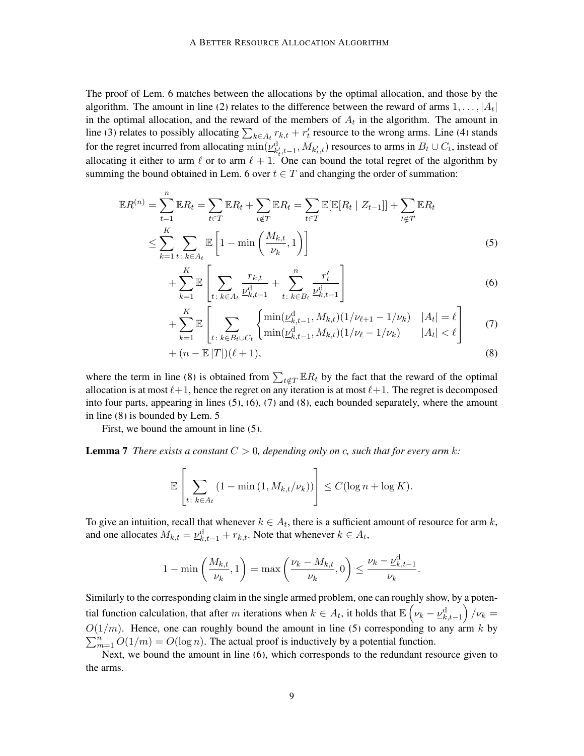The proof of Lem. 6 matches between the allocations by the optimal allocation, and those by the algorithm. The amount in line (2) relates to the difference between the reward of arms $1, \dots, |A_t|$ in the optimal allocation, and the reward of the members of $A_t$ in the algorithm. The amount in line (3) relates to possibly allocating $\sum_{k \in A_t} r_{k,t} + r'_t$ resource to the wrong arms. Line (4) stands for the regret incurred from allocating $\min(\underline{\nu}^{\mathrm{d}}_{k'_t,t-1}, M_{k'_t,t})$ resources to arms in $B_t \cup C_t$, instead of allocating it either to arm $\ell$ or to arm $\ell+1$. One can bound the total regret of the algorithm by summing the bound obtained in Lem. 6 over $t \in T$ and changing the order of summation:

$$
\begin{aligned}
\mathbb{E}R^{(n)} &= \sum_{t=1}^{n} \mathbb{E}R_t = \sum_{t \in T} \mathbb{E}R_t + \sum_{t \notin T} \mathbb{E}R_t = \sum_{t \in T} \mathbb{E}[\mathbb{E}[R_t \mid Z_{t-1}]] + \sum_{t \notin T} \mathbb{E}R_t \\
&\leq \sum_{k=1}^{K} \sum_{t\colon k \in A_t} \mathbb{E}\left[1 - \min\left(\frac{M_{k,t}}{\nu_k}, 1\right)\right] && (5) \\
&\quad + \sum_{k=1}^{K} \mathbb{E}\left[\sum_{t\colon k \in A_t} \frac{r_{k,t}}{\underline{\nu}^{\mathrm{d}}_{k,t-1}} + \sum_{t\colon k \in B_t}^{n} \frac{r'_t}{\underline{\nu}^{\mathrm{d}}_{k,t-1}}\right] && (6) \\
&\quad + \sum_{k=1}^{K} \mathbb{E}\left[\sum_{t\colon k \in B_t \cup C_t} \begin{cases} \min(\underline{\nu}^{\mathrm{d}}_{k,t-1}, M_{k,t})(1/\nu_{\ell+1} - 1/\nu_k) & |A_t| = \ell \\ \min(\underline{\nu}^{\mathrm{d}}_{k,t-1}, M_{k,t})(1/\nu_{\ell} - 1/\nu_k) & |A_t| < \ell \end{cases}\right] && (7) \\
&\quad + (n - \mathbb{E}\,|T|)(\ell+1), && (8)
\end{aligned}
$$

where the term in line (8) is obtained from $\sum_{t \notin T} \mathbb{E}R_t$ by the fact that the reward of the optimal allocation is at most $\ell+1$, hence the regret on any iteration is at most $\ell+1$. The regret is decomposed into four parts, appearing in lines (5), (6), (7) and (8), each bounded separately, where the amount in line (8) is bounded by Lem. 5

First, we bound the amount in line (5).

**Lemma 7** *There exists a constant $C > 0$, depending only on $c$, such that for every arm $k$:*

$$
\mathbb{E}\left[\sum_{t\colon k \in A_t} \left(1 - \min\left(1, M_{k,t}/\nu_k\right)\right)\right] \leq C(\log n + \log K).
$$

To give an intuition, recall that whenever $k \in A_t$, there is a sufficient amount of resource for arm $k$, and one allocates $M_{k,t} = \underline{\nu}^{\mathrm{d}}_{k,t-1} + r_{k,t}$. Note that whenever $k \in A_t$,

$$
1 - \min\left(\frac{M_{k,t}}{\nu_k}, 1\right) = \max\left(\frac{\nu_k - M_{k,t}}{\nu_k}, 0\right) \leq \frac{\nu_k - \underline{\nu}^{\mathrm{d}}_{k,t-1}}{\nu_k}.
$$

Similarly to the corresponding claim in the single armed problem, one can roughly show, by a potential function calculation, that after $m$ iterations when $k \in A_t$, it holds that $\mathbb{E}\left(\nu_k - \underline{\nu}^{\mathrm{d}}_{k,t-1}\right)/\nu_k = O(1/m)$. Hence, one can roughly bound the amount in line (5) corresponding to any arm $k$ by $\sum_{m=1}^{n} O(1/m) = O(\log n)$. The actual proof is inductively by a potential function.

Next, we bound the amount in line (6), which corresponds to the redundant resource given to the arms.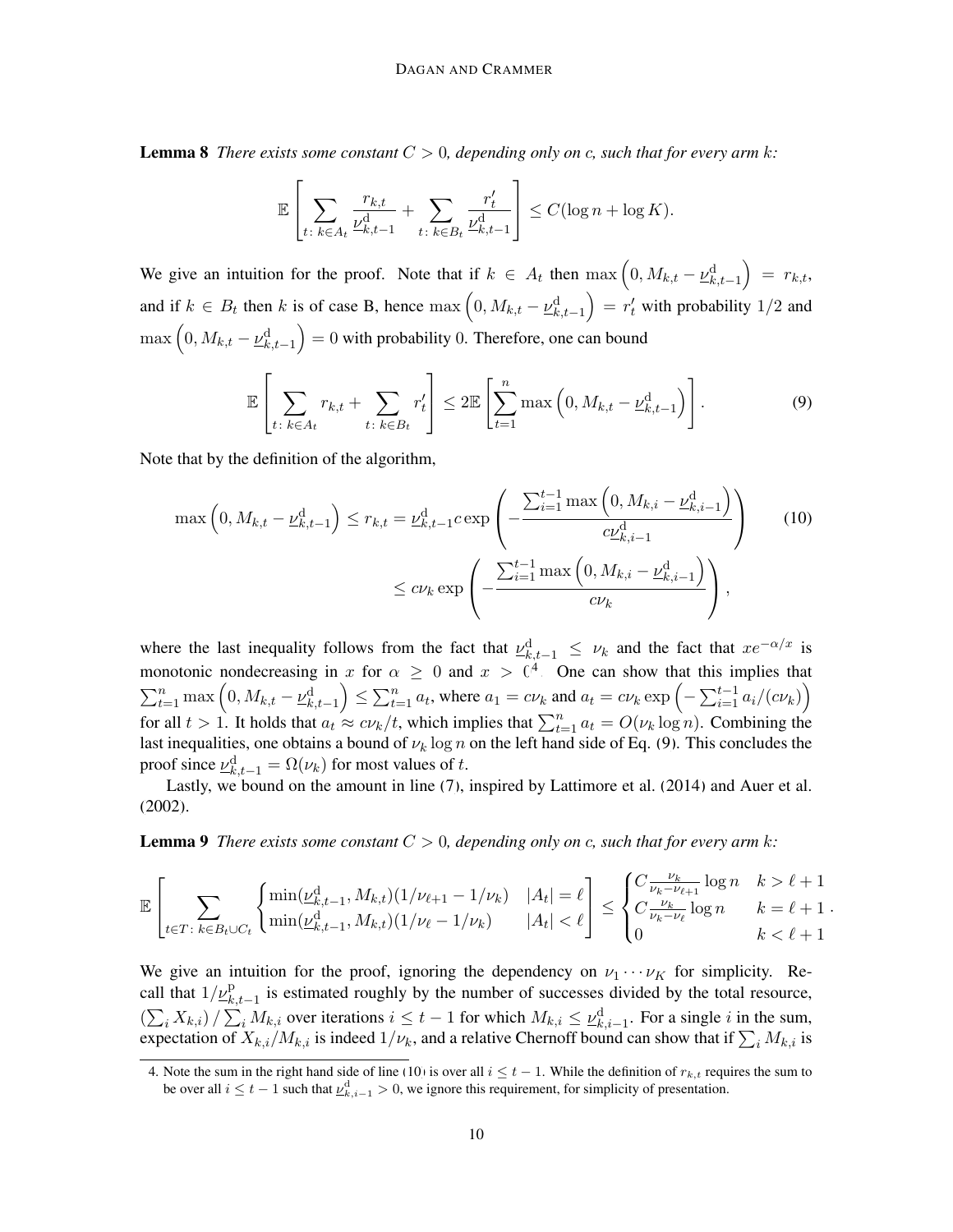**Lemma 8** *There exists some constant $C > 0$, depending only on $c$, such that for every arm $k$:*

$$\mathbb{E}\left[\sum_{t\colon k\in A_t} \frac{r_{k,t}}{\underline{\nu}^{\mathrm{d}}_{k,t-1}} + \sum_{t\colon k\in B_t} \frac{r'_t}{\underline{\nu}^{\mathrm{d}}_{k,t-1}}\right] \le C(\log n + \log K).$$

We give an intuition for the proof. Note that if $k \in A_t$ then $\max\left(0, M_{k,t} - \underline{\nu}^{\mathrm{d}}_{k,t-1}\right) = r_{k,t}$, and if $k \in B_t$ then $k$ is of case B, hence $\max\left(0, M_{k,t} - \underline{\nu}^{\mathrm{d}}_{k,t-1}\right) = r'_t$ with probability $1/2$ and $\max\left(0, M_{k,t} - \underline{\nu}^{\mathrm{d}}_{k,t-1}\right) = 0$ with probability $0$. Therefore, one can bound

$$\mathbb{E}\left[\sum_{t\colon k\in A_t} r_{k,t} + \sum_{t\colon k\in B_t} r'_t\right] \le 2\mathbb{E}\left[\sum_{t=1}^{n} \max\left(0, M_{k,t} - \underline{\nu}^{\mathrm{d}}_{k,t-1}\right)\right]. \tag{9}$$

Note that by the definition of the algorithm,

$$\begin{aligned}
\max\left(0, M_{k,t} - \underline{\nu}^{\mathrm{d}}_{k,t-1}\right) \le r_{k,t} &= \underline{\nu}^{\mathrm{d}}_{k,t-1} c \exp\left(-\frac{\sum_{i=1}^{t-1} \max\left(0, M_{k,i} - \underline{\nu}^{\mathrm{d}}_{k,i-1}\right)}{c\underline{\nu}^{\mathrm{d}}_{k,i-1}}\right) \qquad (10)\\
&\le c\nu_k \exp\left(-\frac{\sum_{i=1}^{t-1} \max\left(0, M_{k,i} - \underline{\nu}^{\mathrm{d}}_{k,i-1}\right)}{c\nu_k}\right),
\end{aligned}$$

where the last inequality follows from the fact that $\underline{\nu}^{\mathrm{d}}_{k,t-1} \le \nu_k$ and the fact that $xe^{-\alpha/x}$ is monotonic nondecreasing in $x$ for $\alpha \ge 0$ and $x > 0$[4]. One can show that this implies that $\sum_{t=1}^{n} \max\left(0, M_{k,t} - \underline{\nu}^{\mathrm{d}}_{k,t-1}\right) \le \sum_{t=1}^{n} a_t$, where $a_1 = c\nu_k$ and $a_t = c\nu_k \exp\left(-\sum_{i=1}^{t-1} a_i/(c\nu_k)\right)$ for all $t > 1$. It holds that $a_t \approx c\nu_k/t$, which implies that $\sum_{t=1}^{n} a_t = O(\nu_k \log n)$. Combining the last inequalities, one obtains a bound of $\nu_k \log n$ on the left hand side of Eq. (9). This concludes the proof since $\underline{\nu}^{\mathrm{d}}_{k,t-1} = \Omega(\nu_k)$ for most values of $t$.

Lastly, we bound on the amount in line (7), inspired by Lattimore et al. (2014) and Auer et al. (2002).

**Lemma 9** *There exists some constant $C > 0$, depending only on $c$, such that for every arm $k$:*

$$\mathbb{E}\left[\sum_{t\in T\colon k\in B_t\cup C_t} \begin{cases} \min(\underline{\nu}^{\mathrm{d}}_{k,t-1}, M_{k,t})(1/\nu_{\ell+1} - 1/\nu_k) & |A_t| = \ell \\ \min(\underline{\nu}^{\mathrm{d}}_{k,t-1}, M_{k,t})(1/\nu_{\ell} - 1/\nu_k) & |A_t| < \ell \end{cases}\right] \le \begin{cases} C\frac{\nu_k}{\nu_k - \nu_{\ell+1}} \log n & k > \ell + 1 \\ C\frac{\nu_k}{\nu_k - \nu_\ell} \log n & k = \ell + 1 \\ 0 & k < \ell + 1 \end{cases}.$$

We give an intuition for the proof, ignoring the dependency on $\nu_1 \cdots \nu_K$ for simplicity. Recall that $1/\underline{\nu}^{\mathrm{p}}_{k,t-1}$ is estimated roughly by the number of successes divided by the total resource, $\left(\sum_i X_{k,i}\right)/\sum_i M_{k,i}$ over iterations $i \le t-1$ for which $M_{k,i} \le \underline{\nu}^{\mathrm{d}}_{k,i-1}$. For a single $i$ in the sum, expectation of $X_{k,i}/M_{k,i}$ is indeed $1/\nu_k$, and a relative Chernoff bound can show that if $\sum_i M_{k,i}$ is

4. Note the sum in the right hand side of line (10) is over all $i \le t-1$. While the definition of $r_{k,t}$ requires the sum to be over all $i \le t-1$ such that $\underline{\nu}^{\mathrm{d}}_{k,i-1} > 0$, we ignore this requirement, for simplicity of presentation.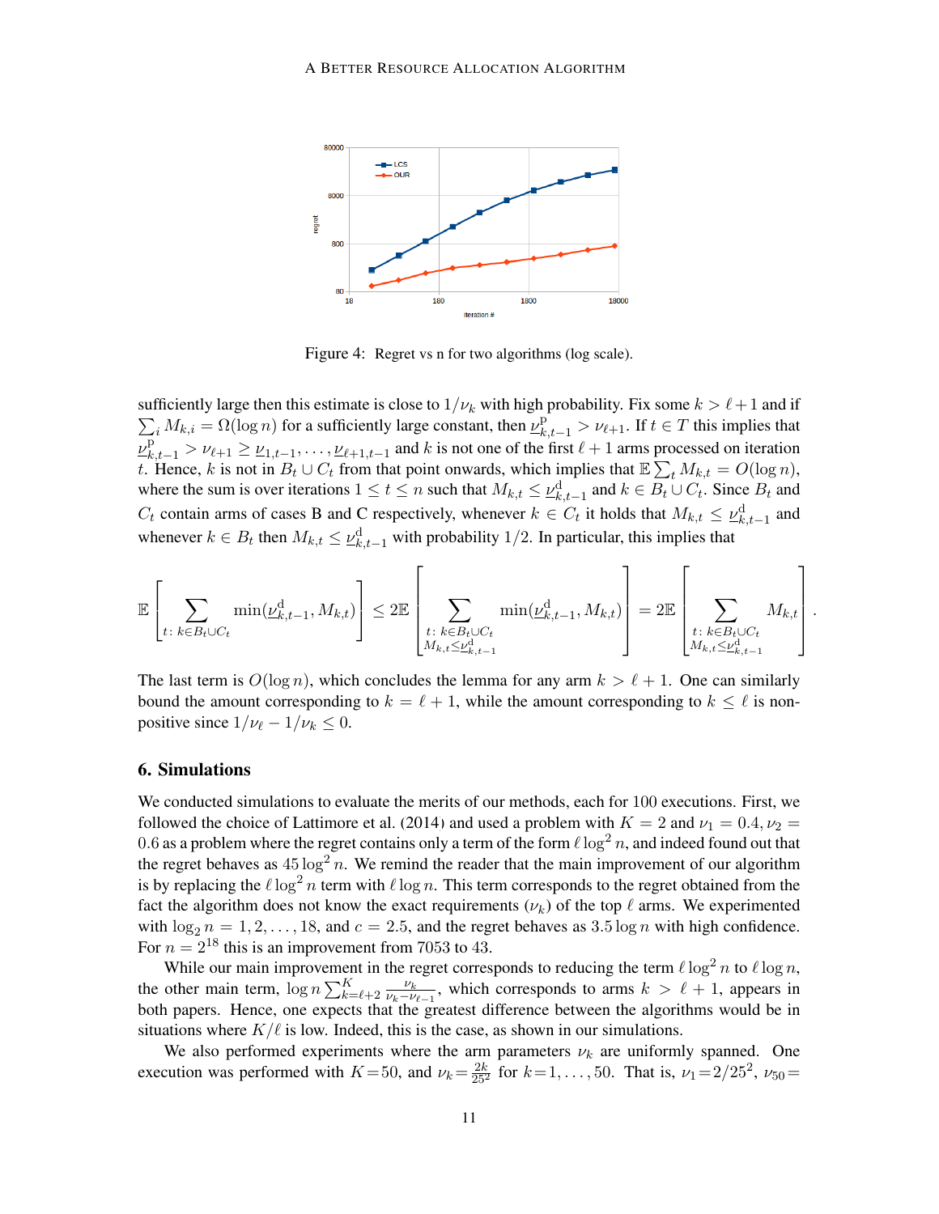Figure 4: Regret vs n for two algorithms (log scale).

sufficiently large then this estimate is close to $1/\nu_k$ with high probability. Fix some $k > \ell+1$ and if $\sum_i M_{k,i} = \Omega(\log n)$ for a sufficiently large constant, then $\underline{\nu}^{\mathrm{p}}_{k,t-1} > \nu_{\ell+1}$. If $t \in T$ this implies that $\underline{\nu}^{\mathrm{p}}_{k,t-1} > \nu_{\ell+1} \geq \underline{\nu}_{1,t-1}, \ldots, \underline{\nu}_{\ell+1,t-1}$ and $k$ is not one of the first $\ell+1$ arms processed on iteration $t$. Hence, $k$ is not in $B_t \cup C_t$ from that point onwards, which implies that $\mathbb{E}\sum_t M_{k,t} = O(\log n)$, where the sum is over iterations $1 \leq t \leq n$ such that $M_{k,t} \leq \underline{\nu}^{\mathrm{d}}_{k,t-1}$ and $k \in B_t \cup C_t$. Since $B_t$ and $C_t$ contain arms of cases B and C respectively, whenever $k \in C_t$ it holds that $M_{k,t} \leq \underline{\nu}^{\mathrm{d}}_{k,t-1}$ and whenever $k \in B_t$ then $M_{k,t} \leq \underline{\nu}^{\mathrm{d}}_{k,t-1}$ with probability $1/2$. In particular, this implies that

$$\mathbb{E}\left[\sum_{t\colon k \in B_t \cup C_t} \min(\underline{\nu}^{\mathrm{d}}_{k,t-1}, M_{k,t})\right] \leq 2\mathbb{E}\left[\sum_{\substack{t\colon k \in B_t \cup C_t \\ M_{k,t} \leq \underline{\nu}^{\mathrm{d}}_{k,t-1}}} \min(\underline{\nu}^{\mathrm{d}}_{k,t-1}, M_{k,t})\right] = 2\mathbb{E}\left[\sum_{\substack{t\colon k \in B_t \cup C_t \\ M_{k,t} \leq \underline{\nu}^{\mathrm{d}}_{k,t-1}}} M_{k,t}\right].$$

The last term is $O(\log n)$, which concludes the lemma for any arm $k > \ell+1$. One can similarly bound the amount corresponding to $k = \ell+1$, while the amount corresponding to $k \leq \ell$ is non-positive since $1/\nu_\ell - 1/\nu_k \leq 0$.

## 6. Simulations

We conducted simulations to evaluate the merits of our methods, each for 100 executions. First, we followed the choice of Lattimore et al. (2014) and used a problem with $K = 2$ and $\nu_1 = 0.4, \nu_2 = 0.6$ as a problem where the regret contains only a term of the form $\ell \log^2 n$, and indeed found out that the regret behaves as $45 \log^2 n$. We remind the reader that the main improvement of our algorithm is by replacing the $\ell \log^2 n$ term with $\ell \log n$. This term corresponds to the regret obtained from the fact the algorithm does not know the exact requirements ($\nu_k$) of the top $\ell$ arms. We experimented with $\log_2 n = 1, 2, \ldots, 18$, and $c = 2.5$, and the regret behaves as $3.5 \log n$ with high confidence. For $n = 2^{18}$ this is an improvement from 7053 to 43.

While our main improvement in the regret corresponds to reducing the term $\ell \log^2 n$ to $\ell \log n$, the other main term, $\log n \sum_{k=\ell+2}^{K} \frac{\nu_k}{\nu_k - \nu_{\ell-1}}$, which corresponds to arms $k > \ell+1$, appears in both papers. Hence, one expects that the greatest difference between the algorithms would be in situations where $K/\ell$ is low. Indeed, this is the case, as shown in our simulations.

We also performed experiments where the arm parameters $\nu_k$ are uniformly spanned. One execution was performed with $K{=}50$, and $\nu_k{=}\frac{2k}{25^2}$ for $k{=}1, \ldots, 50$. That is, $\nu_1{=}2/25^2$, $\nu_{50}{=}$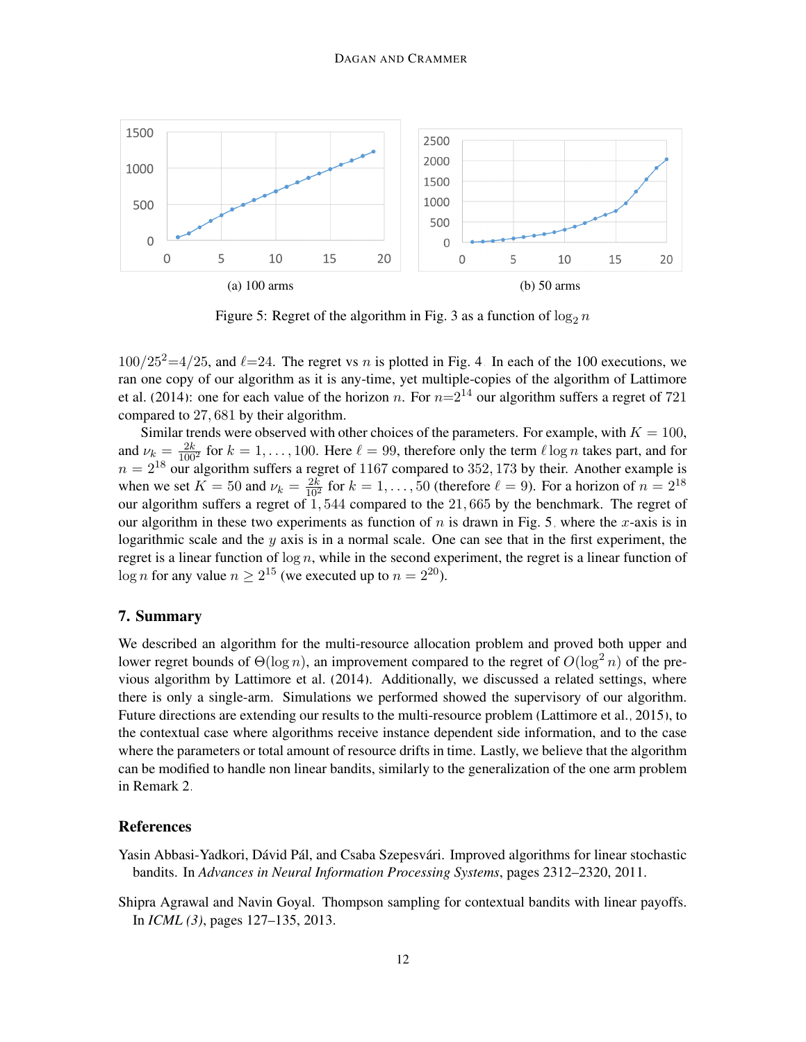(a) 100 arms

(b) 50 arms

Figure 5: Regret of the algorithm in Fig. 3 as a function of $\log_2 n$

$100/25^2{=}4/25$, and $\ell{=}24$. The regret vs $n$ is plotted in Fig. 4. In each of the 100 executions, we ran one copy of our algorithm as it is any-time, yet multiple-copies of the algorithm of Lattimore et al. (2014): one for each value of the horizon $n$. For $n{=}2^{14}$ our algorithm suffers a regret of 721 compared to 27,681 by their algorithm.

Similar trends were observed with other choices of the parameters. For example, with $K = 100$, and $\nu_k = \frac{2k}{100^2}$ for $k = 1, \ldots, 100$. Here $\ell = 99$, therefore only the term $\ell \log n$ takes part, and for $n = 2^{18}$ our algorithm suffers a regret of 1167 compared to 352,173 by their. Another example is when we set $K = 50$ and $\nu_k = \frac{2k}{10^2}$ for $k = 1, \ldots, 50$ (therefore $\ell = 9$). For a horizon of $n = 2^{18}$ our algorithm suffers a regret of 1,544 compared to the 21,665 by the benchmark. The regret of our algorithm in these two experiments as function of $n$ is drawn in Fig. 5, where the $x$-axis is in logarithmic scale and the $y$ axis is in a normal scale. One can see that in the first experiment, the regret is a linear function of $\log n$, while in the second experiment, the regret is a linear function of $\log n$ for any value $n \geq 2^{15}$ (we executed up to $n = 2^{20}$).

## 7. Summary

We described an algorithm for the multi-resource allocation problem and proved both upper and lower regret bounds of $\Theta(\log n)$, an improvement compared to the regret of $O(\log^2 n)$ of the previous algorithm by Lattimore et al. (2014). Additionally, we discussed a related settings, where there is only a single-arm. Simulations we performed showed the supervisory of our algorithm. Future directions are extending our results to the multi-resource problem (Lattimore et al., 2015), to the contextual case where algorithms receive instance dependent side information, and to the case where the parameters or total amount of resource drifts in time. Lastly, we believe that the algorithm can be modified to handle non linear bandits, similarly to the generalization of the one arm problem in Remark 2.

## References

Yasin Abbasi-Yadkori, Dávid Pál, and Csaba Szepesvári. Improved algorithms for linear stochastic bandits. In *Advances in Neural Information Processing Systems*, pages 2312–2320, 2011.

Shipra Agrawal and Navin Goyal. Thompson sampling for contextual bandits with linear payoffs. In *ICML (3)*, pages 127–135, 2013.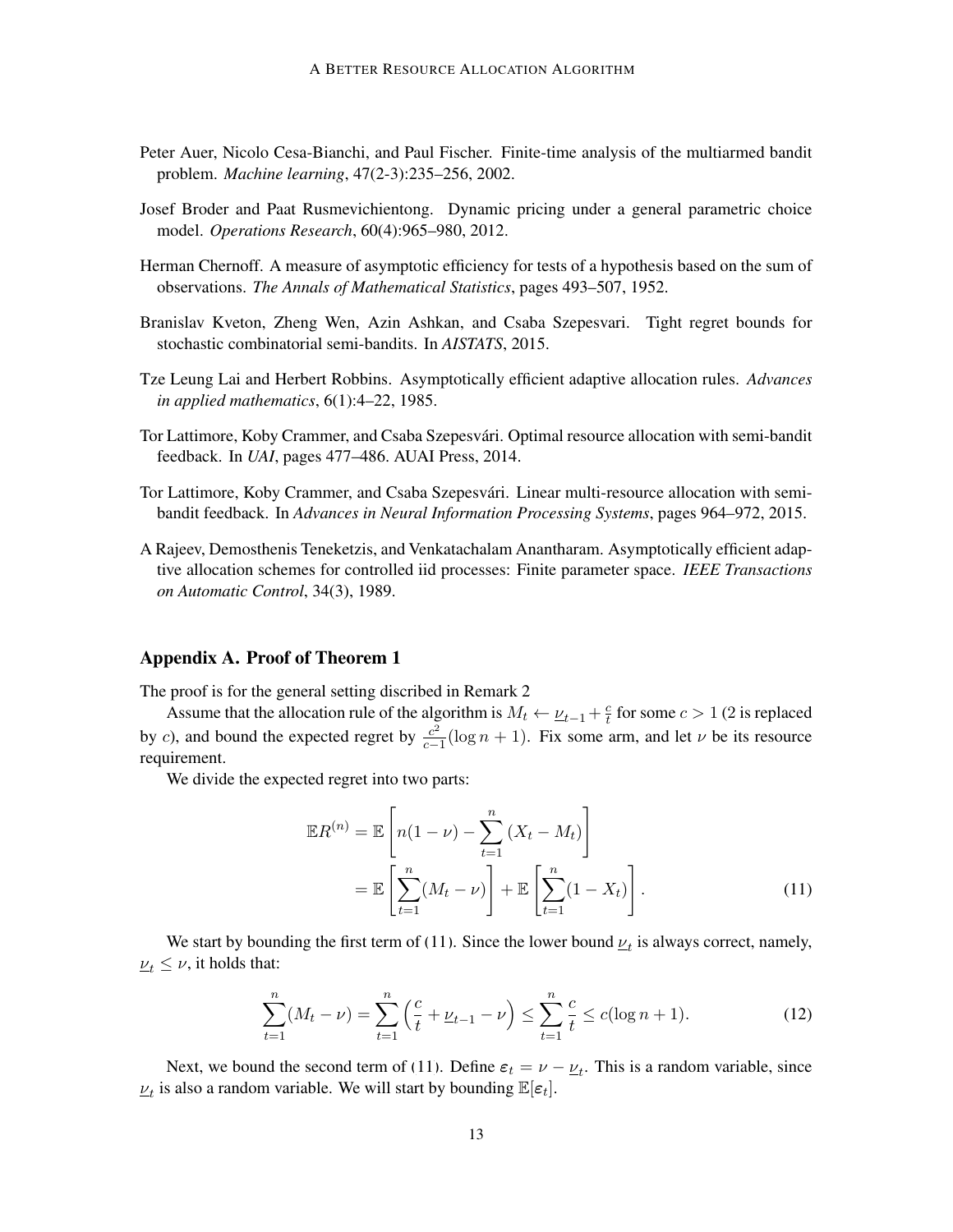Peter Auer, Nicolo Cesa-Bianchi, and Paul Fischer. Finite-time analysis of the multiarmed bandit problem. *Machine learning*, 47(2-3):235–256, 2002.

Josef Broder and Paat Rusmevichientong. Dynamic pricing under a general parametric choice model. *Operations Research*, 60(4):965–980, 2012.

Herman Chernoff. A measure of asymptotic efficiency for tests of a hypothesis based on the sum of observations. *The Annals of Mathematical Statistics*, pages 493–507, 1952.

Branislav Kveton, Zheng Wen, Azin Ashkan, and Csaba Szepesvari. Tight regret bounds for stochastic combinatorial semi-bandits. In *AISTATS*, 2015.

Tze Leung Lai and Herbert Robbins. Asymptotically efficient adaptive allocation rules. *Advances in applied mathematics*, 6(1):4–22, 1985.

Tor Lattimore, Koby Crammer, and Csaba Szepesvári. Optimal resource allocation with semi-bandit feedback. In *UAI*, pages 477–486. AUAI Press, 2014.

Tor Lattimore, Koby Crammer, and Csaba Szepesvári. Linear multi-resource allocation with semi-bandit feedback. In *Advances in Neural Information Processing Systems*, pages 964–972, 2015.

A Rajeev, Demosthenis Teneketzis, and Venkatachalam Anantharam. Asymptotically efficient adaptive allocation schemes for controlled iid processes: Finite parameter space. *IEEE Transactions on Automatic Control*, 34(3), 1989.

## Appendix A. Proof of Theorem 1

The proof is for the general setting discribed in Remark 2

Assume that the allocation rule of the algorithm is $M_t \leftarrow \underline{\nu}_{t-1} + \frac{c}{t}$ for some $c > 1$ (2 is replaced by $c$), and bound the expected regret by $\frac{c^2}{c-1}(\log n + 1)$. Fix some arm, and let $\nu$ be its resource requirement.

We divide the expected regret into two parts:

$$\begin{aligned}
\mathbb{E}R^{(n)} &= \mathbb{E}\left[n(1-\nu) - \sum_{t=1}^{n}(X_t - M_t)\right] \\
&= \mathbb{E}\left[\sum_{t=1}^{n}(M_t - \nu)\right] + \mathbb{E}\left[\sum_{t=1}^{n}(1 - X_t)\right]. \qquad (11)
\end{aligned}$$

We start by bounding the first term of (11). Since the lower bound $\underline{\nu}_t$ is always correct, namely, $\underline{\nu}_t \leq \nu$, it holds that:

$$\sum_{t=1}^{n}(M_t - \nu) = \sum_{t=1}^{n}\left(\frac{c}{t} + \underline{\nu}_{t-1} - \nu\right) \leq \sum_{t=1}^{n}\frac{c}{t} \leq c(\log n + 1). \qquad (12)$$

Next, we bound the second term of (11). Define $\varepsilon_t = \nu - \underline{\nu}_t$. This is a random variable, since $\underline{\nu}_t$ is also a random variable. We will start by bounding $\mathbb{E}[\varepsilon_t]$.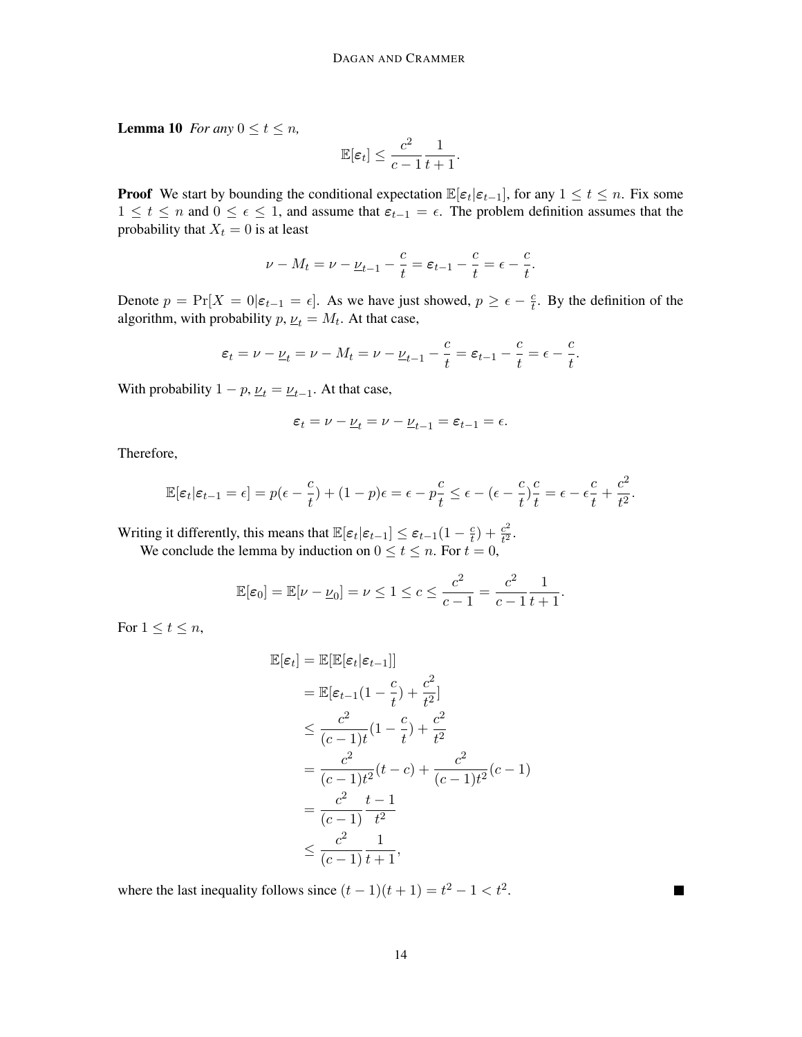**Lemma 10** *For any $0 \le t \le n$,*

$$\mathbb{E}[\boldsymbol{\varepsilon}_t] \le \frac{c^2}{c-1}\frac{1}{t+1}.$$

**Proof** We start by bounding the conditional expectation $\mathbb{E}[\boldsymbol{\varepsilon}_t | \boldsymbol{\varepsilon}_{t-1}]$, for any $1 \le t \le n$. Fix some $1 \le t \le n$ and $0 \le \epsilon \le 1$, and assume that $\boldsymbol{\varepsilon}_{t-1} = \epsilon$. The problem definition assumes that the probability that $X_t = 0$ is at least

$$\nu - M_t = \nu - \underline{\nu}_{t-1} - \frac{c}{t} = \boldsymbol{\varepsilon}_{t-1} - \frac{c}{t} = \epsilon - \frac{c}{t}.$$

Denote $p = \Pr[X = 0 | \boldsymbol{\varepsilon}_{t-1} = \epsilon]$. As we have just showed, $p \ge \epsilon - \frac{c}{t}$. By the definition of the algorithm, with probability $p$, $\underline{\nu}_t = M_t$. At that case,

$$\boldsymbol{\varepsilon}_t = \nu - \underline{\nu}_t = \nu - M_t = \nu - \underline{\nu}_{t-1} - \frac{c}{t} = \boldsymbol{\varepsilon}_{t-1} - \frac{c}{t} = \epsilon - \frac{c}{t}.$$

With probability $1 - p$, $\underline{\nu}_t = \underline{\nu}_{t-1}$. At that case,

$$\boldsymbol{\varepsilon}_t = \nu - \underline{\nu}_t = \nu - \underline{\nu}_{t-1} = \boldsymbol{\varepsilon}_{t-1} = \epsilon.$$

Therefore,

$$\mathbb{E}[\boldsymbol{\varepsilon}_t | \boldsymbol{\varepsilon}_{t-1} = \epsilon] = p(\epsilon - \frac{c}{t}) + (1-p)\epsilon = \epsilon - p\frac{c}{t} \le \epsilon - (\epsilon - \frac{c}{t})\frac{c}{t} = \epsilon - \epsilon\frac{c}{t} + \frac{c^2}{t^2}.$$

Writing it differently, this means that $\mathbb{E}[\boldsymbol{\varepsilon}_t | \boldsymbol{\varepsilon}_{t-1}] \le \boldsymbol{\varepsilon}_{t-1}(1 - \frac{c}{t}) + \frac{c^2}{t^2}$.

We conclude the lemma by induction on $0 \le t \le n$. For $t = 0$,

$$\mathbb{E}[\boldsymbol{\varepsilon}_0] = \mathbb{E}[\nu - \underline{\nu}_0] = \nu \le 1 \le c \le \frac{c^2}{c-1} = \frac{c^2}{c-1}\frac{1}{t+1}.$$

For $1 \le t \le n$,

$$\begin{aligned}
\mathbb{E}[\boldsymbol{\varepsilon}_t] &= \mathbb{E}[\mathbb{E}[\boldsymbol{\varepsilon}_t | \boldsymbol{\varepsilon}_{t-1}]] \\
&= \mathbb{E}[\boldsymbol{\varepsilon}_{t-1}(1 - \frac{c}{t}) + \frac{c^2}{t^2}] \\
&\le \frac{c^2}{(c-1)t}(1 - \frac{c}{t}) + \frac{c^2}{t^2} \\
&= \frac{c^2}{(c-1)t^2}(t - c) + \frac{c^2}{(c-1)t^2}(c-1) \\
&= \frac{c^2}{(c-1)}\frac{t-1}{t^2} \\
&\le \frac{c^2}{(c-1)}\frac{1}{t+1},
\end{aligned}$$

where the last inequality follows since $(t-1)(t+1) = t^2 - 1 < t^2$. ■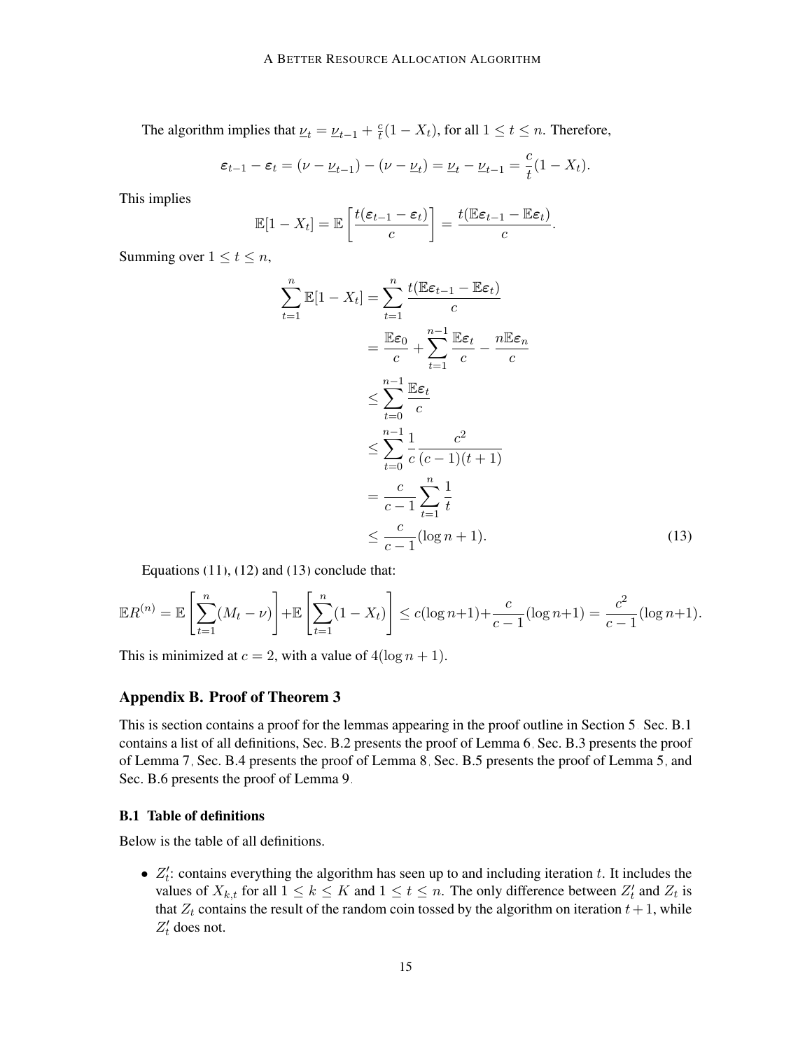The algorithm implies that $\underline{\nu}_t = \underline{\nu}_{t-1} + \frac{c}{t}(1 - X_t)$, for all $1 \le t \le n$. Therefore,

$$\boldsymbol{\varepsilon}_{t-1} - \boldsymbol{\varepsilon}_t = (\nu - \underline{\nu}_{t-1}) - (\nu - \underline{\nu}_t) = \underline{\nu}_t - \underline{\nu}_{t-1} = \frac{c}{t}(1 - X_t).$$

This implies

$$\mathbb{E}[1 - X_t] = \mathbb{E}\left[\frac{t(\boldsymbol{\varepsilon}_{t-1} - \boldsymbol{\varepsilon}_t)}{c}\right] = \frac{t(\mathbb{E}\boldsymbol{\varepsilon}_{t-1} - \mathbb{E}\boldsymbol{\varepsilon}_t)}{c}.$$

Summing over $1 \le t \le n$,

$$\begin{aligned}
\sum_{t=1}^{n} \mathbb{E}[1 - X_t] &= \sum_{t=1}^{n} \frac{t(\mathbb{E}\boldsymbol{\varepsilon}_{t-1} - \mathbb{E}\boldsymbol{\varepsilon}_t)}{c} \\
&= \frac{\mathbb{E}\boldsymbol{\varepsilon}_0}{c} + \sum_{t=1}^{n-1} \frac{\mathbb{E}\boldsymbol{\varepsilon}_t}{c} - \frac{n\mathbb{E}\boldsymbol{\varepsilon}_n}{c} \\
&\le \sum_{t=0}^{n-1} \frac{\mathbb{E}\boldsymbol{\varepsilon}_t}{c} \\
&\le \sum_{t=0}^{n-1} \frac{1}{c} \frac{c^2}{(c-1)(t+1)} \\
&= \frac{c}{c-1} \sum_{t=1}^{n} \frac{1}{t} \\
&\le \frac{c}{c-1}(\log n + 1). \qquad (13)
\end{aligned}$$

Equations (11), (12) and (13) conclude that:

$$\mathbb{E}R^{(n)} = \mathbb{E}\left[\sum_{t=1}^{n}(M_t - \nu)\right] + \mathbb{E}\left[\sum_{t=1}^{n}(1 - X_t)\right] \le c(\log n + 1) + \frac{c}{c-1}(\log n + 1) = \frac{c^2}{c-1}(\log n + 1).$$

This is minimized at $c = 2$, with a value of $4(\log n + 1)$.

## Appendix B. Proof of Theorem 3

This is section contains a proof for the lemmas appearing in the proof outline in Section 5. Sec. B.1 contains a list of all definitions, Sec. B.2 presents the proof of Lemma 6, Sec. B.3 presents the proof of Lemma 7, Sec. B.4 presents the proof of Lemma 8, Sec. B.5 presents the proof of Lemma 5, and Sec. B.6 presents the proof of Lemma 9.

### B.1 Table of definitions

Below is the table of all definitions.

- $Z'_t$: contains everything the algorithm has seen up to and including iteration $t$. It includes the values of $X_{k,t}$ for all $1 \le k \le K$ and $1 \le t \le n$. The only difference between $Z'_t$ and $Z_t$ is that $Z_t$ contains the result of the random coin tossed by the algorithm on iteration $t+1$, while $Z'_t$ does not.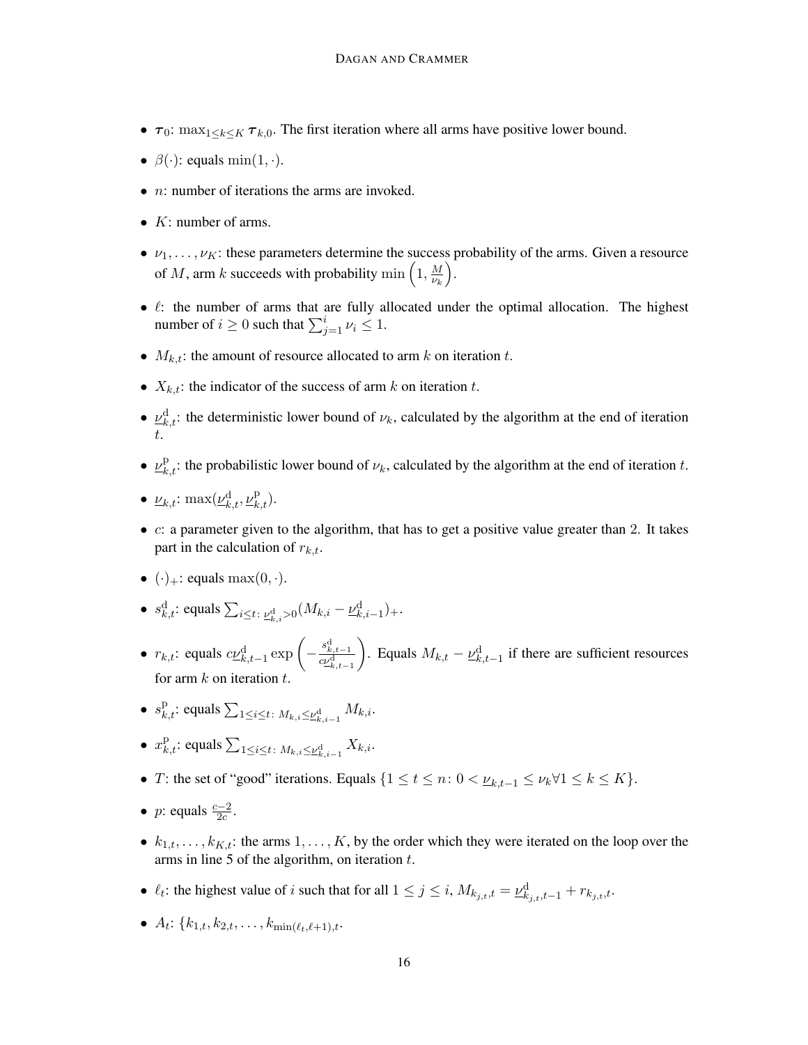- $\boldsymbol{\tau}_0$: $\max_{1\le k\le K} \boldsymbol{\tau}_{k,0}$. The first iteration where all arms have positive lower bound.
- $\beta(\cdot)$: equals $\min(1,\cdot)$.
- $n$: number of iterations the arms are invoked.
- $K$: number of arms.
- $\nu_1,\dots,\nu_K$: these parameters determine the success probability of the arms. Given a resource of $M$, arm $k$ succeeds with probability $\min\left(1, \frac{M}{\nu_k}\right)$.
- $\ell$: the number of arms that are fully allocated under the optimal allocation. The highest number of $i \ge 0$ such that $\sum_{j=1}^{i} \nu_i \le 1$.
- $M_{k,t}$: the amount of resource allocated to arm $k$ on iteration $t$.
- $X_{k,t}$: the indicator of the success of arm $k$ on iteration $t$.
- $\underline{\nu}^{\mathrm{d}}_{k,t}$: the deterministic lower bound of $\nu_k$, calculated by the algorithm at the end of iteration $t$.
- $\underline{\nu}^{\mathrm{p}}_{k,t}$: the probabilistic lower bound of $\nu_k$, calculated by the algorithm at the end of iteration $t$.
- $\underline{\nu}_{k,t}$: $\max(\underline{\nu}^{\mathrm{d}}_{k,t}, \underline{\nu}^{\mathrm{p}}_{k,t})$.
- $c$: a parameter given to the algorithm, that has to get a positive value greater than 2. It takes part in the calculation of $r_{k,t}$.
- $(\cdot)_+$: equals $\max(0,\cdot)$.
- $s^{\mathrm{d}}_{k,t}$: equals $\sum_{i\le t:\, \underline{\nu}^{\mathrm{d}}_{k,i}>0} (M_{k,i} - \underline{\nu}^{\mathrm{d}}_{k,i-1})_+$.
- $r_{k,t}$: equals $c\underline{\nu}^{\mathrm{d}}_{k,t-1} \exp\left(-\frac{s^{\mathrm{d}}_{k,t-1}}{c\underline{\nu}^{\mathrm{d}}_{k,t-1}}\right)$. Equals $M_{k,t} - \underline{\nu}^{\mathrm{d}}_{k,t-1}$ if there are sufficient resources for arm $k$ on iteration $t$.
- $s^{\mathrm{p}}_{k,t}$: equals $\sum_{1\le i\le t:\, M_{k,i}\le \underline{\nu}^{\mathrm{d}}_{k,i-1}} M_{k,i}$.
- $x^{\mathrm{p}}_{k,t}$: equals $\sum_{1\le i\le t:\, M_{k,i}\le \underline{\nu}^{\mathrm{d}}_{k,i-1}} X_{k,i}$.
- $T$: the set of "good" iterations. Equals $\{1 \le t \le n \colon 0 < \underline{\nu}_{k,t-1} \le \nu_k \forall 1 \le k \le K\}$.
- $p$: equals $\frac{c-2}{2c}$.
- $k_{1,t},\dots,k_{K,t}$: the arms $1,\dots,K$, by the order which they were iterated on the loop over the arms in line 5 of the algorithm, on iteration $t$.
- $\ell_t$: the highest value of $i$ such that for all $1 \le j \le i$, $M_{k_{j,t},t} = \underline{\nu}^{\mathrm{d}}_{k_{j,t},t-1} + r_{k_{j,t},t}$.
- $A_t$: $\{k_{1,t}, k_{2,t}, \dots, k_{\min(\ell_t,\ell+1),t}$.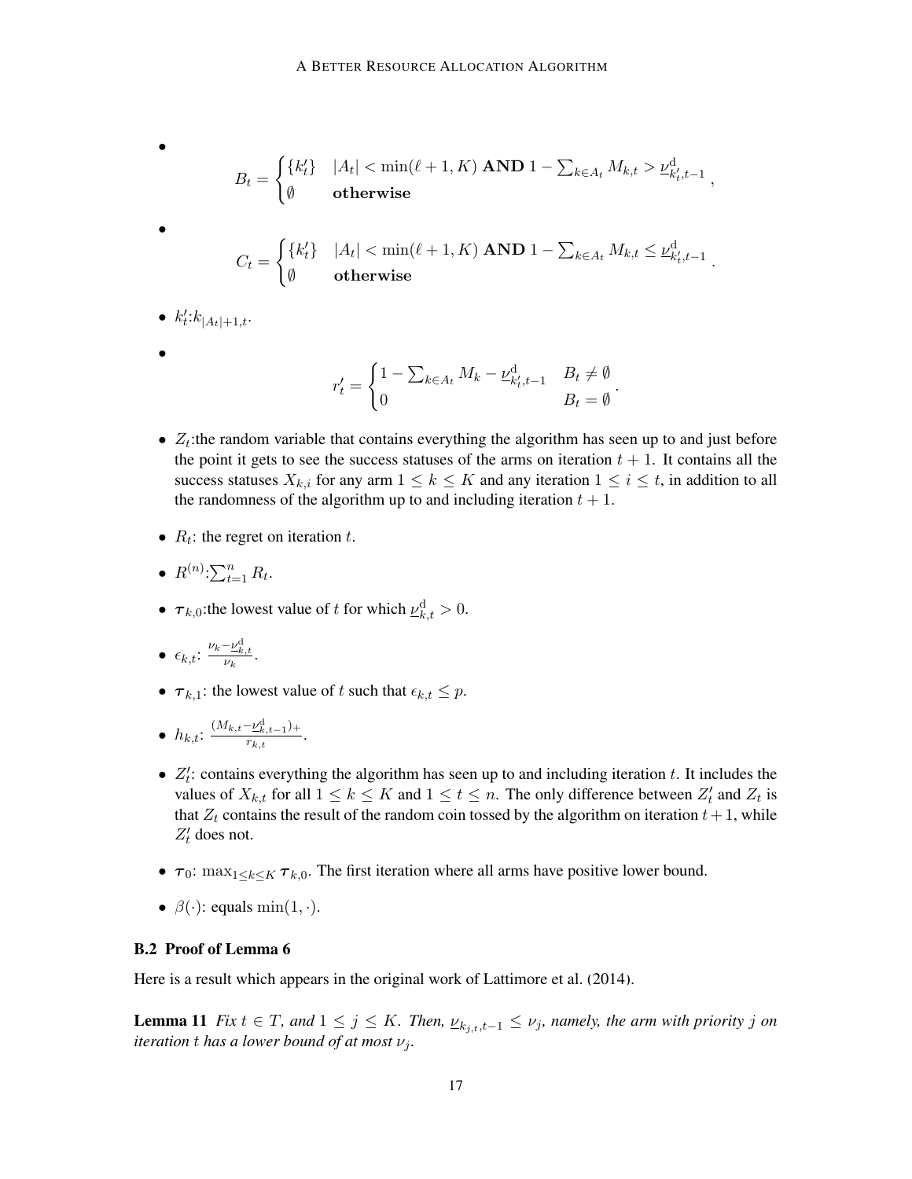- $$B_t = \begin{cases} \{k'_t\} & |A_t| < \min(\ell+1, K) \textbf{ AND } 1 - \sum_{k \in A_t} M_{k,t} > \underline{\nu}^{\mathrm{d}}_{k'_t, t-1} \\ \emptyset & \textbf{otherwise} \end{cases},$$

- $$C_t = \begin{cases} \{k'_t\} & |A_t| < \min(\ell+1, K) \textbf{ AND } 1 - \sum_{k \in A_t} M_{k,t} \le \underline{\nu}^{\mathrm{d}}_{k'_t, t-1} \\ \emptyset & \textbf{otherwise} \end{cases}.$$

- $k'_t$:$k_{|A_t|+1,t}$.

- $$r'_t = \begin{cases} 1 - \sum_{k \in A_t} M_k - \underline{\nu}^{\mathrm{d}}_{k'_t, t-1} & B_t \neq \emptyset \\ 0 & B_t = \emptyset \end{cases}.$$

- $Z_t$:the random variable that contains everything the algorithm has seen up to and just before the point it gets to see the success statuses of the arms on iteration $t+1$. It contains all the success statuses $X_{k,i}$ for any arm $1 \le k \le K$ and any iteration $1 \le i \le t$, in addition to all the randomness of the algorithm up to and including iteration $t+1$.

- $R_t$: the regret on iteration $t$.

- $R^{(n)}$:$\sum_{t=1}^{n} R_t$.

- $\boldsymbol{\tau}_{k,0}$:the lowest value of $t$ for which $\underline{\nu}^{\mathrm{d}}_{k,t} > 0$.

- $\epsilon_{k,t}$: $\frac{\nu_k - \underline{\nu}^{\mathrm{d}}_{k,t}}{\nu_k}$.

- $\boldsymbol{\tau}_{k,1}$: the lowest value of $t$ such that $\epsilon_{k,t} \le p$.

- $h_{k,t}$: $\frac{(M_{k,t} - \underline{\nu}^{\mathrm{d}}_{k,t-1})_+}{r_{k,t}}$.

- $Z'_t$: contains everything the algorithm has seen up to and including iteration $t$. It includes the values of $X_{k,t}$ for all $1 \le k \le K$ and $1 \le t \le n$. The only difference between $Z'_t$ and $Z_t$ is that $Z_t$ contains the result of the random coin tossed by the algorithm on iteration $t+1$, while $Z'_t$ does not.

- $\boldsymbol{\tau}_0$: $\max_{1 \le k \le K} \boldsymbol{\tau}_{k,0}$. The first iteration where all arms have positive lower bound.

- $\beta(\cdot)$: equals $\min(1, \cdot)$.

### B.2 Proof of Lemma 6

Here is a result which appears in the original work of Lattimore et al. (2014).

**Lemma 11** *Fix $t \in T$, and $1 \le j \le K$. Then, $\underline{\nu}_{k_{j,t},t-1} \le \nu_j$, namely, the arm with priority $j$ on iteration $t$ has a lower bound of at most $\nu_j$.*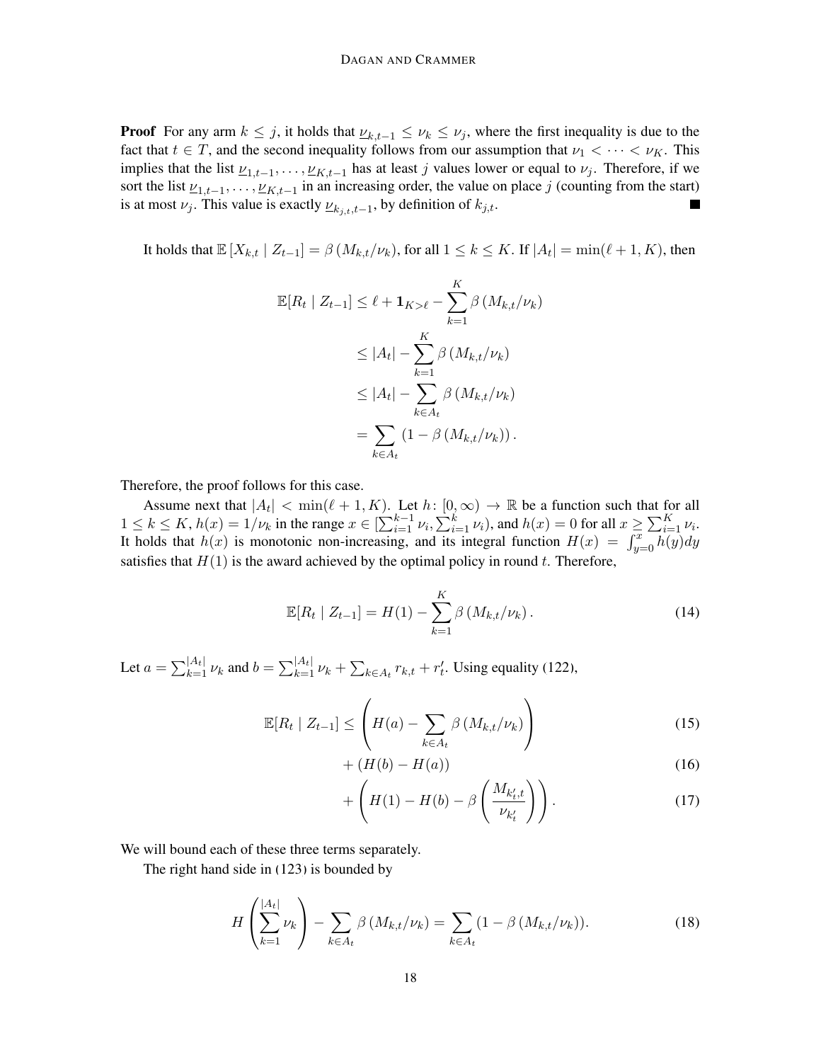**Proof** For any arm $k \leq j$, it holds that $\underline{\nu}_{k,t-1} \leq \nu_k \leq \nu_j$, where the first inequality is due to the fact that $t \in T$, and the second inequality follows from our assumption that $\nu_1 < \cdots < \nu_K$. This implies that the list $\underline{\nu}_{1,t-1}, \ldots, \underline{\nu}_{K,t-1}$ has at least $j$ values lower or equal to $\nu_j$. Therefore, if we sort the list $\underline{\nu}_{1,t-1}, \ldots, \underline{\nu}_{K,t-1}$ in an increasing order, the value on place $j$ (counting from the start) is at most $\nu_j$. This value is exactly $\underline{\nu}_{k_{j,t},t-1}$, by definition of $k_{j,t}$. ∎

It holds that $\mathbb{E}\left[X_{k,t} \mid Z_{t-1}\right] = \beta\left(M_{k,t}/\nu_k\right)$, for all $1 \leq k \leq K$. If $|A_t| = \min(\ell+1, K)$, then

$$
\begin{aligned}
\mathbb{E}[R_t \mid Z_{t-1}] &\leq \ell + \mathbf{1}_{K>\ell} - \sum_{k=1}^{K} \beta\left(M_{k,t}/\nu_k\right) \\
&\leq |A_t| - \sum_{k=1}^{K} \beta\left(M_{k,t}/\nu_k\right) \\
&\leq |A_t| - \sum_{k \in A_t} \beta\left(M_{k,t}/\nu_k\right) \\
&= \sum_{k \in A_t} \left(1 - \beta\left(M_{k,t}/\nu_k\right)\right).
\end{aligned}
$$

Therefore, the proof follows for this case.

Assume next that $|A_t| < \min(\ell+1, K)$. Let $h \colon [0, \infty) \to \mathbb{R}$ be a function such that for all $1 \leq k \leq K$, $h(x) = 1/\nu_k$ in the range $x \in [\sum_{i=1}^{k-1} \nu_i, \sum_{i=1}^{k} \nu_i)$, and $h(x) = 0$ for all $x \geq \sum_{i=1}^{K} \nu_i$. It holds that $h(x)$ is monotonic non-increasing, and its integral function $H(x) = \int_{y=0}^{x} h(y)dy$ satisfies that $H(1)$ is the award achieved by the optimal policy in round $t$. Therefore,

$$
\mathbb{E}[R_t \mid Z_{t-1}] = H(1) - \sum_{k=1}^{K} \beta\left(M_{k,t}/\nu_k\right). \tag{14}
$$

Let $a = \sum_{k=1}^{|A_t|} \nu_k$ and $b = \sum_{k=1}^{|A_t|} \nu_k + \sum_{k \in A_t} r_{k,t} + r'_t$. Using equality (122),

$$
\begin{aligned}
\mathbb{E}[R_t \mid Z_{t-1}] \leq &\left( H(a) - \sum_{k \in A_t} \beta\left(M_{k,t}/\nu_k\right) \right) &(15)\\
&+ \left(H(b) - H(a)\right) &(16)\\
&+ \left( H(1) - H(b) - \beta\left( \frac{M_{k'_t,t}}{\nu_{k'_t}} \right) \right). &(17)
\end{aligned}
$$

We will bound each of these three terms separately.

The right hand side in (123) is bounded by

$$
H\left( \sum_{k=1}^{|A_t|} \nu_k \right) - \sum_{k \in A_t} \beta\left(M_{k,t}/\nu_k\right) = \sum_{k \in A_t} \left(1 - \beta\left(M_{k,t}/\nu_k\right)\right). \tag{18}
$$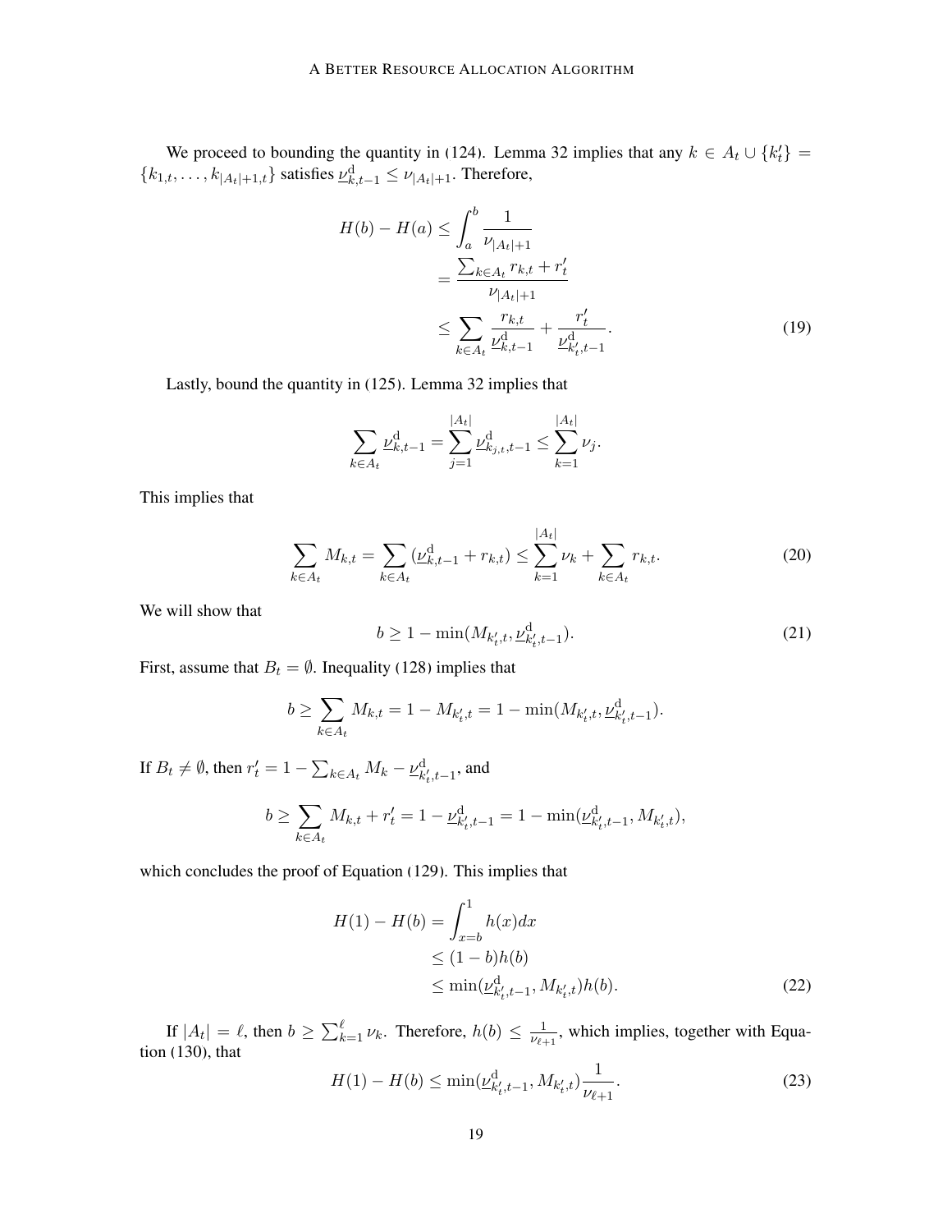We proceed to bounding the quantity in (124). Lemma 32 implies that any $k \in A_t \cup \{k'_t\} = \{k_{1,t}, \ldots, k_{|A_t|+1,t}\}$ satisfies $\underline{\nu}^{\mathrm{d}}_{k,t-1} \le \nu_{|A_t|+1}$. Therefore,

$$
\begin{aligned}
H(b) - H(a) &\le \int_a^b \frac{1}{\nu_{|A_t|+1}} \\
&= \frac{\sum_{k \in A_t} r_{k,t} + r'_t}{\nu_{|A_t|+1}} \\
&\le \sum_{k \in A_t} \frac{r_{k,t}}{\underline{\nu}^{\mathrm{d}}_{k,t-1}} + \frac{r'_t}{\underline{\nu}^{\mathrm{d}}_{k'_t,t-1}}.
\end{aligned} \tag{19}
$$

Lastly, bound the quantity in (125). Lemma 32 implies that

$$
\sum_{k \in A_t} \underline{\nu}^{\mathrm{d}}_{k,t-1} = \sum_{j=1}^{|A_t|} \underline{\nu}^{\mathrm{d}}_{k_{j,t},t-1} \le \sum_{k=1}^{|A_t|} \nu_j.
$$

This implies that

$$
\sum_{k \in A_t} M_{k,t} = \sum_{k \in A_t} (\underline{\nu}^{\mathrm{d}}_{k,t-1} + r_{k,t}) \le \sum_{k=1}^{|A_t|} \nu_k + \sum_{k \in A_t} r_{k,t}. \tag{20}
$$

We will show that

$$
b \ge 1 - \min(M_{k'_t,t}, \underline{\nu}^{\mathrm{d}}_{k'_t,t-1}). \tag{21}
$$

First, assume that $B_t = \emptyset$. Inequality (128) implies that

$$
b \ge \sum_{k \in A_t} M_{k,t} = 1 - M_{k'_t,t} = 1 - \min(M_{k'_t,t}, \underline{\nu}^{\mathrm{d}}_{k'_t,t-1}).
$$

If $B_t \neq \emptyset$, then $r'_t = 1 - \sum_{k \in A_t} M_k - \underline{\nu}^{\mathrm{d}}_{k'_t,t-1}$, and

$$
b \ge \sum_{k \in A_t} M_{k,t} + r'_t = 1 - \underline{\nu}^{\mathrm{d}}_{k'_t,t-1} = 1 - \min(\underline{\nu}^{\mathrm{d}}_{k'_t,t-1}, M_{k'_t,t}),
$$

which concludes the proof of Equation (129). This implies that

$$
\begin{aligned}
H(1) - H(b) &= \int_{x=b}^1 h(x)dx \\
&\le (1-b)h(b) \\
&\le \min(\underline{\nu}^{\mathrm{d}}_{k'_t,t-1}, M_{k'_t,t})h(b).
\end{aligned} \tag{22}
$$

If $|A_t| = \ell$, then $b \ge \sum_{k=1}^{\ell} \nu_k$. Therefore, $h(b) \le \frac{1}{\nu_{\ell+1}}$, which implies, together with Equation (130), that

$$
H(1) - H(b) \le \min(\underline{\nu}^{\mathrm{d}}_{k'_t,t-1}, M_{k'_t,t}) \frac{1}{\nu_{\ell+1}}. \tag{23}
$$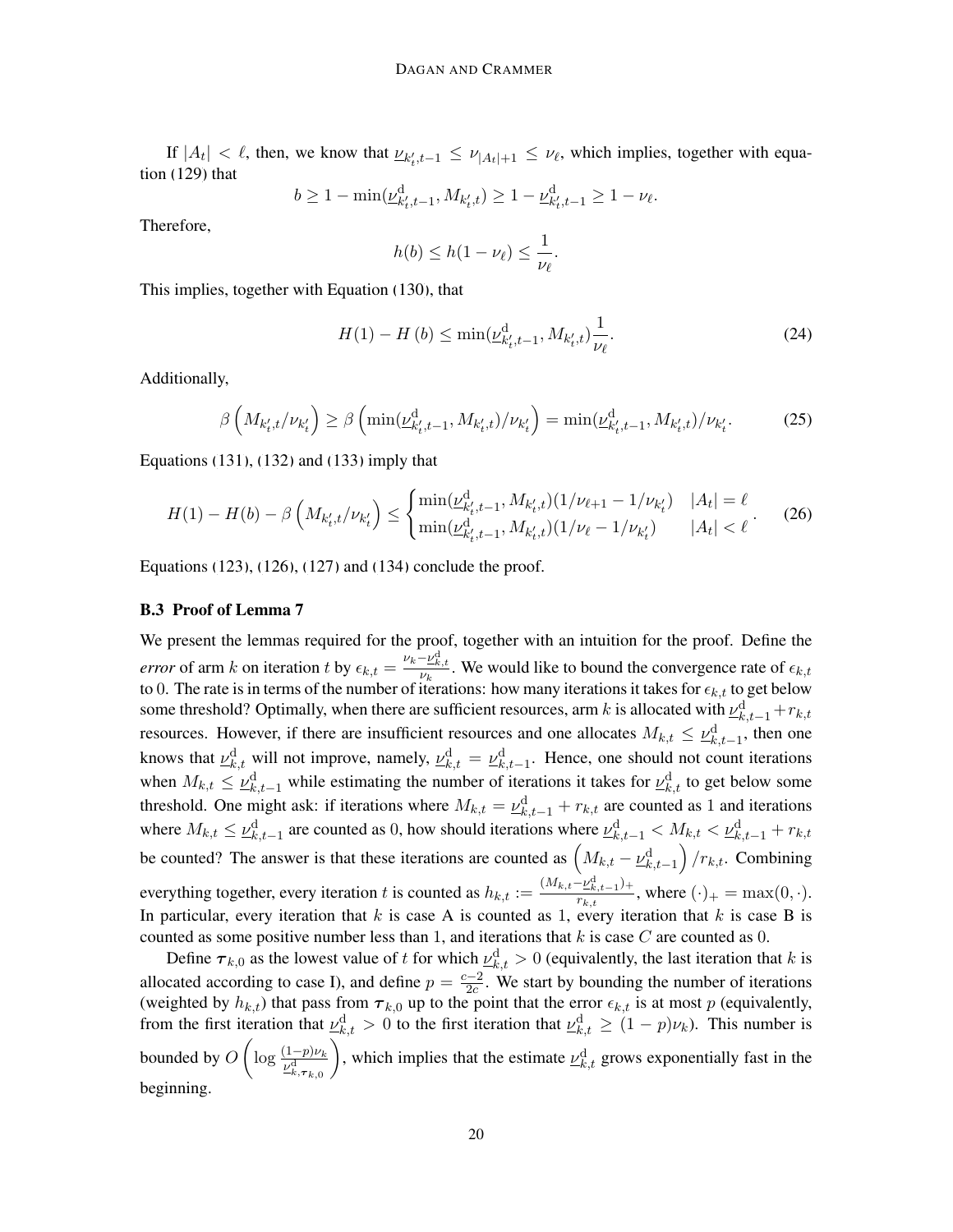If $|A_t| < \ell$, then, we know that $\underline{\nu}_{k'_t,t-1} \le \nu_{|A_t|+1} \le \nu_\ell$, which implies, together with equation (129) that

$$b \ge 1 - \min(\underline{\nu}^{\mathrm{d}}_{k'_t,t-1}, M_{k'_t,t}) \ge 1 - \underline{\nu}^{\mathrm{d}}_{k'_t,t-1} \ge 1 - \nu_\ell.$$

Therefore,

$$h(b) \le h(1-\nu_\ell) \le \frac{1}{\nu_\ell}.$$

This implies, together with Equation (130), that

$$H(1) - H\left(b\right) \le \min(\underline{\nu}^{\mathrm{d}}_{k'_t,t-1}, M_{k'_t,t}) \frac{1}{\nu_\ell}. \tag{24}$$

Additionally,

$$\beta\left(M_{k'_t,t}/\nu_{k'_t}\right) \ge \beta\left(\min(\underline{\nu}^{\mathrm{d}}_{k'_t,t-1}, M_{k'_t,t})/\nu_{k'_t}\right) = \min(\underline{\nu}^{\mathrm{d}}_{k'_t,t-1}, M_{k'_t,t})/\nu_{k'_t}. \tag{25}$$

Equations (131), (132) and (133) imply that

$$H(1) - H(b) - \beta\left(M_{k'_t,t}/\nu_{k'_t}\right) \le \begin{cases} \min(\underline{\nu}^{\mathrm{d}}_{k'_t,t-1}, M_{k'_t,t})(1/\nu_{\ell+1} - 1/\nu_{k'_t}) & |A_t| = \ell \\ \min(\underline{\nu}^{\mathrm{d}}_{k'_t,t-1}, M_{k'_t,t})(1/\nu_{\ell} - 1/\nu_{k'_t}) & |A_t| < \ell \end{cases}. \tag{26}$$

Equations (123), (126), (127) and (134) conclude the proof.

### B.3 Proof of Lemma 7

We present the lemmas required for the proof, together with an intuition for the proof. Define the *error* of arm $k$ on iteration $t$ by $\epsilon_{k,t} = \frac{\nu_k - \underline{\nu}^{\mathrm{d}}_{k,t}}{\nu_k}$. We would like to bound the convergence rate of $\epsilon_{k,t}$ to 0. The rate is in terms of the number of iterations: how many iterations it takes for $\epsilon_{k,t}$ to get below some threshold? Optimally, when there are sufficient resources, arm $k$ is allocated with $\underline{\nu}^{\mathrm{d}}_{k,t-1} + r_{k,t}$ resources. However, if there are insufficient resources and one allocates $M_{k,t} \le \underline{\nu}^{\mathrm{d}}_{k,t-1}$, then one knows that $\underline{\nu}^{\mathrm{d}}_{k,t}$ will not improve, namely, $\underline{\nu}^{\mathrm{d}}_{k,t} = \underline{\nu}^{\mathrm{d}}_{k,t-1}$. Hence, one should not count iterations when $M_{k,t} \le \underline{\nu}^{\mathrm{d}}_{k,t-1}$ while estimating the number of iterations it takes for $\underline{\nu}^{\mathrm{d}}_{k,t}$ to get below some threshold. One might ask: if iterations where $M_{k,t} = \underline{\nu}^{\mathrm{d}}_{k,t-1} + r_{k,t}$ are counted as 1 and iterations where $M_{k,t} \le \underline{\nu}^{\mathrm{d}}_{k,t-1}$ are counted as 0, how should iterations where $\underline{\nu}^{\mathrm{d}}_{k,t-1} < M_{k,t} < \underline{\nu}^{\mathrm{d}}_{k,t-1} + r_{k,t}$ be counted? The answer is that these iterations are counted as $\left(M_{k,t} - \underline{\nu}^{\mathrm{d}}_{k,t-1}\right)/r_{k,t}$. Combining everything together, every iteration $t$ is counted as $h_{k,t} := \frac{(M_{k,t} - \underline{\nu}^{\mathrm{d}}_{k,t-1})_+}{r_{k,t}}$, where $(\cdot)_+ = \max(0, \cdot)$. In particular, every iteration that $k$ is case A is counted as 1, every iteration that $k$ is case B is counted as some positive number less than 1, and iterations that $k$ is case $C$ are counted as 0.

Define $\boldsymbol{\tau}_{k,0}$ as the lowest value of $t$ for which $\underline{\nu}^{\mathrm{d}}_{k,t} > 0$ (equivalently, the last iteration that $k$ is allocated according to case I), and define $p = \frac{c-2}{2c}$. We start by bounding the number of iterations (weighted by $h_{k,t}$) that pass from $\boldsymbol{\tau}_{k,0}$ up to the point that the error $\epsilon_{k,t}$ is at most $p$ (equivalently, from the first iteration that $\underline{\nu}^{\mathrm{d}}_{k,t} > 0$ to the first iteration that $\underline{\nu}^{\mathrm{d}}_{k,t} \ge (1-p)\nu_k$). This number is bounded by $O\left(\log \frac{(1-p)\nu_k}{\underline{\nu}^{\mathrm{d}}_{k,\boldsymbol{\tau}_{k,0}}}\right)$, which implies that the estimate $\underline{\nu}^{\mathrm{d}}_{k,t}$ grows exponentially fast in the beginning.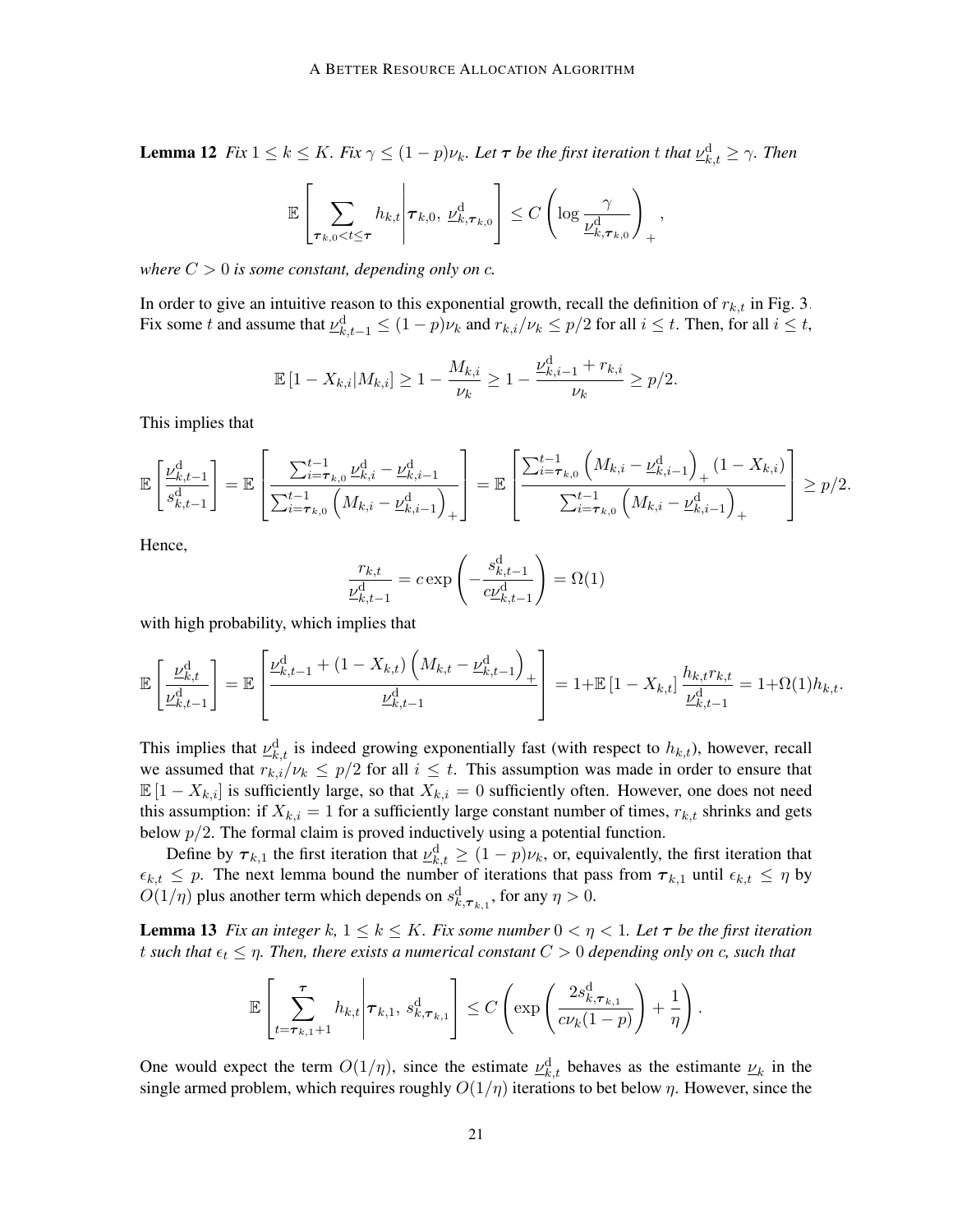**Lemma 12** *Fix $1 \le k \le K$. Fix $\gamma \le (1-p)\nu_k$. Let $\boldsymbol{\tau}$ be the first iteration $t$ that $\underline{\nu}^{\mathrm{d}}_{k,t} \ge \gamma$. Then*

$$
\mathbb{E}\left[\sum_{\boldsymbol{\tau}_{k,0} < t \le \boldsymbol{\tau}} h_{k,t} \middle| \boldsymbol{\tau}_{k,0},\ \underline{\nu}^{\mathrm{d}}_{k,\boldsymbol{\tau}_{k,0}}\right] \le C\left(\log \frac{\gamma}{\underline{\nu}^{\mathrm{d}}_{k,\boldsymbol{\tau}_{k,0}}}\right)_+,
$$

*where $C > 0$ is some constant, depending only on $c$.*

In order to give an intuitive reason to this exponential growth, recall the definition of $r_{k,t}$ in Fig. 3. Fix some $t$ and assume that $\underline{\nu}^{\mathrm{d}}_{k,t-1} \le (1-p)\nu_k$ and $r_{k,i}/\nu_k \le p/2$ for all $i \le t$. Then, for all $i \le t$,

$$
\mathbb{E}\left[1 - X_{k,i} | M_{k,i}\right] \ge 1 - \frac{M_{k,i}}{\nu_k} \ge 1 - \frac{\underline{\nu}^{\mathrm{d}}_{k,i-1} + r_{k,i}}{\nu_k} \ge p/2.
$$

This implies that

$$
\mathbb{E}\left[\frac{\underline{\nu}^{\mathrm{d}}_{k,t-1}}{s^{\mathrm{d}}_{k,t-1}}\right] = \mathbb{E}\left[\frac{\sum_{i=\boldsymbol{\tau}_{k,0}}^{t-1} \underline{\nu}^{\mathrm{d}}_{k,i} - \underline{\nu}^{\mathrm{d}}_{k,i-1}}{\sum_{i=\boldsymbol{\tau}_{k,0}}^{t-1}\left(M_{k,i} - \underline{\nu}^{\mathrm{d}}_{k,i-1}\right)_+}\right] = \mathbb{E}\left[\frac{\sum_{i=\boldsymbol{\tau}_{k,0}}^{t-1}\left(M_{k,i} - \underline{\nu}^{\mathrm{d}}_{k,i-1}\right)_+ (1 - X_{k,i})}{\sum_{i=\boldsymbol{\tau}_{k,0}}^{t-1}\left(M_{k,i} - \underline{\nu}^{\mathrm{d}}_{k,i-1}\right)_+}\right] \ge p/2.
$$

Hence,

$$
\frac{r_{k,t}}{\underline{\nu}^{\mathrm{d}}_{k,t-1}} = c \exp\left(-\frac{s^{\mathrm{d}}_{k,t-1}}{c\underline{\nu}^{\mathrm{d}}_{k,t-1}}\right) = \Omega(1)
$$

with high probability, which implies that

$$
\mathbb{E}\left[\frac{\underline{\nu}^{\mathrm{d}}_{k,t}}{\underline{\nu}^{\mathrm{d}}_{k,t-1}}\right] = \mathbb{E}\left[\frac{\underline{\nu}^{\mathrm{d}}_{k,t-1} + (1 - X_{k,t})\left(M_{k,t} - \underline{\nu}^{\mathrm{d}}_{k,t-1}\right)_+}{\underline{\nu}^{\mathrm{d}}_{k,t-1}}\right] = 1 + \mathbb{E}\left[1 - X_{k,t}\right]\frac{h_{k,t} r_{k,t}}{\underline{\nu}^{\mathrm{d}}_{k,t-1}} = 1 + \Omega(1) h_{k,t}.
$$

This implies that $\underline{\nu}^{\mathrm{d}}_{k,t}$ is indeed growing exponentially fast (with respect to $h_{k,t}$), however, recall we assumed that $r_{k,i}/\nu_k \le p/2$ for all $i \le t$. This assumption was made in order to ensure that $\mathbb{E}\left[1 - X_{k,i}\right]$ is sufficiently large, so that $X_{k,i} = 0$ sufficiently often. However, one does not need this assumption: if $X_{k,i} = 1$ for a sufficiently large constant number of times, $r_{k,t}$ shrinks and gets below $p/2$. The formal claim is proved inductively using a potential function.

Define by $\boldsymbol{\tau}_{k,1}$ the first iteration that $\underline{\nu}^{\mathrm{d}}_{k,t} \ge (1-p)\nu_k$, or, equivalently, the first iteration that $\epsilon_{k,t} \le p$. The next lemma bound the number of iterations that pass from $\boldsymbol{\tau}_{k,1}$ until $\epsilon_{k,t} \le \eta$ by $O(1/\eta)$ plus another term which depends on $s^{\mathrm{d}}_{k,\boldsymbol{\tau}_{k,1}}$, for any $\eta > 0$.

**Lemma 13** *Fix an integer $k$, $1 \le k \le K$. Fix some number $0 < \eta < 1$. Let $\boldsymbol{\tau}$ be the first iteration $t$ such that $\epsilon_t \le \eta$. Then, there exists a numerical constant $C > 0$ depending only on $c$, such that*

$$
\mathbb{E}\left[\sum_{t=\boldsymbol{\tau}_{k,1}+1}^{\boldsymbol{\tau}} h_{k,t} \middle| \boldsymbol{\tau}_{k,1},\ s^{\mathrm{d}}_{k,\boldsymbol{\tau}_{k,1}}\right] \le C\left(\exp\left(\frac{2 s^{\mathrm{d}}_{k,\boldsymbol{\tau}_{k,1}}}{c\nu_k(1-p)}\right) + \frac{1}{\eta}\right).
$$

One would expect the term $O(1/\eta)$, since the estimate $\underline{\nu}^{\mathrm{d}}_{k,t}$ behaves as the estimante $\underline{\nu}_k$ in the single armed problem, which requires roughly $O(1/\eta)$ iterations to bet below $\eta$. However, since the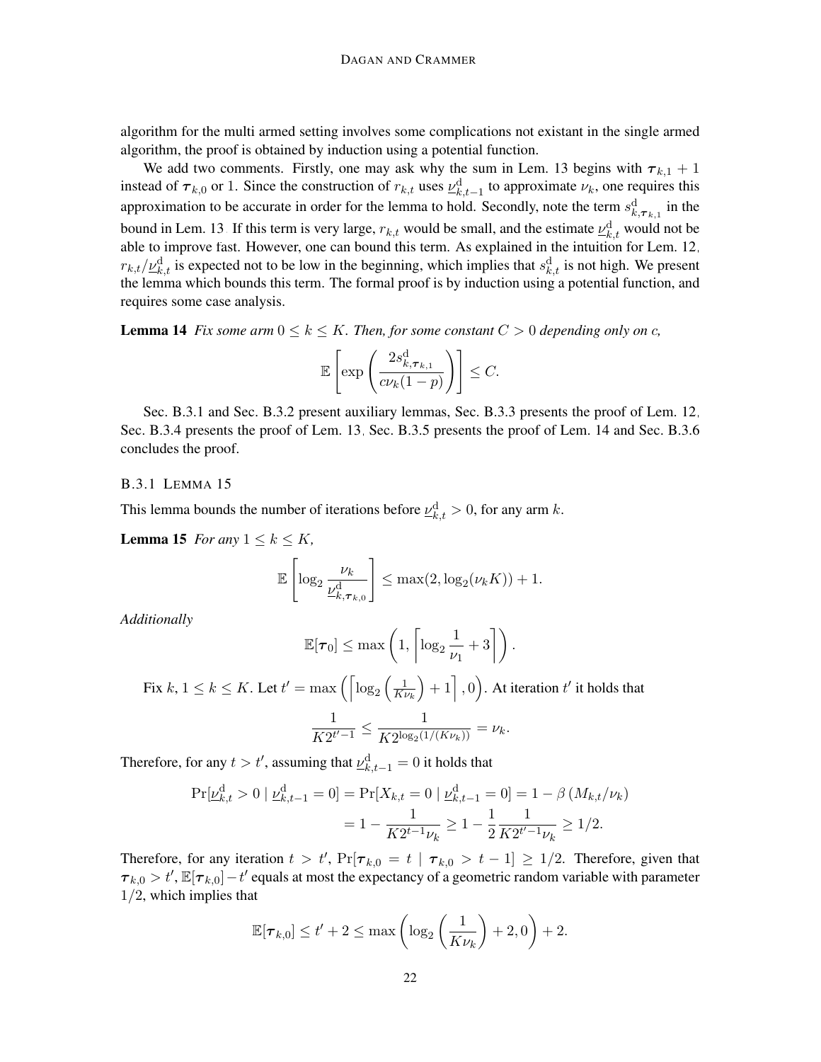algorithm for the multi armed setting involves some complications not existant in the single armed algorithm, the proof is obtained by induction using a potential function.

We add two comments. Firstly, one may ask why the sum in Lem. 13 begins with $\boldsymbol{\tau}_{k,1}+1$ instead of $\boldsymbol{\tau}_{k,0}$ or 1. Since the construction of $r_{k,t}$ uses $\underline{\nu}^{\mathrm{d}}_{k,t-1}$ to approximate $\nu_k$, one requires this approximation to be accurate in order for the lemma to hold. Secondly, note the term $s^{\mathrm{d}}_{k,\boldsymbol{\tau}_{k,1}}$ in the bound in Lem. 13. If this term is very large, $r_{k,t}$ would be small, and the estimate $\underline{\nu}^{\mathrm{d}}_{k,t}$ would not be able to improve fast. However, one can bound this term. As explained in the intuition for Lem. 12, $r_{k,t}/\underline{\nu}^{\mathrm{d}}_{k,t}$ is expected not to be low in the beginning, which implies that $s^{\mathrm{d}}_{k,t}$ is not high. We present the lemma which bounds this term. The formal proof is by induction using a potential function, and requires some case analysis.

**Lemma 14** *Fix some arm $0 \le k \le K$. Then, for some constant $C > 0$ depending only on c,*

$$\mathbb{E}\left[\exp\left(\frac{2s^{\mathrm{d}}_{k,\boldsymbol{\tau}_{k,1}}}{c\nu_k(1-p)}\right)\right] \le C.$$

Sec. B.3.1 and Sec. B.3.2 present auxiliary lemmas, Sec. B.3.3 presents the proof of Lem. 12, Sec. B.3.4 presents the proof of Lem. 13, Sec. B.3.5 presents the proof of Lem. 14 and Sec. B.3.6 concludes the proof.

### B.3.1 Lemma 15

This lemma bounds the number of iterations before $\underline{\nu}^{\mathrm{d}}_{k,t} > 0$, for any arm $k$.

**Lemma 15** *For any $1 \le k \le K$,*

$$\mathbb{E}\left[\log_2 \frac{\nu_k}{\underline{\nu}^{\mathrm{d}}_{k,\boldsymbol{\tau}_{k,0}}}\right] \le \max(2, \log_2(\nu_k K)) + 1.$$

*Additionally*

$$\mathbb{E}[\boldsymbol{\tau}_0] \le \max\left(1, \left\lceil \log_2 \frac{1}{\nu_1} + 3 \right\rceil\right).$$

Fix $k$, $1 \le k \le K$. Let $t' = \max\left(\left\lceil \log_2\left(\frac{1}{K\nu_k}\right) + 1\right\rceil, 0\right)$. At iteration $t'$ it holds that

$$\frac{1}{K2^{t'-1}} \le \frac{1}{K2^{\log_2(1/(K\nu_k))}} = \nu_k.$$

Therefore, for any $t > t'$, assuming that $\underline{\nu}^{\mathrm{d}}_{k,t-1} = 0$ it holds that

$$\begin{aligned}
\Pr[\underline{\nu}^{\mathrm{d}}_{k,t} > 0 \mid \underline{\nu}^{\mathrm{d}}_{k,t-1} = 0] &= \Pr[X_{k,t} = 0 \mid \underline{\nu}^{\mathrm{d}}_{k,t-1} = 0] = 1 - \beta\left(M_{k,t}/\nu_k\right) \\
&= 1 - \frac{1}{K2^{t-1}\nu_k} \ge 1 - \frac{1}{2}\frac{1}{K2^{t'-1}\nu_k} \ge 1/2.
\end{aligned}$$

Therefore, for any iteration $t > t'$, $\Pr[\boldsymbol{\tau}_{k,0} = t \mid \boldsymbol{\tau}_{k,0} > t-1] \ge 1/2$. Therefore, given that $\boldsymbol{\tau}_{k,0} > t'$, $\mathbb{E}[\boldsymbol{\tau}_{k,0}] - t'$ equals at most the expectancy of a geometric random variable with parameter $1/2$, which implies that

$$\mathbb{E}[\boldsymbol{\tau}_{k,0}] \le t' + 2 \le \max\left(\log_2\left(\frac{1}{K\nu_k}\right) + 2, 0\right) + 2.$$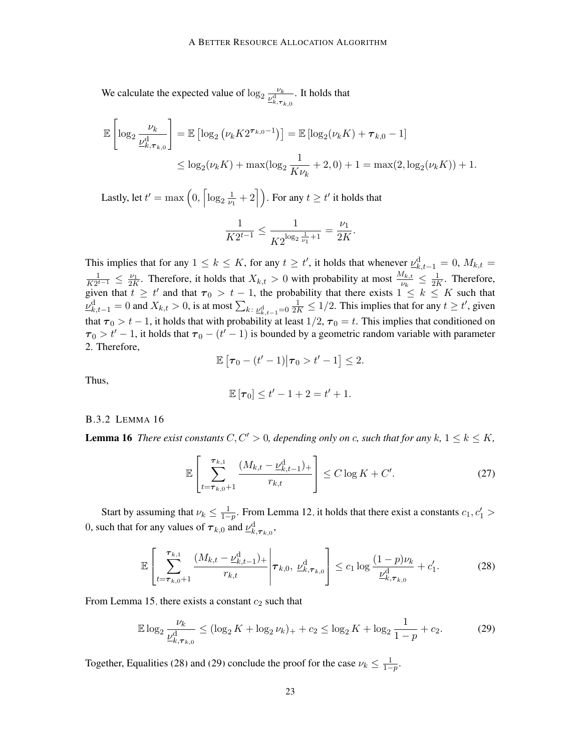We calculate the expected value of $\log_2 \frac{\nu_k}{\underline{\nu}^{\mathrm{d}}_{k,\boldsymbol{\tau}_{k,0}}}$. It holds that

$$\mathbb{E}\left[\log_2 \frac{\nu_k}{\underline{\nu}^{\mathrm{d}}_{k,\boldsymbol{\tau}_{k,0}}}\right] = \mathbb{E}\left[\log_2\left(\nu_k K 2^{\boldsymbol{\tau}_{k,0}-1}\right)\right] = \mathbb{E}\left[\log_2(\nu_k K) + \boldsymbol{\tau}_{k,0} - 1\right]$$
$$\leq \log_2(\nu_k K) + \max(\log_2 \frac{1}{K\nu_k} + 2, 0) + 1 = \max(2, \log_2(\nu_k K)) + 1.$$

Lastly, let $t' = \max\left(0, \left\lceil \log_2 \frac{1}{\nu_1} + 2 \right\rceil\right)$. For any $t \geq t'$ it holds that

$$\frac{1}{K2^{t-1}} \leq \frac{1}{K2^{\log_2 \frac{1}{\nu_1}+1}} = \frac{\nu_1}{2K}.$$

This implies that for any $1 \leq k \leq K$, for any $t \geq t'$, it holds that whenever $\underline{\nu}^{\mathrm{d}}_{k,t-1} = 0$, $M_{k,t} = \frac{1}{K2^{t-1}} \leq \frac{\nu_1}{2K}$. Therefore, it holds that $X_{k,t} > 0$ with probability at most $\frac{M_{k,t}}{\nu_k} \leq \frac{1}{2K}$. Therefore, given that $t \geq t'$ and that $\boldsymbol{\tau}_0 > t-1$, the probability that there exists $1 \leq k \leq K$ such that $\underline{\nu}^{\mathrm{d}}_{k,t-1} = 0$ and $X_{k,t} > 0$, is at most $\sum_{k\colon \underline{\nu}^{\mathrm{d}}_{k,t-1}=0} \frac{1}{2K} \leq 1/2$. This implies that for any $t \geq t'$, given that $\boldsymbol{\tau}_0 > t-1$, it holds that with probability at least $1/2$, $\boldsymbol{\tau}_0 = t$. This implies that conditioned on $\boldsymbol{\tau}_0 > t'-1$, it holds that $\boldsymbol{\tau}_0 - (t'-1)$ is bounded by a geometric random variable with parameter 2. Therefore,

$$\mathbb{E}\left[\boldsymbol{\tau}_0 - (t'-1) \middle| \boldsymbol{\tau}_0 > t'-1\right] \leq 2.$$

Thus,

$$\mathbb{E}\left[\boldsymbol{\tau}_0\right] \leq t' - 1 + 2 = t' + 1.$$

### B.3.2 Lemma 16

**Lemma 16** *There exist constants $C, C' > 0$, depending only on $c$, such that for any $k$, $1 \leq k \leq K$,*

$$\mathbb{E}\left[\sum_{t=\boldsymbol{\tau}_{k,0}+1}^{\boldsymbol{\tau}_{k,1}} \frac{(M_{k,t} - \underline{\nu}^{\mathrm{d}}_{k,t-1})_+}{r_{k,t}}\right] \leq C \log K + C'. \tag{27}$$

Start by assuming that $\nu_k \leq \frac{1}{1-p}$. From Lemma 12, it holds that there exist a constants $c_1, c_1' > 0$, such that for any values of $\boldsymbol{\tau}_{k,0}$ and $\underline{\nu}^{\mathrm{d}}_{k,\boldsymbol{\tau}_{k,0}}$,

$$\mathbb{E}\left[\sum_{t=\boldsymbol{\tau}_{k,0}+1}^{\boldsymbol{\tau}_{k,1}} \frac{(M_{k,t} - \underline{\nu}^{\mathrm{d}}_{k,t-1})_+}{r_{k,t}} \middle| \boldsymbol{\tau}_{k,0},\ \underline{\nu}^{\mathrm{d}}_{k,\boldsymbol{\tau}_{k,0}}\right] \leq c_1 \log \frac{(1-p)\nu_k}{\underline{\nu}^{\mathrm{d}}_{k,\boldsymbol{\tau}_{k,0}}} + c_1'. \tag{28}$$

From Lemma 15, there exists a constant $c_2$ such that

$$\mathbb{E} \log_2 \frac{\nu_k}{\underline{\nu}^{\mathrm{d}}_{k,\boldsymbol{\tau}_{k,0}}} \leq (\log_2 K + \log_2 \nu_k)_+ + c_2 \leq \log_2 K + \log_2 \frac{1}{1-p} + c_2. \tag{29}$$

Together, Equalities (28) and (29) conclude the proof for the case $\nu_k \leq \frac{1}{1-p}$.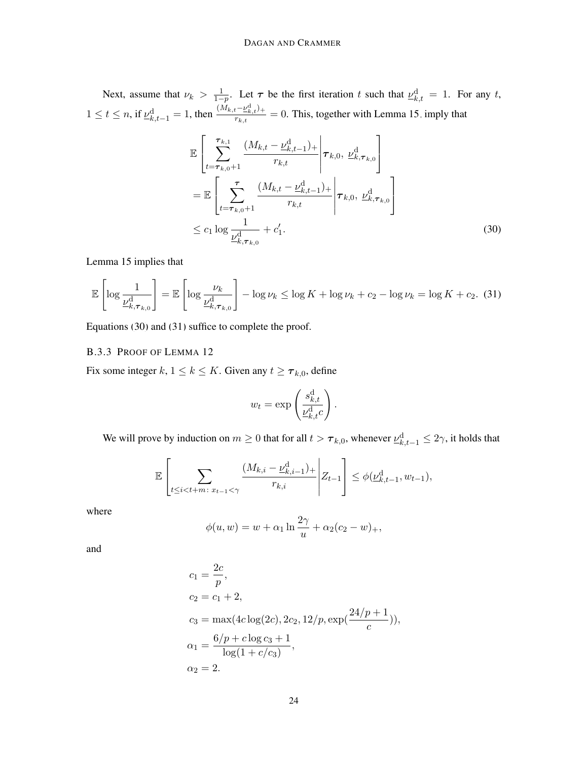Next, assume that $\nu_k > \frac{1}{1-p}$. Let $\boldsymbol{\tau}$ be the first iteration $t$ such that $\underline{\nu}^{\mathrm{d}}_{k,t} = 1$. For any $t$, $1 \le t \le n$, if $\underline{\nu}^{\mathrm{d}}_{k,t-1} = 1$, then $\frac{(M_{k,t} - \underline{\nu}^{\mathrm{d}}_{k,t})_+}{r_{k,t}} = 0$. This, together with Lemma 15, imply that

$$
\begin{aligned}
&\mathbb{E}\left[\sum_{t=\boldsymbol{\tau}_{k,0}+1}^{\boldsymbol{\tau}_{k,1}} \frac{(M_{k,t} - \underline{\nu}^{\mathrm{d}}_{k,t-1})_+}{r_{k,t}} \middle| \boldsymbol{\tau}_{k,0},\ \underline{\nu}^{\mathrm{d}}_{k,\boldsymbol{\tau}_{k,0}}\right] \\
&= \mathbb{E}\left[\sum_{t=\boldsymbol{\tau}_{k,0}+1}^{\boldsymbol{\tau}} \frac{(M_{k,t} - \underline{\nu}^{\mathrm{d}}_{k,t-1})_+}{r_{k,t}} \middle| \boldsymbol{\tau}_{k,0},\ \underline{\nu}^{\mathrm{d}}_{k,\boldsymbol{\tau}_{k,0}}\right] \\
&\le c_1 \log \frac{1}{\underline{\nu}^{\mathrm{d}}_{k,\boldsymbol{\tau}_{k,0}}} + c_1'.
\end{aligned} \tag{30}
$$

Lemma 15 implies that

$$
\mathbb{E}\left[\log \frac{1}{\underline{\nu}^{\mathrm{d}}_{k,\boldsymbol{\tau}_{k,0}}}\right] = \mathbb{E}\left[\log \frac{\nu_k}{\underline{\nu}^{\mathrm{d}}_{k,\boldsymbol{\tau}_{k,0}}}\right] - \log \nu_k \le \log K + \log \nu_k + c_2 - \log \nu_k = \log K + c_2. \tag{31}
$$

Equations (30) and (31) suffice to complete the proof.

#### B.3.3 Proof of Lemma 12

Fix some integer $k$, $1 \le k \le K$. Given any $t \ge \boldsymbol{\tau}_{k,0}$, define

$$
w_t = \exp\left(\frac{s^{\mathrm{d}}_{k,t}}{\underline{\nu}^{\mathrm{d}}_{k,t} c}\right).
$$

We will prove by induction on $m \ge 0$ that for all $t > \boldsymbol{\tau}_{k,0}$, whenever $\underline{\nu}^{\mathrm{d}}_{k,t-1} \le 2\gamma$, it holds that

$$
\mathbb{E}\left[\sum_{t \le i < t+m:\ x_{t-1} < \gamma} \frac{(M_{k,i} - \underline{\nu}^{\mathrm{d}}_{k,i-1})_+}{r_{k,i}} \middle| Z_{t-1}\right] \le \phi(\underline{\nu}^{\mathrm{d}}_{k,t-1}, w_{t-1}),
$$

where

$$
\phi(u, w) = w + \alpha_1 \ln \frac{2\gamma}{u} + \alpha_2 (c_2 - w)_+,
$$

and

$$
\begin{aligned}
c_1 &= \frac{2c}{p}, \\
c_2 &= c_1 + 2, \\
c_3 &= \max(4c \log(2c), 2c_2, 12/p, \exp(\frac{24/p + 1}{c})), \\
\alpha_1 &= \frac{6/p + c \log c_3 + 1}{\log(1 + c/c_3)}, \\
\alpha_2 &= 2.
\end{aligned}
$$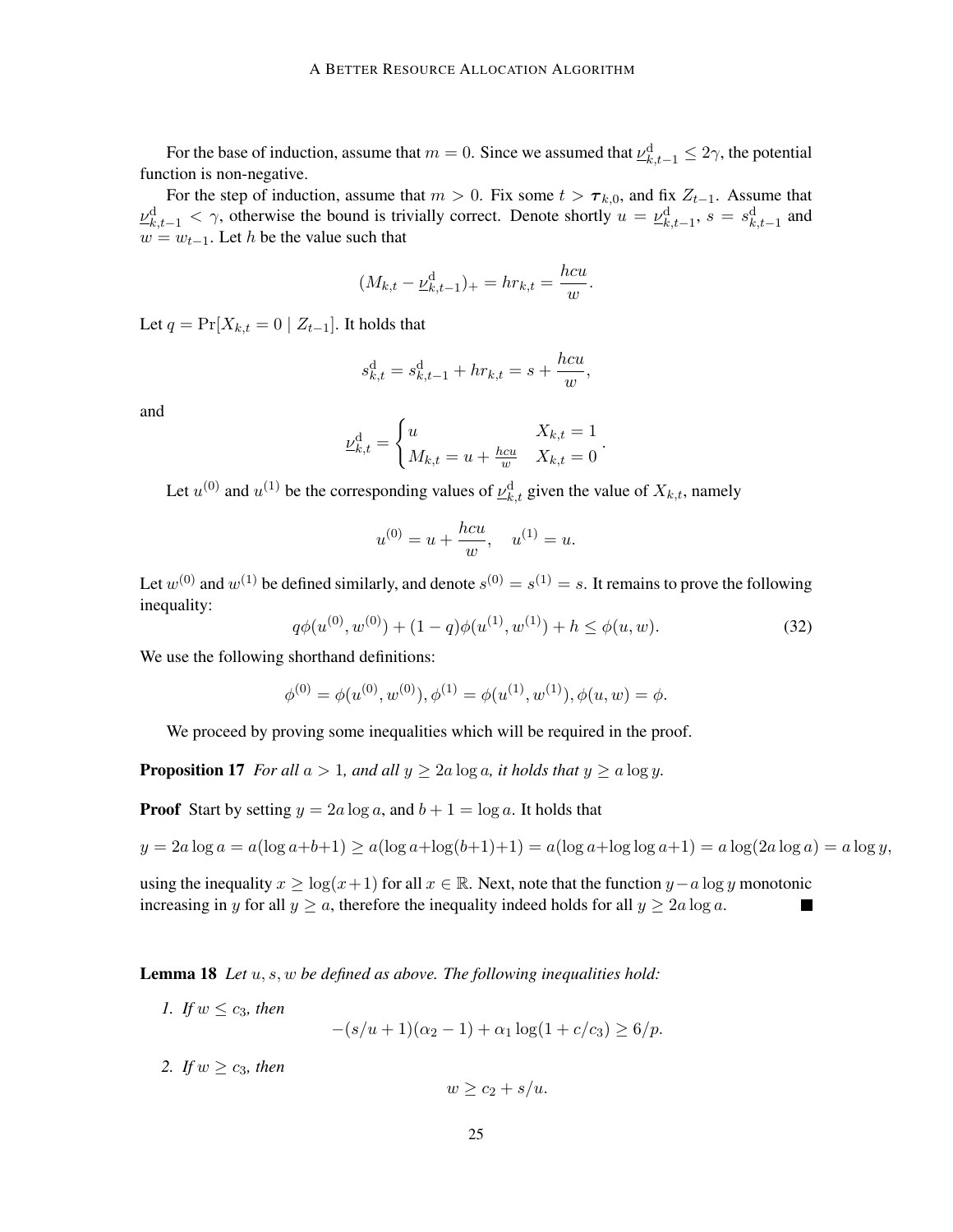For the base of induction, assume that $m = 0$. Since we assumed that $\underline{\nu}^{\mathrm{d}}_{k,t-1} \le 2\gamma$, the potential function is non-negative.

For the step of induction, assume that $m > 0$. Fix some $t > \boldsymbol{\tau}_{k,0}$, and fix $Z_{t-1}$. Assume that $\underline{\nu}^{\mathrm{d}}_{k,t-1} < \gamma$, otherwise the bound is trivially correct. Denote shortly $u = \underline{\nu}^{\mathrm{d}}_{k,t-1}$, $s = s^{\mathrm{d}}_{k,t-1}$ and $w = w_{t-1}$. Let $h$ be the value such that

$$(M_{k,t} - \underline{\nu}^{\mathrm{d}}_{k,t-1})_+ = h r_{k,t} = \frac{hcu}{w}.$$

Let $q = \Pr[X_{k,t} = 0 \mid Z_{t-1}]$. It holds that

$$s^{\mathrm{d}}_{k,t} = s^{\mathrm{d}}_{k,t-1} + h r_{k,t} = s + \frac{hcu}{w},$$

and

$$\underline{\nu}^{\mathrm{d}}_{k,t} = \begin{cases} u & X_{k,t} = 1 \\ M_{k,t} = u + \frac{hcu}{w} & X_{k,t} = 0 \end{cases}.$$

Let $u^{(0)}$ and $u^{(1)}$ be the corresponding values of $\underline{\nu}^{\mathrm{d}}_{k,t}$ given the value of $X_{k,t}$, namely

$$u^{(0)} = u + \frac{hcu}{w}, \quad u^{(1)} = u.$$

Let $w^{(0)}$ and $w^{(1)}$ be defined similarly, and denote $s^{(0)} = s^{(1)} = s$. It remains to prove the following inequality:

$$q\phi(u^{(0)}, w^{(0)}) + (1-q)\phi(u^{(1)}, w^{(1)}) + h \le \phi(u, w). \tag{32}$$

We use the following shorthand definitions:

$$\phi^{(0)} = \phi(u^{(0)}, w^{(0)}), \phi^{(1)} = \phi(u^{(1)}, w^{(1)}), \phi(u, w) = \phi.$$

We proceed by proving some inequalities which will be required in the proof.

**Proposition 17** *For all $a > 1$, and all $y \ge 2a \log a$, it holds that $y \ge a \log y$.*

**Proof** Start by setting $y = 2a \log a$, and $b + 1 = \log a$. It holds that

$$y = 2a\log a = a(\log a + b + 1) \ge a(\log a + \log(b+1) + 1) = a(\log a + \log\log a + 1) = a\log(2a\log a) = a\log y,$$

using the inequality $x \ge \log(x+1)$ for all $x \in \mathbb{R}$. Next, note that the function $y - a\log y$ monotonic increasing in $y$ for all $y \ge a$, therefore the inequality indeed holds for all $y \ge 2a\log a$. ■

**Lemma 18** *Let $u, s, w$ be defined as above. The following inequalities hold:*

1. *If $w \le c_3$, then*
$$-(s/u + 1)(\alpha_2 - 1) + \alpha_1 \log(1 + c/c_3) \ge 6/p.$$

2. *If $w \ge c_3$, then*
$$w \ge c_2 + s/u.$$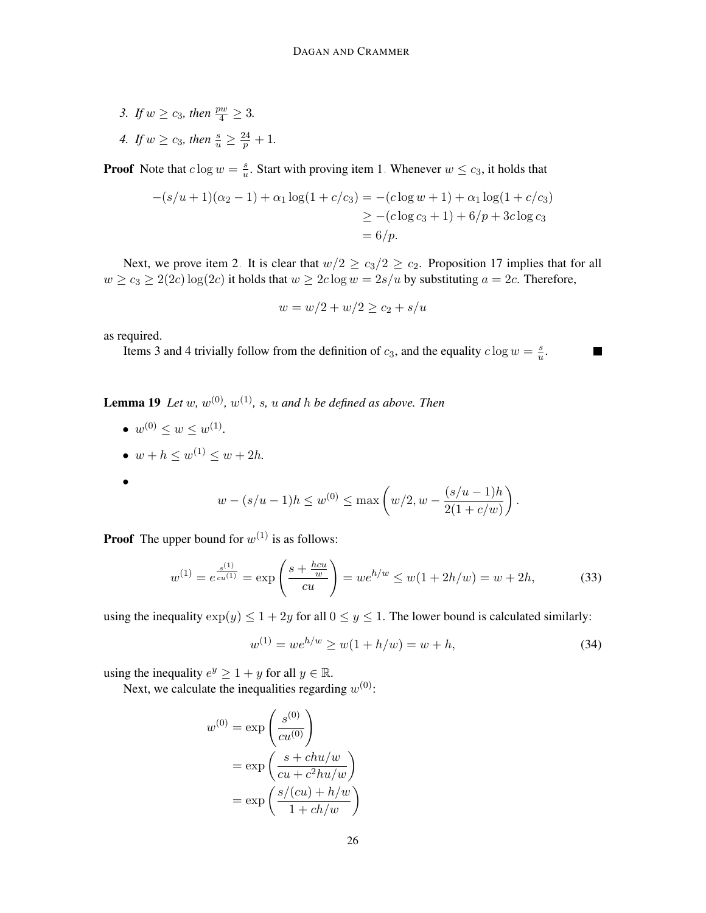3. *If $w \geq c_3$, then $\frac{pw}{4} \geq 3$.*
4. *If $w \geq c_3$, then $\frac{s}{u} \geq \frac{24}{p} + 1$.*

**Proof** Note that $c \log w = \frac{s}{u}$. Start with proving item 1. Whenever $w \leq c_3$, it holds that

$$
\begin{aligned}
-(s/u+1)(\alpha_2 - 1) + \alpha_1 \log(1 + c/c_3) &= -(c \log w + 1) + \alpha_1 \log(1 + c/c_3) \\
&\geq -(c \log c_3 + 1) + 6/p + 3c \log c_3 \\
&= 6/p.
\end{aligned}
$$

Next, we prove item 2. It is clear that $w/2 \geq c_3/2 \geq c_2$. Proposition 17 implies that for all $w \geq c_3 \geq 2(2c)\log(2c)$ it holds that $w \geq 2c \log w = 2s/u$ by substituting $a = 2c$. Therefore,

$$
w = w/2 + w/2 \geq c_2 + s/u
$$

as required.

Items 3 and 4 trivially follow from the definition of $c_3$, and the equality $c \log w = \frac{s}{u}$. ∎

**Lemma 19** *Let $w$, $w^{(0)}$, $w^{(1)}$, $s$, $u$ and $h$ be defined as above. Then*

- $w^{(0)} \leq w \leq w^{(1)}$.
- $w + h \leq w^{(1)} \leq w + 2h$.
-
$$
w - (s/u - 1)h \leq w^{(0)} \leq \max\left(w/2, w - \frac{(s/u-1)h}{2(1 + c/w)}\right).
$$

**Proof** The upper bound for $w^{(1)}$ is as follows:

$$
w^{(1)} = e^{\frac{s^{(1)}}{cu^{(1)}}} = \exp\left(\frac{s + \frac{hcu}{w}}{cu}\right) = we^{h/w} \leq w(1 + 2h/w) = w + 2h, \tag{33}
$$

using the inequality $\exp(y) \leq 1 + 2y$ for all $0 \leq y \leq 1$. The lower bound is calculated similarly:

$$
w^{(1)} = we^{h/w} \geq w(1 + h/w) = w + h, \tag{34}
$$

using the inequality $e^y \geq 1 + y$ for all $y \in \mathbb{R}$.

Next, we calculate the inequalities regarding $w^{(0)}$:

$$
\begin{aligned}
w^{(0)} &= \exp\left(\frac{s^{(0)}}{cu^{(0)}}\right) \\
&= \exp\left(\frac{s + chu/w}{cu + c^2hu/w}\right) \\
&= \exp\left(\frac{s/(cu) + h/w}{1 + ch/w}\right)
\end{aligned}
$$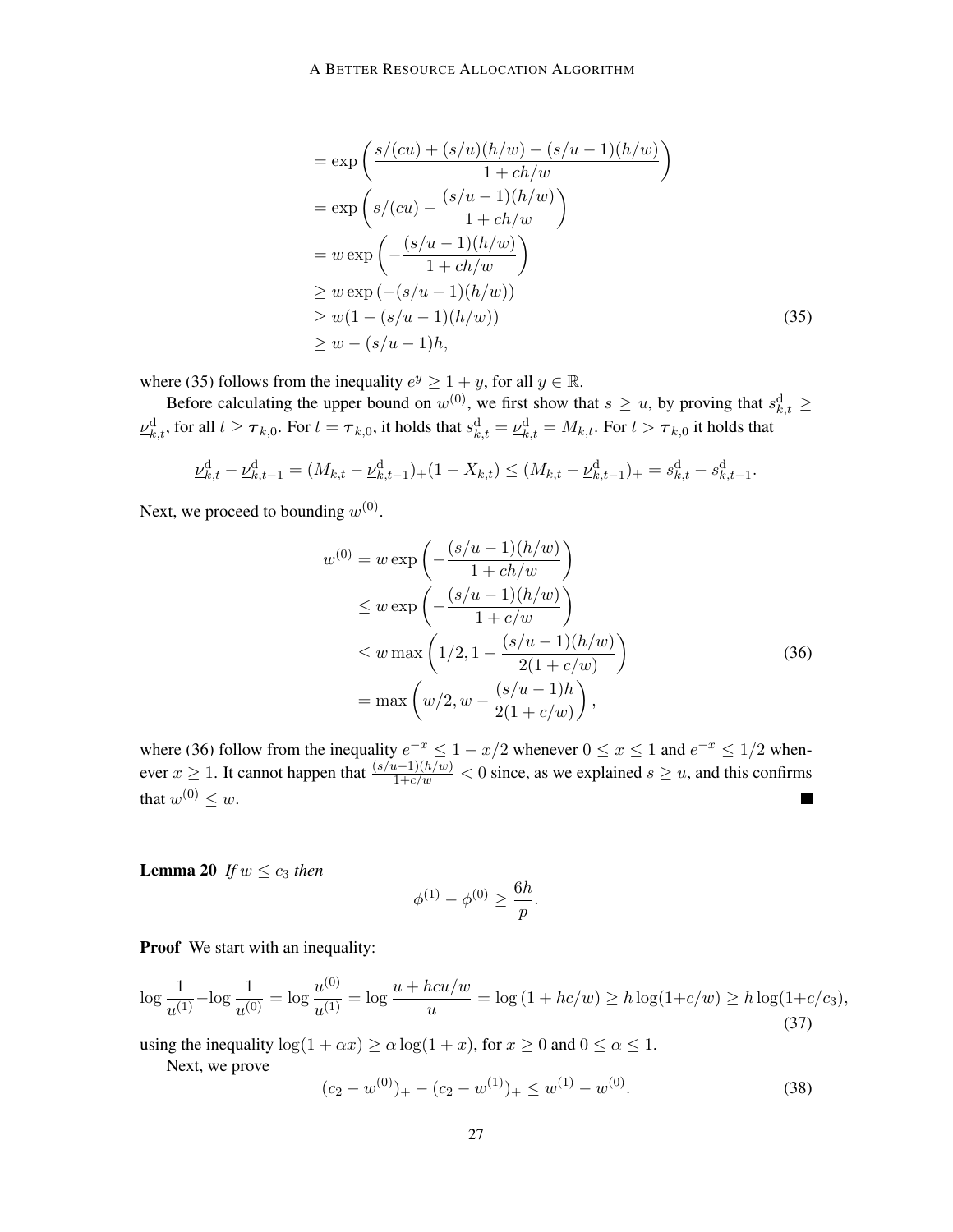$$
\begin{aligned}
&= \exp\left(\frac{s/(cu) + (s/u)(h/w) - (s/u-1)(h/w)}{1+ch/w}\right) \\
&= \exp\left(s/(cu) - \frac{(s/u-1)(h/w)}{1+ch/w}\right) \\
&= w\exp\left(-\frac{(s/u-1)(h/w)}{1+ch/w}\right) \\
&\geq w\exp\left(-(s/u-1)(h/w)\right) \\
&\geq w(1-(s/u-1)(h/w)) \qquad (35) \\
&\geq w - (s/u-1)h,
\end{aligned}
$$

where (35) follows from the inequality $e^y \geq 1 + y$, for all $y \in \mathbb{R}$.

Before calculating the upper bound on $w^{(0)}$, we first show that $s \geq u$, by proving that $s^{\mathrm{d}}_{k,t} \geq \underline{\nu}^{\mathrm{d}}_{k,t}$, for all $t \geq \boldsymbol{\tau}_{k,0}$. For $t = \boldsymbol{\tau}_{k,0}$, it holds that $s^{\mathrm{d}}_{k,t} = \underline{\nu}^{\mathrm{d}}_{k,t} = M_{k,t}$. For $t > \boldsymbol{\tau}_{k,0}$ it holds that

$$
\underline{\nu}^{\mathrm{d}}_{k,t} - \underline{\nu}^{\mathrm{d}}_{k,t-1} = (M_{k,t} - \underline{\nu}^{\mathrm{d}}_{k,t-1})_+(1-X_{k,t}) \leq (M_{k,t} - \underline{\nu}^{\mathrm{d}}_{k,t-1})_+ = s^{\mathrm{d}}_{k,t} - s^{\mathrm{d}}_{k,t-1}.
$$

Next, we proceed to bounding $w^{(0)}$.

$$
\begin{aligned}
w^{(0)} &= w\exp\left(-\frac{(s/u-1)(h/w)}{1+ch/w}\right) \\
&\leq w\exp\left(-\frac{(s/u-1)(h/w)}{1+c/w}\right) \\
&\leq w\max\left(1/2, 1 - \frac{(s/u-1)(h/w)}{2(1+c/w)}\right) \qquad (36) \\
&= \max\left(w/2, w - \frac{(s/u-1)h}{2(1+c/w)}\right),
\end{aligned}
$$

where (36) follow from the inequality $e^{-x} \leq 1 - x/2$ whenever $0 \leq x \leq 1$ and $e^{-x} \leq 1/2$ whenever $x \geq 1$. It cannot happen that $\frac{(s/u-1)(h/w)}{1+c/w} < 0$ since, as we explained $s \geq u$, and this confirms that $w^{(0)} \leq w$. ∎

**Lemma 20** *If $w \leq c_3$ then*

$$
\phi^{(1)} - \phi^{(0)} \geq \frac{6h}{p}.
$$

**Proof** We start with an inequality:

$$
\log\frac{1}{u^{(1)}} - \log\frac{1}{u^{(0)}} = \log\frac{u^{(0)}}{u^{(1)}} = \log\frac{u + hcu/w}{u} = \log\left(1 + hc/w\right) \geq h\log(1+c/w) \geq h\log(1+c/c_3), \qquad (37)
$$

using the inequality $\log(1+\alpha x) \geq \alpha\log(1+x)$, for $x \geq 0$ and $0 \leq \alpha \leq 1$.

Next, we prove

$$
(c_2 - w^{(0)})_+ - (c_2 - w^{(1)})_+ \leq w^{(1)} - w^{(0)}. \qquad (38)
$$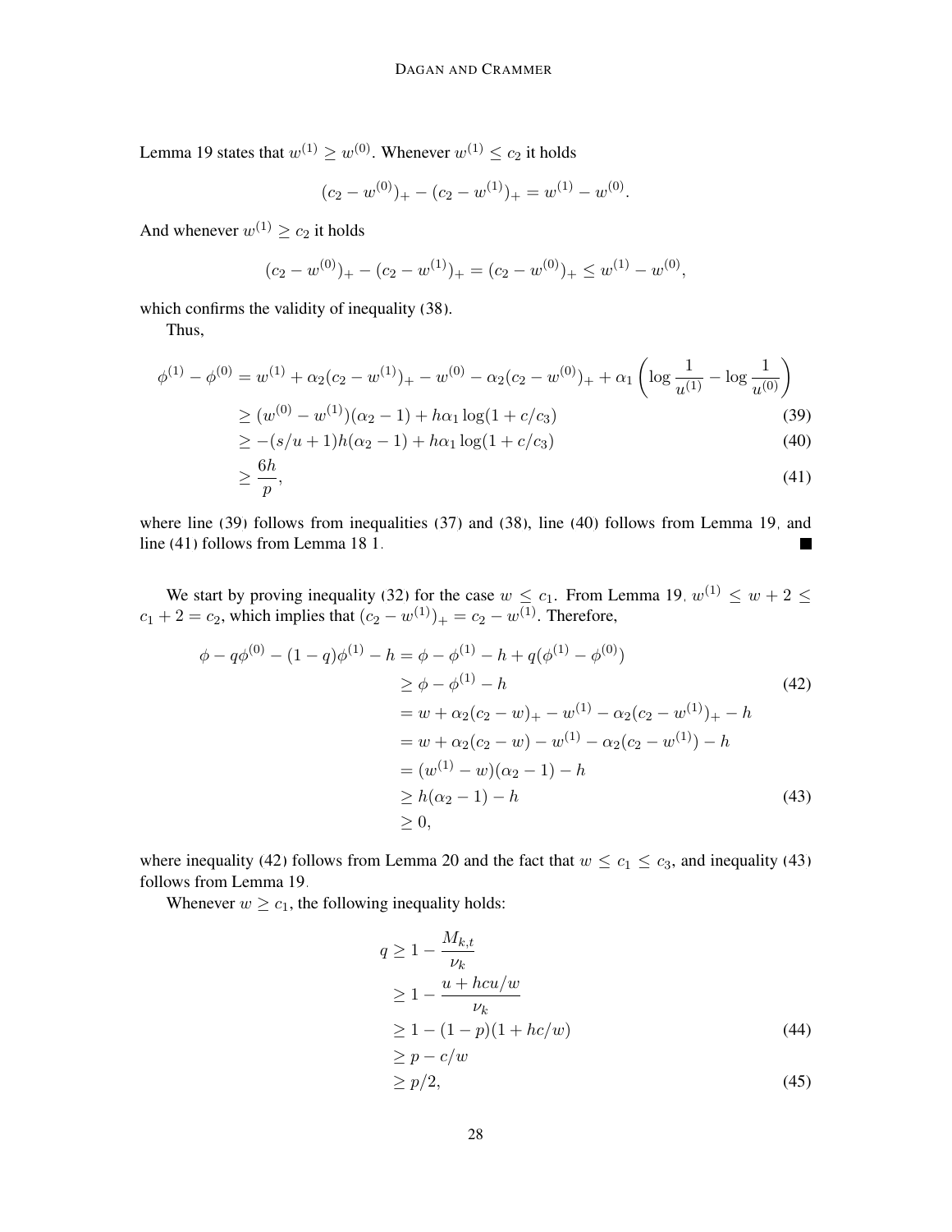Lemma 19 states that $w^{(1)} \geq w^{(0)}$. Whenever $w^{(1)} \leq c_2$ it holds

$$(c_2 - w^{(0)})_+ - (c_2 - w^{(1)})_+ = w^{(1)} - w^{(0)}.$$

And whenever $w^{(1)} \geq c_2$ it holds

$$(c_2 - w^{(0)})_+ - (c_2 - w^{(1)})_+ = (c_2 - w^{(0)})_+ \leq w^{(1)} - w^{(0)},$$

which confirms the validity of inequality (38).

Thus,

$$\begin{aligned}
\phi^{(1)} - \phi^{(0)} &= w^{(1)} + \alpha_2(c_2 - w^{(1)})_+ - w^{(0)} - \alpha_2(c_2 - w^{(0)})_+ + \alpha_1 \left( \log \frac{1}{u^{(1)}} - \log \frac{1}{u^{(0)}} \right) \\
&\geq (w^{(0)} - w^{(1)})(\alpha_2 - 1) + h\alpha_1 \log(1 + c/c_3) \qquad (39) \\
&\geq -(s/u + 1)h(\alpha_2 - 1) + h\alpha_1 \log(1 + c/c_3) \qquad (40) \\
&\geq \frac{6h}{p}, \qquad (41)
\end{aligned}$$

where line (39) follows from inequalities (37) and (38), line (40) follows from Lemma 19, and line (41) follows from Lemma 18 1. ■

We start by proving inequality (32) for the case $w \leq c_1$. From Lemma 19, $w^{(1)} \leq w + 2 \leq c_1 + 2 = c_2$, which implies that $(c_2 - w^{(1)})_+ = c_2 - w^{(1)}$. Therefore,

$$\begin{aligned}
\phi - q\phi^{(0)} - (1-q)\phi^{(1)} - h &= \phi - \phi^{(1)} - h + q(\phi^{(1)} - \phi^{(0)}) \\
&\geq \phi - \phi^{(1)} - h \qquad (42) \\
&= w + \alpha_2(c_2 - w)_+ - w^{(1)} - \alpha_2(c_2 - w^{(1)})_+ - h \\
&= w + \alpha_2(c_2 - w) - w^{(1)} - \alpha_2(c_2 - w^{(1)}) - h \\
&= (w^{(1)} - w)(\alpha_2 - 1) - h \\
&\geq h(\alpha_2 - 1) - h \qquad (43) \\
&\geq 0,
\end{aligned}$$

where inequality (42) follows from Lemma 20 and the fact that $w \leq c_1 \leq c_3$, and inequality (43) follows from Lemma 19.

Whenever $w \geq c_1$, the following inequality holds:

$$\begin{aligned}
q &\geq 1 - \frac{M_{k,t}}{\nu_k} \\
&\geq 1 - \frac{u + hcu/w}{\nu_k} \\
&\geq 1 - (1-p)(1 + hc/w) \qquad (44) \\
&\geq p - c/w \\
&\geq p/2, \qquad (45)
\end{aligned}$$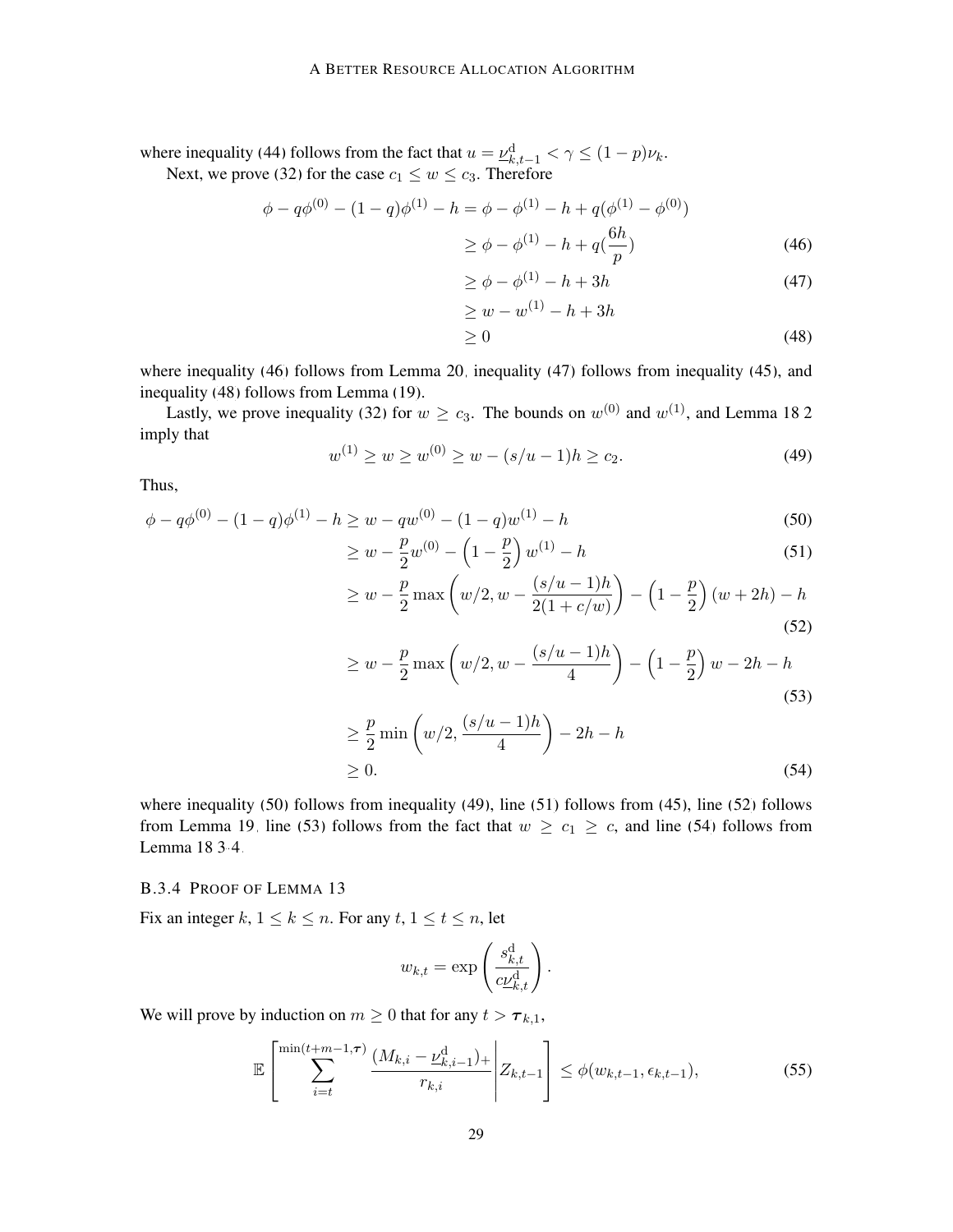where inequality (44) follows from the fact that $u = \underline{\nu}^{\mathrm{d}}_{k,t-1} < \gamma \leq (1-p)\nu_k$.

Next, we prove (32) for the case $c_1 \leq w \leq c_3$. Therefore

$$
\begin{aligned}
\phi - q\phi^{(0)} - (1-q)\phi^{(1)} - h &= \phi - \phi^{(1)} - h + q(\phi^{(1)} - \phi^{(0)}) \\
&\geq \phi - \phi^{(1)} - h + q(\frac{6h}{p}) \qquad (46) \\
&\geq \phi - \phi^{(1)} - h + 3h \qquad (47) \\
&\geq w - w^{(1)} - h + 3h \\
&\geq 0 \qquad (48)
\end{aligned}
$$

where inequality (46) follows from Lemma 20, inequality (47) follows from inequality (45), and inequality (48) follows from Lemma (19).

Lastly, we prove inequality (32) for $w \geq c_3$. The bounds on $w^{(0)}$ and $w^{(1)}$, and Lemma 18 2 imply that

$$
w^{(1)} \geq w \geq w^{(0)} \geq w - (s/u - 1)h \geq c_2. \qquad (49)
$$

Thus,

$$
\begin{aligned}
\phi - q\phi^{(0)} - (1-q)\phi^{(1)} - h &\geq w - qw^{(0)} - (1-q)w^{(1)} - h \qquad (50) \\
&\geq w - \frac{p}{2}w^{(0)} - \left(1 - \frac{p}{2}\right)w^{(1)} - h \qquad (51) \\
&\geq w - \frac{p}{2}\max\left(w/2, w - \frac{(s/u-1)h}{2(1+c/w)}\right) - \left(1 - \frac{p}{2}\right)(w + 2h) - h \qquad (52) \\
&\geq w - \frac{p}{2}\max\left(w/2, w - \frac{(s/u-1)h}{4}\right) - \left(1 - \frac{p}{2}\right)w - 2h - h \qquad (53) \\
&\geq \frac{p}{2}\min\left(w/2, \frac{(s/u-1)h}{4}\right) - 2h - h \\
&\geq 0. \qquad (54)
\end{aligned}
$$

where inequality (50) follows from inequality (49), line (51) follows from (45), line (52) follows from Lemma 19, line (53) follows from the fact that $w \geq c_1 \geq c$, and line (54) follows from Lemma 18 3-4.

### B.3.4 Proof of Lemma 13

Fix an integer $k$, $1 \leq k \leq n$. For any $t$, $1 \leq t \leq n$, let

$$
w_{k,t} = \exp\left(\frac{s^{\mathrm{d}}_{k,t}}{c\underline{\nu}^{\mathrm{d}}_{k,t}}\right).
$$

We will prove by induction on $m \geq 0$ that for any $t > \boldsymbol{\tau}_{k,1}$,

$$
\mathbb{E}\left[\sum_{i=t}^{\min(t+m-1,\boldsymbol{\tau})} \frac{(M_{k,i} - \underline{\nu}^{\mathrm{d}}_{k,i-1})_+}{r_{k,i}} \middle| Z_{k,t-1}\right] \leq \phi(w_{k,t-1}, \epsilon_{k,t-1}), \qquad (55)
$$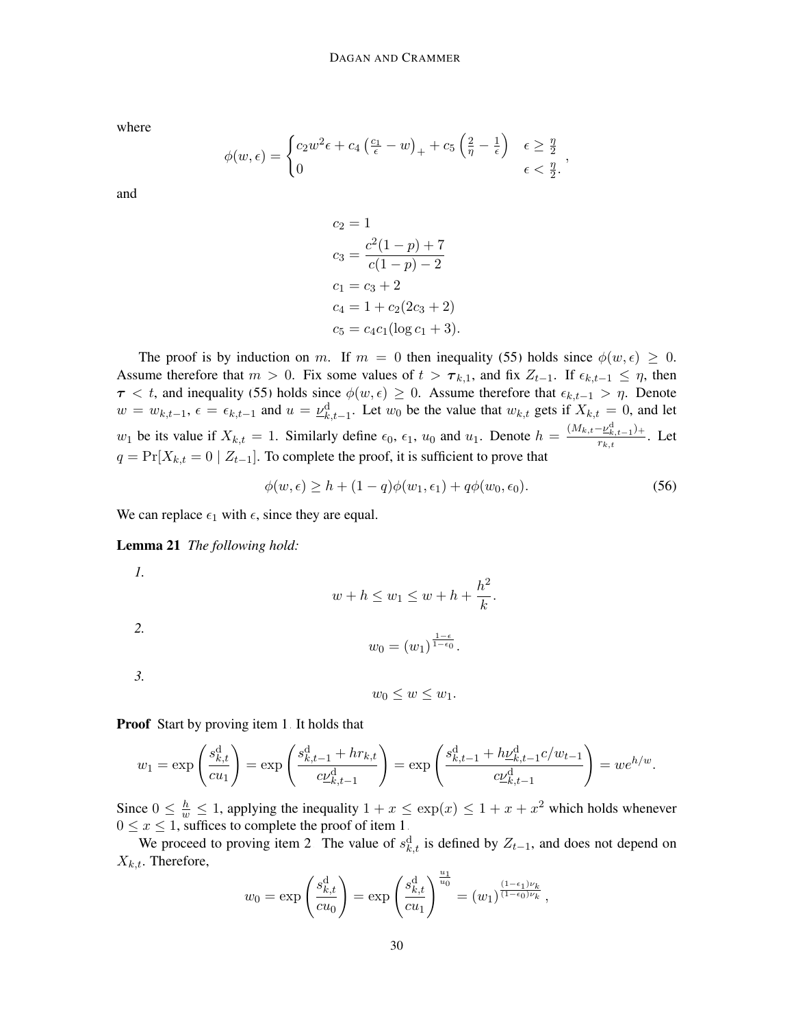where

$$\phi(w,\epsilon) = \begin{cases} c_2 w^2 \epsilon + c_4 \left(\frac{c_1}{\epsilon} - w\right)_+ + c_5 \left(\frac{2}{\eta} - \frac{1}{\epsilon}\right) & \epsilon \geq \frac{\eta}{2} \\ 0 & \epsilon < \frac{\eta}{2}. \end{cases},$$

and

$$\begin{aligned} c_2 &= 1 \\ c_3 &= \frac{c^2(1-p)+7}{c(1-p)-2} \\ c_1 &= c_3 + 2 \\ c_4 &= 1 + c_2(2c_3+2) \\ c_5 &= c_4 c_1 (\log c_1 + 3). \end{aligned}$$

The proof is by induction on $m$. If $m = 0$ then inequality (55) holds since $\phi(w,\epsilon) \geq 0$. Assume therefore that $m > 0$. Fix some values of $t > \boldsymbol{\tau}_{k,1}$, and fix $Z_{t-1}$. If $\epsilon_{k,t-1} \leq \eta$, then $\boldsymbol{\tau} < t$, and inequality (55) holds since $\phi(w,\epsilon) \geq 0$. Assume therefore that $\epsilon_{k,t-1} > \eta$. Denote $w = w_{k,t-1}$, $\epsilon = \epsilon_{k,t-1}$ and $u = \underline{\nu}^{\mathrm{d}}_{k,t-1}$. Let $w_0$ be the value that $w_{k,t}$ gets if $X_{k,t} = 0$, and let $w_1$ be its value if $X_{k,t} = 1$. Similarly define $\epsilon_0$, $\epsilon_1$, $u_0$ and $u_1$. Denote $h = \frac{(M_{k,t} - \underline{\nu}^{\mathrm{d}}_{k,t-1})_+}{r_{k,t}}$. Let $q = \Pr[X_{k,t} = 0 \mid Z_{t-1}]$. To complete the proof, it is sufficient to prove that

$$\phi(w,\epsilon) \geq h + (1-q)\phi(w_1,\epsilon_1) + q\phi(w_0,\epsilon_0). \tag{56}$$

We can replace $\epsilon_1$ with $\epsilon$, since they are equal.

**Lemma 21** *The following hold:*

*1.*
$$w + h \leq w_1 \leq w + h + \frac{h^2}{k}.$$

*2.*
$$w_0 = (w_1)^{\frac{1-\epsilon}{1-\epsilon_0}}.$$

*3.*
$$w_0 \leq w \leq w_1.$$

**Proof** Start by proving item 1. It holds that

$$w_1 = \exp\left(\frac{s^{\mathrm{d}}_{k,t}}{cu_1}\right) = \exp\left(\frac{s^{\mathrm{d}}_{k,t-1} + hr_{k,t}}{c\underline{\nu}^{\mathrm{d}}_{k,t-1}}\right) = \exp\left(\frac{s^{\mathrm{d}}_{k,t-1} + h\underline{\nu}^{\mathrm{d}}_{k,t-1}c/w_{t-1}}{c\underline{\nu}^{\mathrm{d}}_{k,t-1}}\right) = we^{h/w}.$$

Since $0 \leq \frac{h}{w} \leq 1$, applying the inequality $1 + x \leq \exp(x) \leq 1 + x + x^2$ which holds whenever $0 \leq x \leq 1$, suffices to complete the proof of item 1.

We proceed to proving item 2. The value of $s^{\mathrm{d}}_{k,t}$ is defined by $Z_{t-1}$, and does not depend on $X_{k,t}$. Therefore,

$$w_0 = \exp\left(\frac{s^{\mathrm{d}}_{k,t}}{cu_0}\right) = \exp\left(\frac{s^{\mathrm{d}}_{k,t}}{cu_1}\right)^{\frac{u_1}{u_0}} = (w_1)^{\frac{(1-\epsilon_1)\nu_k}{(1-\epsilon_0)\nu_k}},$$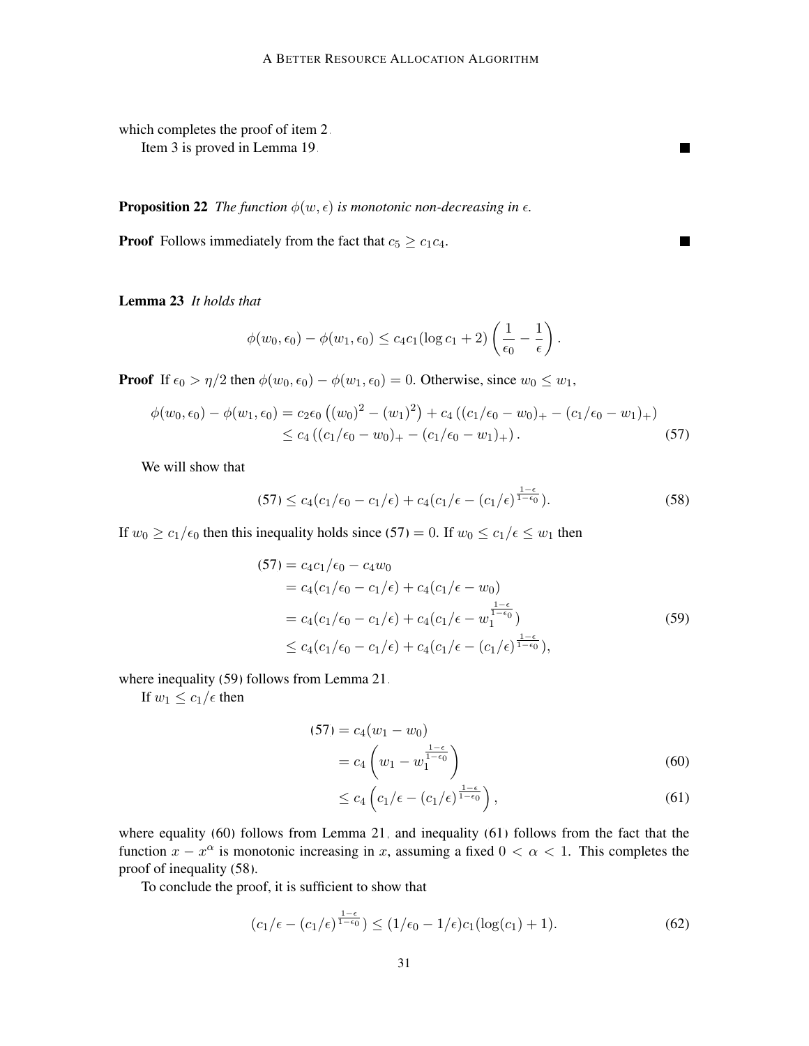which completes the proof of item 2.

Item 3 is proved in Lemma 19. ■

**Proposition 22** *The function $\phi(w,\epsilon)$ is monotonic non-decreasing in $\epsilon$.*

**Proof** Follows immediately from the fact that $c_5 \geq c_1 c_4$. ■

**Lemma 23** *It holds that*

$$\phi(w_0,\epsilon_0) - \phi(w_1,\epsilon_0) \leq c_4 c_1 (\log c_1 + 2)\left(\frac{1}{\epsilon_0} - \frac{1}{\epsilon}\right).$$

**Proof** If $\epsilon_0 > \eta/2$ then $\phi(w_0,\epsilon_0) - \phi(w_1,\epsilon_0) = 0$. Otherwise, since $w_0 \leq w_1$,

$$\begin{aligned}
\phi(w_0,\epsilon_0) - \phi(w_1,\epsilon_0) &= c_2\epsilon_0\left((w_0)^2 - (w_1)^2\right) + c_4\left((c_1/\epsilon_0 - w_0)_+ - (c_1/\epsilon_0 - w_1)_+\right) \\
&\leq c_4\left((c_1/\epsilon_0 - w_0)_+ - (c_1/\epsilon_0 - w_1)_+\right).
\end{aligned} \tag{57}$$

We will show that

$$(57) \leq c_4(c_1/\epsilon_0 - c_1/\epsilon) + c_4(c_1/\epsilon - (c_1/\epsilon)^{\frac{1-\epsilon}{1-\epsilon_0}}). \tag{58}$$

If $w_0 \geq c_1/\epsilon_0$ then this inequality holds since $(57) = 0$. If $w_0 \leq c_1/\epsilon \leq w_1$ then

$$\begin{aligned}
(57) &= c_4 c_1/\epsilon_0 - c_4 w_0 \\
&= c_4(c_1/\epsilon_0 - c_1/\epsilon) + c_4(c_1/\epsilon - w_0) \\
&= c_4(c_1/\epsilon_0 - c_1/\epsilon) + c_4(c_1/\epsilon - w_1^{\frac{1-\epsilon}{1-\epsilon_0}}) \\
&\leq c_4(c_1/\epsilon_0 - c_1/\epsilon) + c_4(c_1/\epsilon - (c_1/\epsilon)^{\frac{1-\epsilon}{1-\epsilon_0}}),
\end{aligned} \tag{59}$$

where inequality (59) follows from Lemma 21.

If $w_1 \leq c_1/\epsilon$ then

$$\begin{aligned}
(57) &= c_4(w_1 - w_0) \\
&= c_4\left(w_1 - w_1^{\frac{1-\epsilon}{1-\epsilon_0}}\right) \qquad (60)\\
&\leq c_4\left(c_1/\epsilon - (c_1/\epsilon)^{\frac{1-\epsilon}{1-\epsilon_0}}\right), \qquad (61)
\end{aligned}$$

where equality (60) follows from Lemma 21, and inequality (61) follows from the fact that the function $x - x^\alpha$ is monotonic increasing in $x$, assuming a fixed $0 < \alpha < 1$. This completes the proof of inequality (58).

To conclude the proof, it is sufficient to show that

$$(c_1/\epsilon - (c_1/\epsilon)^{\frac{1-\epsilon}{1-\epsilon_0}}) \leq (1/\epsilon_0 - 1/\epsilon)c_1(\log(c_1) + 1). \tag{62}$$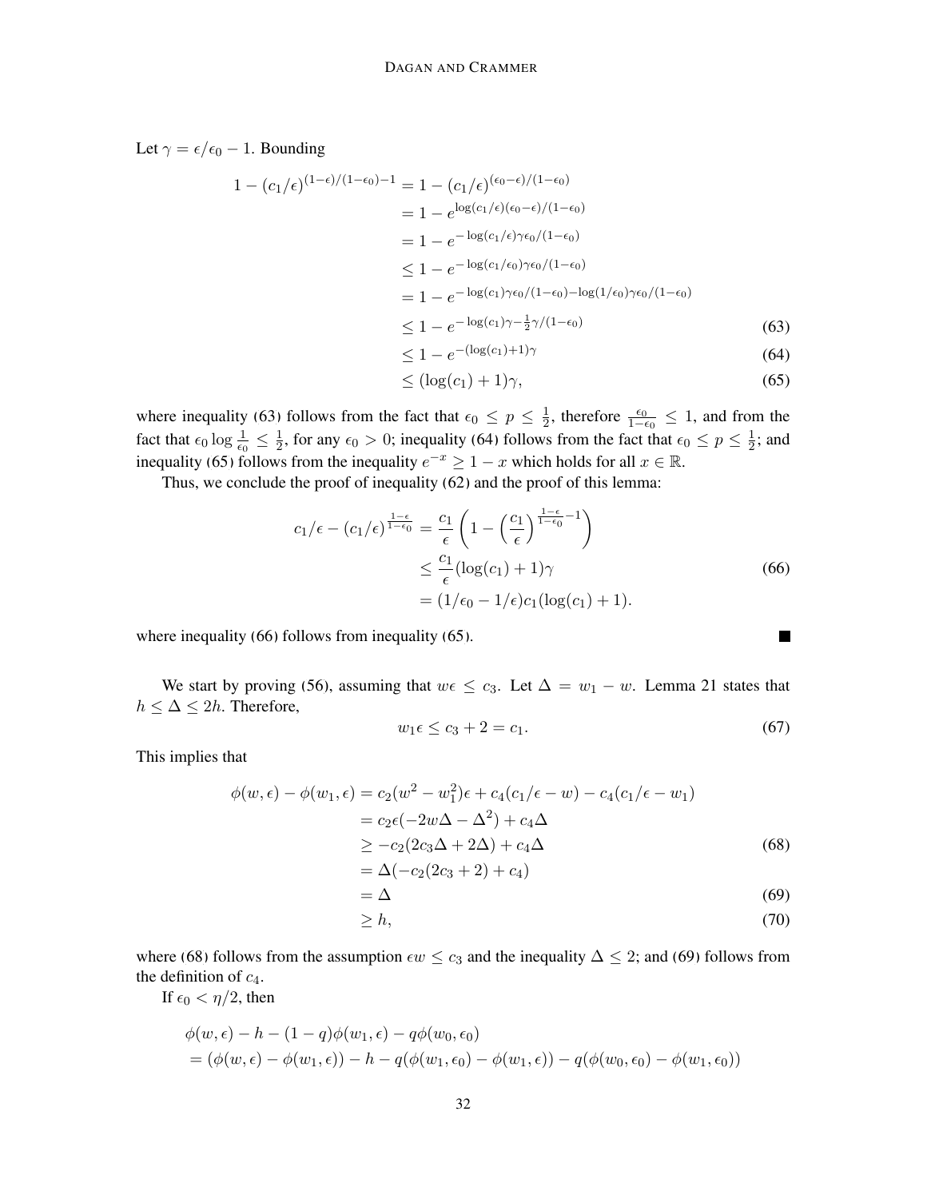Let $\gamma = \epsilon/\epsilon_0 - 1$. Bounding

$$
\begin{aligned}
1 - (c_1/\epsilon)^{(1-\epsilon)/(1-\epsilon_0)-1} &= 1 - (c_1/\epsilon)^{(\epsilon_0-\epsilon)/(1-\epsilon_0)} \\
&= 1 - e^{\log(c_1/\epsilon)(\epsilon_0-\epsilon)/(1-\epsilon_0)} \\
&= 1 - e^{-\log(c_1/\epsilon)\gamma\epsilon_0/(1-\epsilon_0)} \\
&\leq 1 - e^{-\log(c_1/\epsilon_0)\gamma\epsilon_0/(1-\epsilon_0)} \\
&= 1 - e^{-\log(c_1)\gamma\epsilon_0/(1-\epsilon_0) - \log(1/\epsilon_0)\gamma\epsilon_0/(1-\epsilon_0)} \\
&\leq 1 - e^{-\log(c_1)\gamma - \frac{1}{2}\gamma/(1-\epsilon_0)} \qquad (63) \\
&\leq 1 - e^{-(\log(c_1)+1)\gamma} \qquad (64) \\
&\leq (\log(c_1)+1)\gamma, \qquad (65)
\end{aligned}
$$

where inequality (63) follows from the fact that $\epsilon_0 \leq p \leq \frac{1}{2}$, therefore $\frac{\epsilon_0}{1-\epsilon_0} \leq 1$, and from the fact that $\epsilon_0 \log \frac{1}{\epsilon_0} \leq \frac{1}{2}$, for any $\epsilon_0 > 0$; inequality (64) follows from the fact that $\epsilon_0 \leq p \leq \frac{1}{2}$; and inequality (65) follows from the inequality $e^{-x} \geq 1 - x$ which holds for all $x \in \mathbb{R}$.

Thus, we conclude the proof of inequality (62) and the proof of this lemma:

$$
\begin{aligned}
c_1/\epsilon - (c_1/\epsilon)^{\frac{1-\epsilon}{1-\epsilon_0}} &= \frac{c_1}{\epsilon}\left(1 - \left(\frac{c_1}{\epsilon}\right)^{\frac{1-\epsilon}{1-\epsilon_0}-1}\right) \\
&\leq \frac{c_1}{\epsilon}(\log(c_1)+1)\gamma \qquad (66) \\
&= (1/\epsilon_0 - 1/\epsilon)c_1(\log(c_1)+1).
\end{aligned}
$$

where inequality (66) follows from inequality (65). ∎

We start by proving (56), assuming that $w\epsilon \leq c_3$. Let $\Delta = w_1 - w$. Lemma 21 states that $h \leq \Delta \leq 2h$. Therefore,

$$
w_1\epsilon \leq c_3 + 2 = c_1. \qquad (67)
$$

This implies that

$$
\begin{aligned}
\phi(w,\epsilon) - \phi(w_1,\epsilon) &= c_2(w^2 - w_1^2)\epsilon + c_4(c_1/\epsilon - w) - c_4(c_1/\epsilon - w_1) \\
&= c_2\epsilon(-2w\Delta - \Delta^2) + c_4\Delta \\
&\geq -c_2(2c_3\Delta + 2\Delta) + c_4\Delta \qquad (68) \\
&= \Delta(-c_2(2c_3+2) + c_4) \\
&= \Delta \qquad (69) \\
&\geq h, \qquad (70)
\end{aligned}
$$

where (68) follows from the assumption $\epsilon w \leq c_3$ and the inequality $\Delta \leq 2$; and (69) follows from the definition of $c_4$.

If $\epsilon_0 < \eta/2$, then

$$
\begin{aligned}
&\phi(w,\epsilon) - h - (1-q)\phi(w_1,\epsilon) - q\phi(w_0,\epsilon_0) \\
&= (\phi(w,\epsilon) - \phi(w_1,\epsilon)) - h - q(\phi(w_1,\epsilon_0) - \phi(w_1,\epsilon)) - q(\phi(w_0,\epsilon_0) - \phi(w_1,\epsilon_0))
\end{aligned}
$$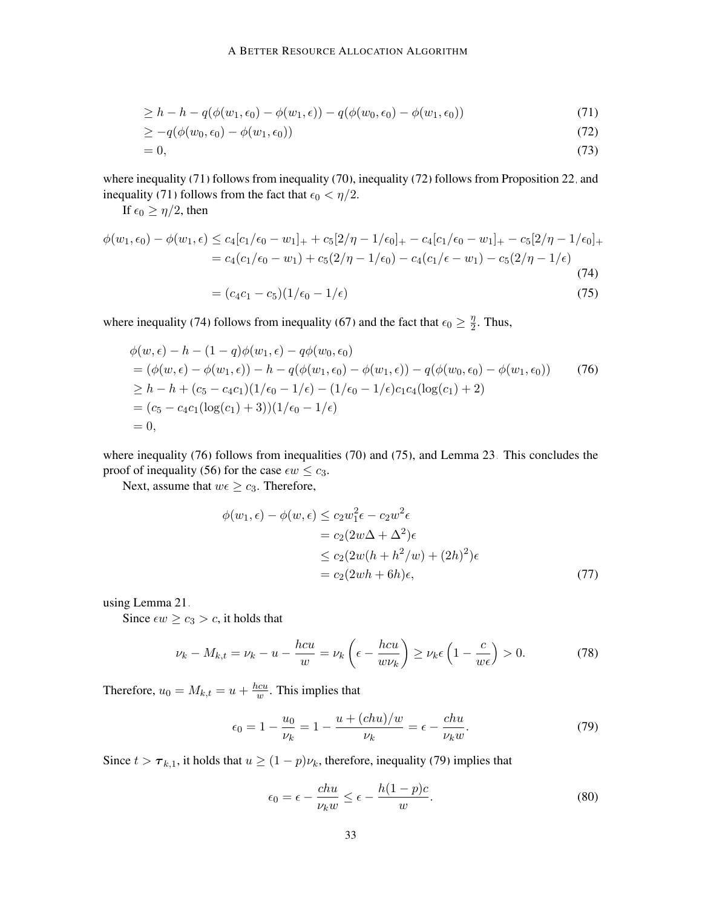$$
\begin{aligned}
&\geq h - h - q(\phi(w_1, \epsilon_0) - \phi(w_1, \epsilon)) - q(\phi(w_0, \epsilon_0) - \phi(w_1, \epsilon_0)) &(71)\\
&\geq -q(\phi(w_0, \epsilon_0) - \phi(w_1, \epsilon_0)) &(72)\\
&= 0, &(73)
\end{aligned}
$$

where inequality (71) follows from inequality (70), inequality (72) follows from Proposition 22, and inequality (71) follows from the fact that $\epsilon_0 < \eta/2$.

If $\epsilon_0 \geq \eta/2$, then

$$
\begin{aligned}
\phi(w_1, \epsilon_0) - \phi(w_1, \epsilon) &\leq c_4[c_1/\epsilon_0 - w_1]_+ + c_5[2/\eta - 1/\epsilon_0]_+ - c_4[c_1/\epsilon_0 - w_1]_+ - c_5[2/\eta - 1/\epsilon_0]_+ \\
&= c_4(c_1/\epsilon_0 - w_1) + c_5(2/\eta - 1/\epsilon_0) - c_4(c_1/\epsilon - w_1) - c_5(2/\eta - 1/\epsilon) &(74)\\
&= (c_4 c_1 - c_5)(1/\epsilon_0 - 1/\epsilon) &(75)
\end{aligned}
$$

where inequality (74) follows from inequality (67) and the fact that $\epsilon_0 \geq \frac{\eta}{2}$. Thus,

$$
\begin{aligned}
&\phi(w, \epsilon) - h - (1-q)\phi(w_1, \epsilon) - q\phi(w_0, \epsilon_0) \\
&= (\phi(w, \epsilon) - \phi(w_1, \epsilon)) - h - q(\phi(w_1, \epsilon_0) - \phi(w_1, \epsilon)) - q(\phi(w_0, \epsilon_0) - \phi(w_1, \epsilon_0)) &(76)\\
&\geq h - h + (c_5 - c_4 c_1)(1/\epsilon_0 - 1/\epsilon) - (1/\epsilon_0 - 1/\epsilon)c_1 c_4(\log(c_1) + 2) \\
&= (c_5 - c_4 c_1(\log(c_1) + 3))(1/\epsilon_0 - 1/\epsilon) \\
&= 0,
\end{aligned}
$$

where inequality (76) follows from inequalities (70) and (75), and Lemma 23. This concludes the proof of inequality (56) for the case $\epsilon w \leq c_3$.

Next, assume that $w\epsilon \geq c_3$. Therefore,

$$
\begin{aligned}
\phi(w_1, \epsilon) - \phi(w, \epsilon) &\leq c_2 w_1^2 \epsilon - c_2 w^2 \epsilon \\
&= c_2(2w\Delta + \Delta^2)\epsilon \\
&\leq c_2(2w(h + h^2/w) + (2h)^2)\epsilon \\
&= c_2(2wh + 6h)\epsilon, &(77)
\end{aligned}
$$

using Lemma 21.

Since $\epsilon w \geq c_3 > c$, it holds that

$$
\nu_k - M_{k,t} = \nu_k - u - \frac{hcu}{w} = \nu_k\left(\epsilon - \frac{hcu}{w\nu_k}\right) \geq \nu_k \epsilon\left(1 - \frac{c}{w\epsilon}\right) > 0. \tag{78}
$$

Therefore, $u_0 = M_{k,t} = u + \frac{hcu}{w}$. This implies that

$$
\epsilon_0 = 1 - \frac{u_0}{\nu_k} = 1 - \frac{u + (chu)/w}{\nu_k} = \epsilon - \frac{chu}{\nu_k w}. \tag{79}
$$

Since $t > \boldsymbol{\tau}_{k,1}$, it holds that $u \geq (1-p)\nu_k$, therefore, inequality (79) implies that

$$
\epsilon_0 = \epsilon - \frac{chu}{\nu_k w} \leq \epsilon - \frac{h(1-p)c}{w}. \tag{80}
$$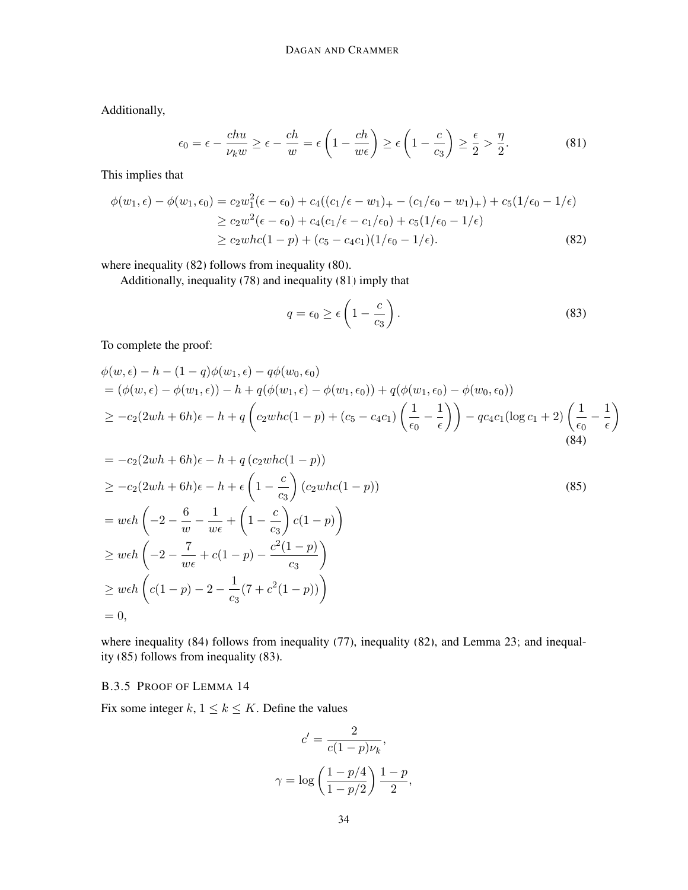Additionally,

$$\epsilon_0 = \epsilon - \frac{chu}{\nu_k w} \geq \epsilon - \frac{ch}{w} = \epsilon\left(1 - \frac{ch}{w\epsilon}\right) \geq \epsilon\left(1 - \frac{c}{c_3}\right) \geq \frac{\epsilon}{2} > \frac{\eta}{2}. \tag{81}$$

This implies that

$$\begin{aligned}
\phi(w_1, \epsilon) - \phi(w_1, \epsilon_0) &= c_2 w_1^2(\epsilon - \epsilon_0) + c_4((c_1/\epsilon - w_1)_+ - (c_1/\epsilon_0 - w_1)_+) + c_5(1/\epsilon_0 - 1/\epsilon) \\
&\geq c_2 w^2(\epsilon - \epsilon_0) + c_4(c_1/\epsilon - c_1/\epsilon_0) + c_5(1/\epsilon_0 - 1/\epsilon) \\
&\geq c_2 whc(1-p) + (c_5 - c_4 c_1)(1/\epsilon_0 - 1/\epsilon). \qquad (82)
\end{aligned}$$

where inequality (82) follows from inequality (80).

Additionally, inequality (78) and inequality (81) imply that

$$q = \epsilon_0 \geq \epsilon\left(1 - \frac{c}{c_3}\right). \tag{83}$$

To complete the proof:

$$\begin{aligned}
&\phi(w, \epsilon) - h - (1-q)\phi(w_1, \epsilon) - q\phi(w_0, \epsilon_0) \\
&= (\phi(w, \epsilon) - \phi(w_1, \epsilon)) - h + q(\phi(w_1, \epsilon) - \phi(w_1, \epsilon_0)) + q(\phi(w_1, \epsilon_0) - \phi(w_0, \epsilon_0)) \\
&\geq -c_2(2wh + 6h)\epsilon - h + q\left(c_2 whc(1-p) + (c_5 - c_4 c_1)\left(\frac{1}{\epsilon_0} - \frac{1}{\epsilon}\right)\right) - qc_4 c_1(\log c_1 + 2)\left(\frac{1}{\epsilon_0} - \frac{1}{\epsilon}\right) \qquad (84) \\
&= -c_2(2wh + 6h)\epsilon - h + q\left(c_2 whc(1-p)\right) \\
&\geq -c_2(2wh + 6h)\epsilon - h + \epsilon\left(1 - \frac{c}{c_3}\right)\left(c_2 whc(1-p)\right) \qquad (85) \\
&= w\epsilon h\left(-2 - \frac{6}{w} - \frac{1}{w\epsilon} + \left(1 - \frac{c}{c_3}\right)c(1-p)\right) \\
&\geq w\epsilon h\left(-2 - \frac{7}{w\epsilon} + c(1-p) - \frac{c^2(1-p)}{c_3}\right) \\
&\geq w\epsilon h\left(c(1-p) - 2 - \frac{1}{c_3}(7 + c^2(1-p))\right) \\
&= 0,
\end{aligned}$$

where inequality (84) follows from inequality (77), inequality (82), and Lemma 23; and inequality (85) follows from inequality (83).

### B.3.5 Proof of Lemma 14

Fix some integer $k$, $1 \leq k \leq K$. Define the values

$$c' = \frac{2}{c(1-p)\nu_k},$$

$$\gamma = \log\left(\frac{1 - p/4}{1 - p/2}\right)\frac{1-p}{2},$$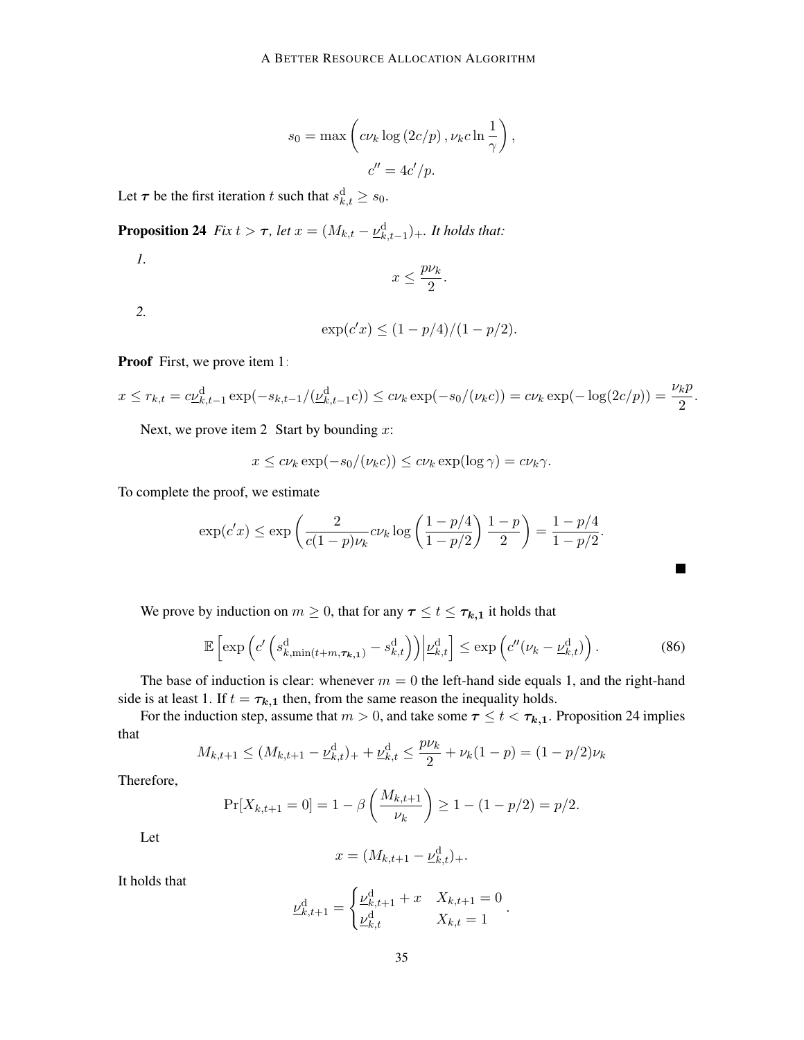$$s_0 = \max\left(c\nu_k \log\left(2c/p\right), \nu_k c \ln \frac{1}{\gamma}\right),$$

$$c'' = 4c'/p.$$

Let $\boldsymbol{\tau}$ be the first iteration $t$ such that $s^{\mathrm{d}}_{k,t} \geq s_0$.

**Proposition 24** *Fix $t > \boldsymbol{\tau}$, let $x = (M_{k,t} - \underline{\nu}^{\mathrm{d}}_{k,t-1})_+$. It holds that:*

*1.*

$$x \leq \frac{p\nu_k}{2}.$$

*2.*

$$\exp(c'x) \leq (1-p/4)/(1-p/2).$$

**Proof** First, we prove item 1:

$$x \leq r_{k,t} = c\underline{\nu}^{\mathrm{d}}_{k,t-1} \exp(-s_{k,t-1}/(\underline{\nu}^{\mathrm{d}}_{k,t-1}c)) \leq c\nu_k \exp(-s_0/(\nu_k c)) = c\nu_k \exp(-\log(2c/p)) = \frac{\nu_k p}{2}.$$

Next, we prove item 2. Start by bounding $x$:

$$x \leq c\nu_k \exp(-s_0/(\nu_k c)) \leq c\nu_k \exp(\log \gamma) = c\nu_k \gamma.$$

To complete the proof, we estimate

$$\exp(c'x) \leq \exp\left(\frac{2}{c(1-p)\nu_k} c\nu_k \log\left(\frac{1-p/4}{1-p/2}\right) \frac{1-p}{2}\right) = \frac{1-p/4}{1-p/2}.$$

■

We prove by induction on $m \geq 0$, that for any $\boldsymbol{\tau} \leq t \leq \boldsymbol{\tau_{k,1}}$ it holds that

$$\mathbb{E}\left[\exp\left(c'\left(s^{\mathrm{d}}_{k,\min(t+m,\boldsymbol{\tau_{k,1}})} - s^{\mathrm{d}}_{k,t}\right)\right) \Big| \underline{\nu}^{\mathrm{d}}_{k,t}\right] \leq \exp\left(c''(\nu_k - \underline{\nu}^{\mathrm{d}}_{k,t})\right). \tag{86}$$

The base of induction is clear: whenever $m = 0$ the left-hand side equals 1, and the right-hand side is at least 1. If $t = \boldsymbol{\tau_{k,1}}$ then, from the same reason the inequality holds.

For the induction step, assume that $m > 0$, and take some $\boldsymbol{\tau} \leq t < \boldsymbol{\tau_{k,1}}$. Proposition 24 implies that

$$M_{k,t+1} \leq (M_{k,t+1} - \underline{\nu}^{\mathrm{d}}_{k,t})_+ + \underline{\nu}^{\mathrm{d}}_{k,t} \leq \frac{p\nu_k}{2} + \nu_k(1-p) = (1-p/2)\nu_k$$

Therefore,

$$\Pr[X_{k,t+1} = 0] = 1 - \beta\left(\frac{M_{k,t+1}}{\nu_k}\right) \geq 1 - (1-p/2) = p/2.$$

Let

$$x = (M_{k,t+1} - \underline{\nu}^{\mathrm{d}}_{k,t})_+.$$

It holds that

$$\underline{\nu}^{\mathrm{d}}_{k,t+1} = \begin{cases} \underline{\nu}^{\mathrm{d}}_{k,t+1} + x & X_{k,t+1} = 0 \\ \underline{\nu}^{\mathrm{d}}_{k,t} & X_{k,t} = 1 \end{cases}.$$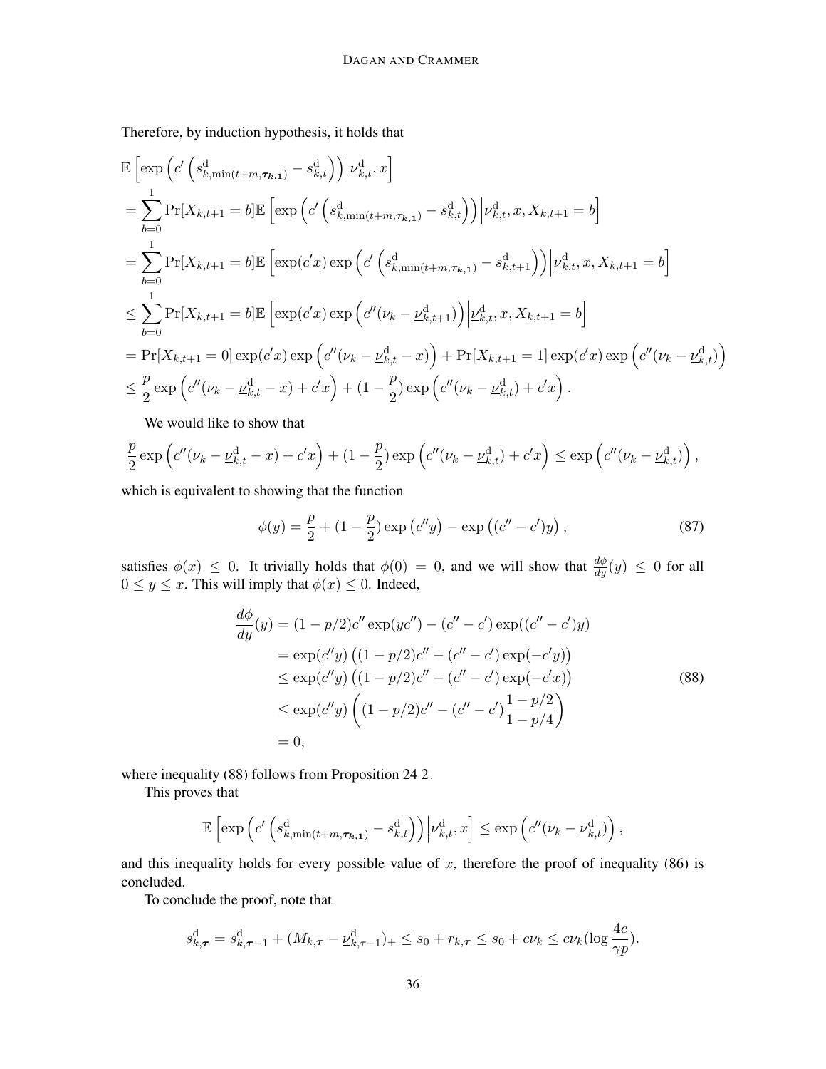Therefore, by induction hypothesis, it holds that

$$
\begin{aligned}
&\mathbb{E}\left[\exp\left(c'\left(s^{\mathrm{d}}_{k,\min(t+m,\boldsymbol{\tau_{k,1}})} - s^{\mathrm{d}}_{k,t}\right)\right)\Big|\underline{\nu}^{\mathrm{d}}_{k,t}, x\right] \\
&= \sum_{b=0}^{1} \Pr[X_{k,t+1} = b]\mathbb{E}\left[\exp\left(c'\left(s^{\mathrm{d}}_{k,\min(t+m,\boldsymbol{\tau_{k,1}})} - s^{\mathrm{d}}_{k,t}\right)\right)\Big|\underline{\nu}^{\mathrm{d}}_{k,t}, x, X_{k,t+1} = b\right] \\
&= \sum_{b=0}^{1} \Pr[X_{k,t+1} = b]\mathbb{E}\left[\exp(c'x)\exp\left(c'\left(s^{\mathrm{d}}_{k,\min(t+m,\boldsymbol{\tau_{k,1}})} - s^{\mathrm{d}}_{k,t+1}\right)\right)\Big|\underline{\nu}^{\mathrm{d}}_{k,t}, x, X_{k,t+1} = b\right] \\
&\le \sum_{b=0}^{1} \Pr[X_{k,t+1} = b]\mathbb{E}\left[\exp(c'x)\exp\left(c''(\nu_k - \underline{\nu}^{\mathrm{d}}_{k,t+1})\right)\Big|\underline{\nu}^{\mathrm{d}}_{k,t}, x, X_{k,t+1} = b\right] \\
&= \Pr[X_{k,t+1} = 0]\exp(c'x)\exp\left(c''(\nu_k - \underline{\nu}^{\mathrm{d}}_{k,t} - x)\right) + \Pr[X_{k,t+1} = 1]\exp(c'x)\exp\left(c''(\nu_k - \underline{\nu}^{\mathrm{d}}_{k,t})\right) \\
&\le \frac{p}{2}\exp\left(c''(\nu_k - \underline{\nu}^{\mathrm{d}}_{k,t} - x) + c'x\right) + (1 - \frac{p}{2})\exp\left(c''(\nu_k - \underline{\nu}^{\mathrm{d}}_{k,t}) + c'x\right).
\end{aligned}
$$

We would like to show that

$$
\frac{p}{2}\exp\left(c''(\nu_k - \underline{\nu}^{\mathrm{d}}_{k,t} - x) + c'x\right) + (1 - \frac{p}{2})\exp\left(c''(\nu_k - \underline{\nu}^{\mathrm{d}}_{k,t}) + c'x\right) \le \exp\left(c''(\nu_k - \underline{\nu}^{\mathrm{d}}_{k,t})\right),
$$

which is equivalent to showing that the function

$$
\phi(y) = \frac{p}{2} + (1 - \frac{p}{2})\exp\left(c''y\right) - \exp\left((c'' - c')y\right), \tag{87}
$$

satisfies $\phi(x) \le 0$. It trivially holds that $\phi(0) = 0$, and we will show that $\frac{d\phi}{dy}(y) \le 0$ for all $0 \le y \le x$. This will imply that $\phi(x) \le 0$. Indeed,

$$
\begin{aligned}
\frac{d\phi}{dy}(y) &= (1 - p/2)c''\exp(yc'') - (c'' - c')\exp((c'' - c')y) \\
&= \exp(c''y)\left((1 - p/2)c'' - (c'' - c')\exp(-c'y)\right) \\
&\le \exp(c''y)\left((1 - p/2)c'' - (c'' - c')\exp(-c'x)\right) \\
&\le \exp(c''y)\left((1 - p/2)c'' - (c'' - c')\frac{1 - p/2}{1 - p/4}\right) \\
&= 0,
\end{aligned} \tag{88}
$$

where inequality (88) follows from Proposition 24 2.

This proves that

$$
\mathbb{E}\left[\exp\left(c'\left(s^{\mathrm{d}}_{k,\min(t+m,\boldsymbol{\tau_{k,1}})} - s^{\mathrm{d}}_{k,t}\right)\right)\Big|\underline{\nu}^{\mathrm{d}}_{k,t}, x\right] \le \exp\left(c''(\nu_k - \underline{\nu}^{\mathrm{d}}_{k,t})\right),
$$

and this inequality holds for every possible value of $x$, therefore the proof of inequality (86) is concluded.

To conclude the proof, note that

$$
s^{\mathrm{d}}_{k,\boldsymbol{\tau}} = s^{\mathrm{d}}_{k,\boldsymbol{\tau}-1} + (M_{k,\boldsymbol{\tau}} - \underline{\nu}^{\mathrm{d}}_{k,\tau-1})_+ \le s_0 + r_{k,\boldsymbol{\tau}} \le s_0 + c\nu_k \le c\nu_k(\log\frac{4c}{\gamma p}).
$$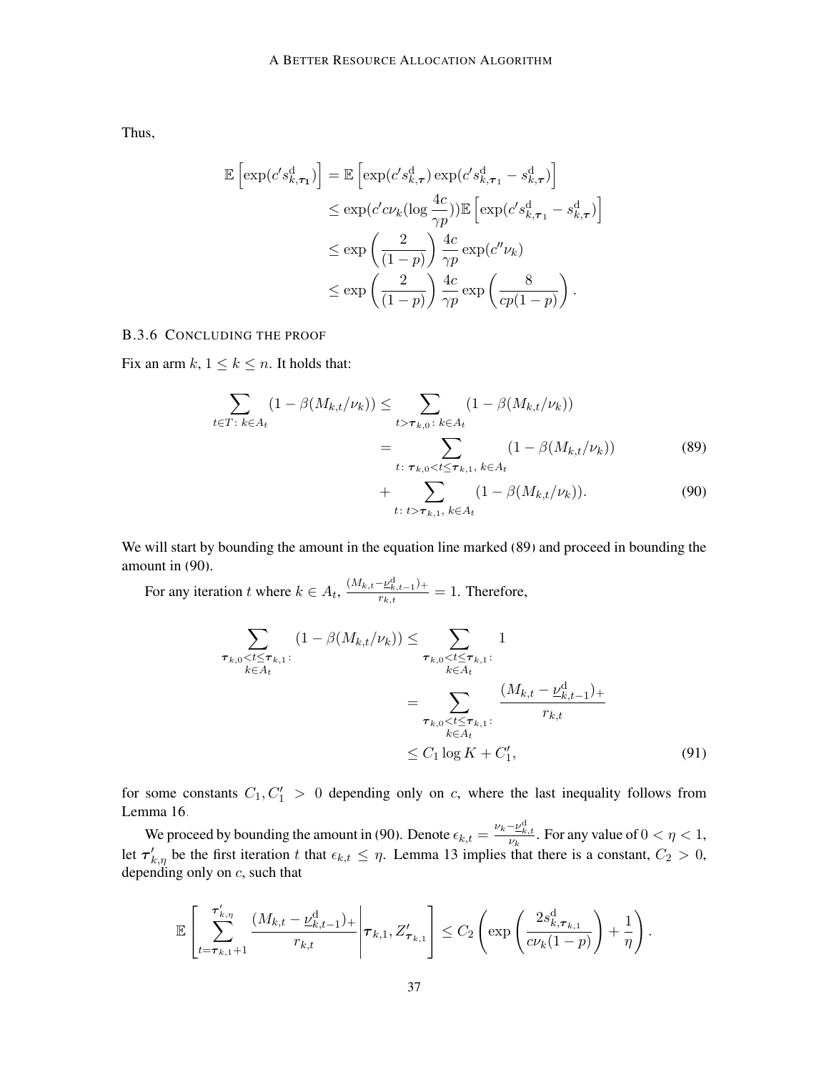Thus,

$$
\begin{aligned}
\mathbb{E}\left[\exp(c' s^{\mathrm{d}}_{k,\boldsymbol{\tau}_1})\right] &= \mathbb{E}\left[\exp(c' s^{\mathrm{d}}_{k,\boldsymbol{\tau}}) \exp(c' s^{\mathrm{d}}_{k,\boldsymbol{\tau}_1} - s^{\mathrm{d}}_{k,\boldsymbol{\tau}})\right] \\
&\leq \exp(c' c \nu_k (\log \frac{4c}{\gamma p})) \mathbb{E}\left[\exp(c' s^{\mathrm{d}}_{k,\boldsymbol{\tau}_1} - s^{\mathrm{d}}_{k,\boldsymbol{\tau}})\right] \\
&\leq \exp\left(\frac{2}{(1-p)}\right) \frac{4c}{\gamma p} \exp(c'' \nu_k) \\
&\leq \exp\left(\frac{2}{(1-p)}\right) \frac{4c}{\gamma p} \exp\left(\frac{8}{cp(1-p)}\right).
\end{aligned}
$$

### B.3.6 Concluding the proof

Fix an arm $k$, $1 \leq k \leq n$. It holds that:

$$
\begin{aligned}
\sum_{t \in T:\, k \in A_t} (1 - \beta(M_{k,t}/\nu_k)) &\leq \sum_{t > \boldsymbol{\tau}_{k,0}:\, k \in A_t} (1 - \beta(M_{k,t}/\nu_k)) \\
&= \sum_{t:\, \boldsymbol{\tau}_{k,0} < t \leq \boldsymbol{\tau}_{k,1},\, k \in A_t} (1 - \beta(M_{k,t}/\nu_k)) \qquad (89) \\
&\quad + \sum_{t:\, t > \boldsymbol{\tau}_{k,1},\, k \in A_t} (1 - \beta(M_{k,t}/\nu_k)). \qquad (90)
\end{aligned}
$$

We will start by bounding the amount in the equation line marked (89) and proceed in bounding the amount in (90).

For any iteration $t$ where $k \in A_t$, $\frac{(M_{k,t} - \underline{\nu}^{\mathrm{d}}_{k,t-1})_+}{r_{k,t}} = 1$. Therefore,

$$
\begin{aligned}
\sum_{\substack{\boldsymbol{\tau}_{k,0} < t \leq \boldsymbol{\tau}_{k,1}: \\ k \in A_t}} (1 - \beta(M_{k,t}/\nu_k)) &\leq \sum_{\substack{\boldsymbol{\tau}_{k,0} < t \leq \boldsymbol{\tau}_{k,1}: \\ k \in A_t}} 1 \\
&= \sum_{\substack{\boldsymbol{\tau}_{k,0} < t \leq \boldsymbol{\tau}_{k,1}: \\ k \in A_t}} \frac{(M_{k,t} - \underline{\nu}^{\mathrm{d}}_{k,t-1})_+}{r_{k,t}} \\
&\leq C_1 \log K + C_1', \qquad (91)
\end{aligned}
$$

for some constants $C_1, C_1' > 0$ depending only on $c$, where the last inequality follows from Lemma 16.

We proceed by bounding the amount in (90). Denote $\epsilon_{k,t} = \frac{\nu_k - \underline{\nu}^{\mathrm{d}}_{k,t}}{\nu_k}$. For any value of $0 < \eta < 1$, let $\boldsymbol{\tau}'_{k,\eta}$ be the first iteration $t$ that $\epsilon_{k,t} \leq \eta$. Lemma 13 implies that there is a constant, $C_2 > 0$, depending only on $c$, such that

$$
\mathbb{E}\left[\sum_{t=\boldsymbol{\tau}_{k,1}+1}^{\boldsymbol{\tau}'_{k,\eta}} \frac{(M_{k,t} - \underline{\nu}^{\mathrm{d}}_{k,t-1})_+}{r_{k,t}} \,\middle|\, \boldsymbol{\tau}_{k,1}, Z'_{\boldsymbol{\tau}_{k,1}}\right] \leq C_2 \left(\exp\left(\frac{2 s^{\mathrm{d}}_{k,\boldsymbol{\tau}_{k,1}}}{c \nu_k (1-p)}\right) + \frac{1}{\eta}\right).
$$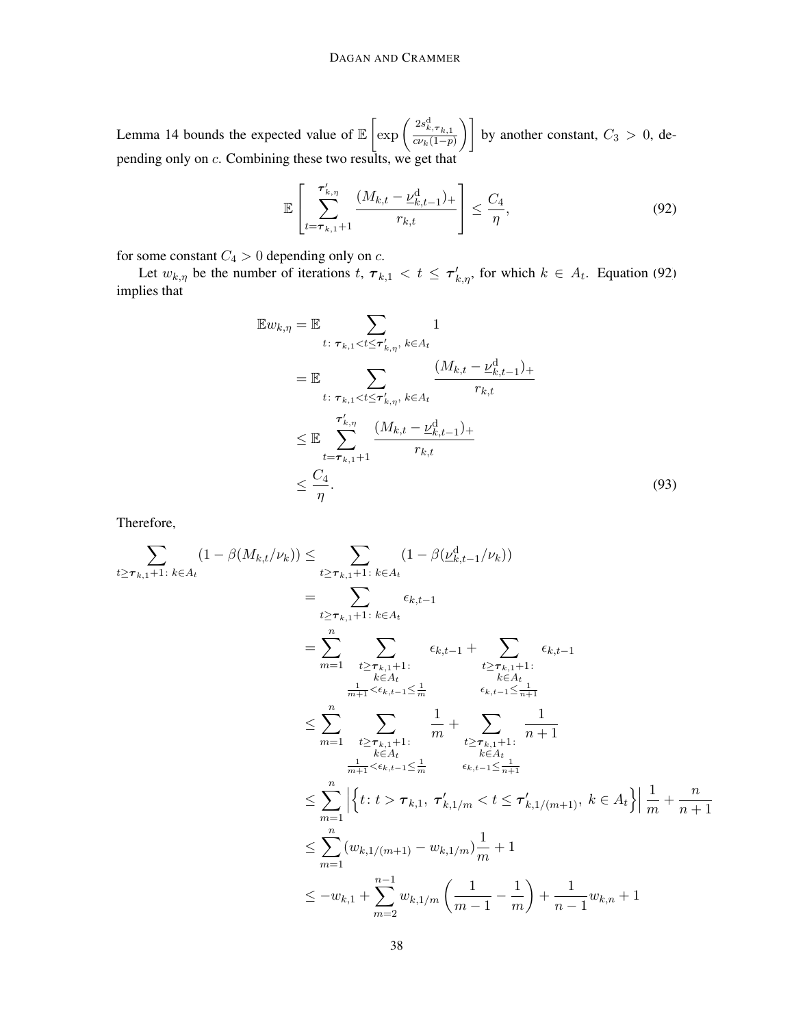Lemma 14 bounds the expected value of $\mathbb{E}\left[\exp\left(\frac{2s^{\mathrm{d}}_{k,\boldsymbol{\tau}_{k,1}}}{c\nu_k(1-p)}\right)\right]$ by another constant, $C_3 > 0$, depending only on $c$. Combining these two results, we get that

$$\mathbb{E}\left[\sum_{t=\boldsymbol{\tau}_{k,1}+1}^{\boldsymbol{\tau}'_{k,\eta}} \frac{(M_{k,t} - \underline{\nu}^{\mathrm{d}}_{k,t-1})_+}{r_{k,t}}\right] \leq \frac{C_4}{\eta}, \tag{92}$$

for some constant $C_4 > 0$ depending only on $c$.

Let $w_{k,\eta}$ be the number of iterations $t$, $\boldsymbol{\tau}_{k,1} < t \leq \boldsymbol{\tau}'_{k,\eta}$, for which $k \in A_t$. Equation (92) implies that

$$\begin{aligned}
\mathbb{E}w_{k,\eta} &= \mathbb{E}\sum_{t\colon \boldsymbol{\tau}_{k,1} < t \leq \boldsymbol{\tau}'_{k,\eta},\ k \in A_t} 1 \\
&= \mathbb{E}\sum_{t\colon \boldsymbol{\tau}_{k,1} < t \leq \boldsymbol{\tau}'_{k,\eta},\ k \in A_t} \frac{(M_{k,t} - \underline{\nu}^{\mathrm{d}}_{k,t-1})_+}{r_{k,t}} \\
&\leq \mathbb{E}\sum_{t=\boldsymbol{\tau}_{k,1}+1}^{\boldsymbol{\tau}'_{k,\eta}} \frac{(M_{k,t} - \underline{\nu}^{\mathrm{d}}_{k,t-1})_+}{r_{k,t}} \\
&\leq \frac{C_4}{\eta}.
\end{aligned} \tag{93}$$

Therefore,

$$\begin{aligned}
\sum_{t \geq \boldsymbol{\tau}_{k,1}+1\colon k \in A_t} (1 - \beta(M_{k,t}/\nu_k)) &\leq \sum_{t \geq \boldsymbol{\tau}_{k,1}+1\colon k \in A_t} (1 - \beta(\underline{\nu}^{\mathrm{d}}_{k,t-1}/\nu_k)) \\
&= \sum_{t \geq \boldsymbol{\tau}_{k,1}+1\colon k \in A_t} \epsilon_{k,t-1} \\
&= \sum_{m=1}^{n} \sum_{\substack{t \geq \boldsymbol{\tau}_{k,1}+1\colon \\ k \in A_t \\ \frac{1}{m+1} < \epsilon_{k,t-1} \leq \frac{1}{m}}} \epsilon_{k,t-1} + \sum_{\substack{t \geq \boldsymbol{\tau}_{k,1}+1\colon \\ k \in A_t \\ \epsilon_{k,t-1} \leq \frac{1}{n+1}}} \epsilon_{k,t-1} \\
&\leq \sum_{m=1}^{n} \sum_{\substack{t \geq \boldsymbol{\tau}_{k,1}+1\colon \\ k \in A_t \\ \frac{1}{m+1} < \epsilon_{k,t-1} \leq \frac{1}{m}}} \frac{1}{m} + \sum_{\substack{t \geq \boldsymbol{\tau}_{k,1}+1\colon \\ k \in A_t \\ \epsilon_{k,t-1} \leq \frac{1}{n+1}}} \frac{1}{n+1} \\
&\leq \sum_{m=1}^{n} \left|\left\{t\colon t > \boldsymbol{\tau}_{k,1},\ \boldsymbol{\tau}'_{k,1/m} < t \leq \boldsymbol{\tau}'_{k,1/(m+1)},\ k \in A_t\right\}\right| \frac{1}{m} + \frac{n}{n+1} \\
&\leq \sum_{m=1}^{n} (w_{k,1/(m+1)} - w_{k,1/m})\frac{1}{m} + 1 \\
&\leq -w_{k,1} + \sum_{m=2}^{n-1} w_{k,1/m}\left(\frac{1}{m-1} - \frac{1}{m}\right) + \frac{1}{n-1}w_{k,n} + 1
\end{aligned}$$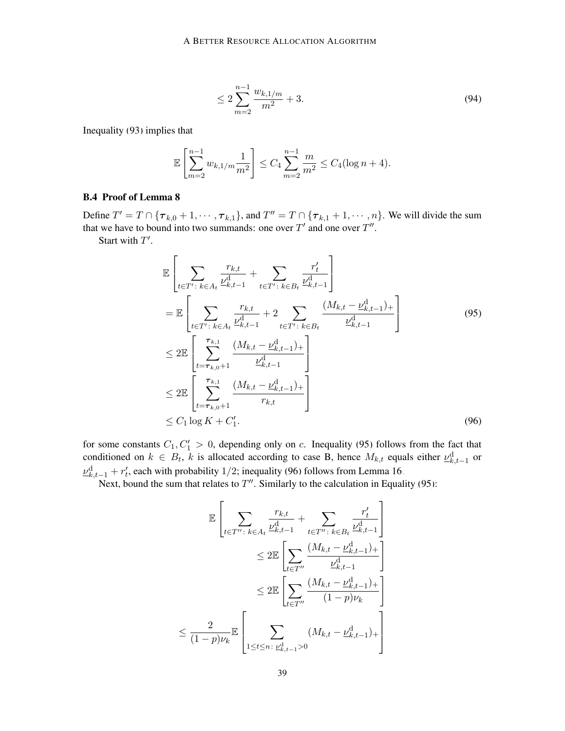$$\leq 2\sum_{m=2}^{n-1} \frac{w_{k,1/m}}{m^2} + 3. \tag{94}$$

Inequality (93) implies that

$$\mathbb{E}\left[\sum_{m=2}^{n-1} w_{k,1/m} \frac{1}{m^2}\right] \leq C_4 \sum_{m=2}^{n-1} \frac{m}{m^2} \leq C_4(\log n + 4).$$

### B.4 Proof of Lemma 8

Define $T' = T \cap \{\boldsymbol{\tau}_{k,0} + 1, \cdots, \boldsymbol{\tau}_{k,1}\}$, and $T'' = T \cap \{\boldsymbol{\tau}_{k,1} + 1, \cdots, n\}$. We will divide the sum that we have to bound into two summands: one over $T'$ and one over $T''$.

Start with $T'$.

$$\begin{aligned}
&\mathbb{E}\left[\sum_{t \in T' :\, k \in A_t} \frac{r_{k,t}}{\underline{\nu}^{\mathrm{d}}_{k,t-1}} + \sum_{t \in T' :\, k \in B_t} \frac{r'_t}{\underline{\nu}^{\mathrm{d}}_{k,t-1}}\right] \\
&= \mathbb{E}\left[\sum_{t \in T' :\, k \in A_t} \frac{r_{k,t}}{\underline{\nu}^{\mathrm{d}}_{k,t-1}} + 2\sum_{t \in T' :\, k \in B_t} \frac{(M_{k,t} - \underline{\nu}^{\mathrm{d}}_{k,t-1})_+}{\underline{\nu}^{\mathrm{d}}_{k,t-1}}\right] \qquad (95) \\
&\leq 2\mathbb{E}\left[\sum_{t=\boldsymbol{\tau}_{k,0}+1}^{\boldsymbol{\tau}_{k,1}} \frac{(M_{k,t} - \underline{\nu}^{\mathrm{d}}_{k,t-1})_+}{\underline{\nu}^{\mathrm{d}}_{k,t-1}}\right] \\
&\leq 2\mathbb{E}\left[\sum_{t=\boldsymbol{\tau}_{k,0}+1}^{\boldsymbol{\tau}_{k,1}} \frac{(M_{k,t} - \underline{\nu}^{\mathrm{d}}_{k,t-1})_+}{r_{k,t}}\right] \\
&\leq C_1 \log K + C'_1. \qquad (96)
\end{aligned}$$

for some constants $C_1, C'_1 > 0$, depending only on $c$. Inequality (95) follows from the fact that conditioned on $k \in B_t$, $k$ is allocated according to case B, hence $M_{k,t}$ equals either $\underline{\nu}^{\mathrm{d}}_{k,t-1}$ or $\underline{\nu}^{\mathrm{d}}_{k,t-1} + r'_t$, each with probability $1/2$; inequality (96) follows from Lemma 16.

Next, bound the sum that relates to $T''$. Similarly to the calculation in Equality (95):

$$\begin{aligned}
\mathbb{E}\left[\sum_{t \in T'' :\, k \in A_t} \frac{r_{k,t}}{\underline{\nu}^{\mathrm{d}}_{k,t-1}} + \sum_{t \in T'' :\, k \in B_t} \frac{r'_t}{\underline{\nu}^{\mathrm{d}}_{k,t-1}}\right]
&\leq 2\mathbb{E}\left[\sum_{t \in T''} \frac{(M_{k,t} - \underline{\nu}^{\mathrm{d}}_{k,t-1})_+}{\underline{\nu}^{\mathrm{d}}_{k,t-1}}\right] \\
&\leq 2\mathbb{E}\left[\sum_{t \in T''} \frac{(M_{k,t} - \underline{\nu}^{\mathrm{d}}_{k,t-1})_+}{(1-p)\nu_k}\right] \\
&\leq \frac{2}{(1-p)\nu_k}\mathbb{E}\left[\sum_{1 \leq t \leq n :\, \underline{\nu}^{\mathrm{d}}_{k,t-1} > 0} (M_{k,t} - \underline{\nu}^{\mathrm{d}}_{k,t-1})_+\right]
\end{aligned}$$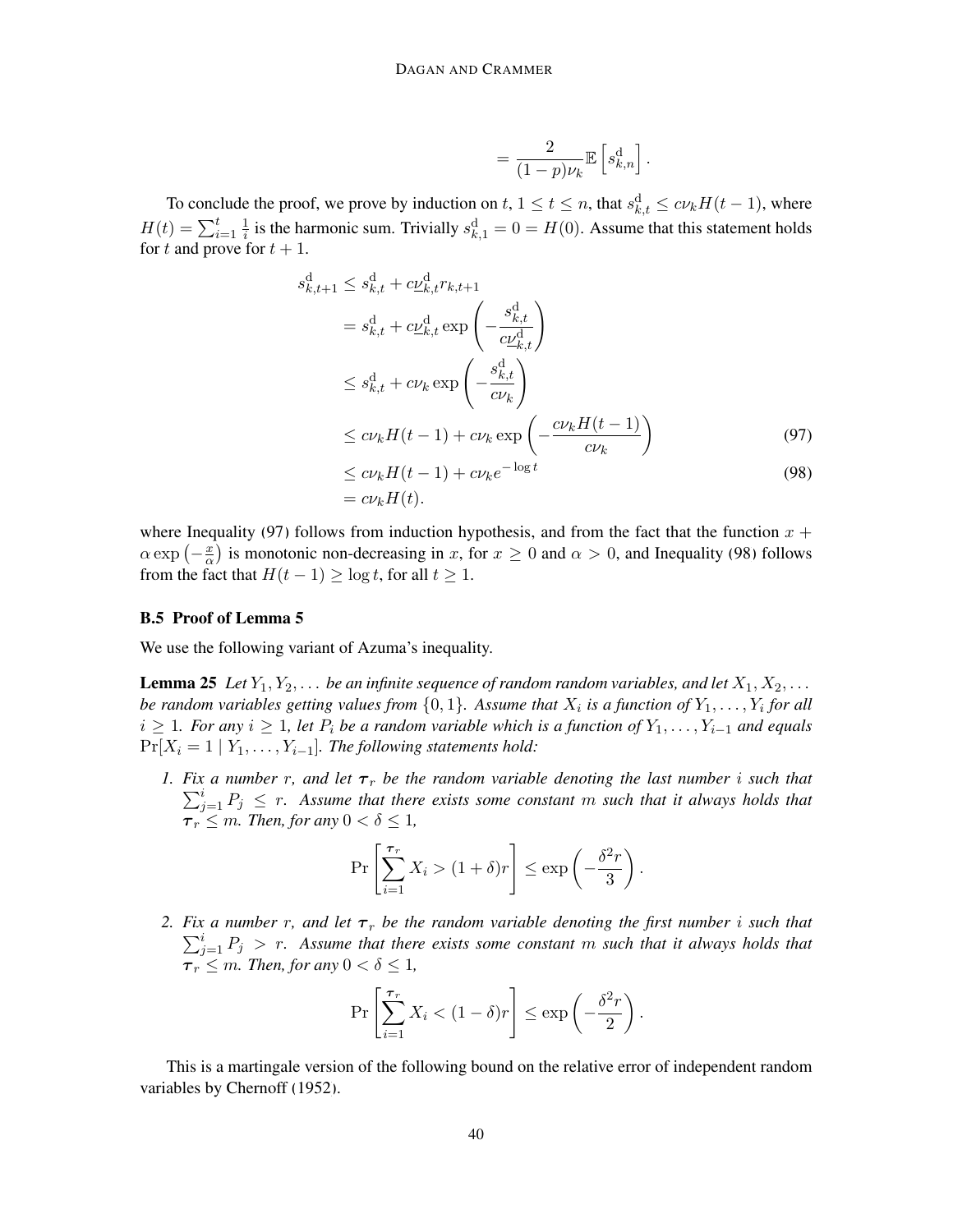$$= \frac{2}{(1-p)\nu_k} \mathbb{E}\left[s^{\mathrm{d}}_{k,n}\right].$$

To conclude the proof, we prove by induction on $t$, $1 \le t \le n$, that $s^{\mathrm{d}}_{k,t} \le c\nu_k H(t-1)$, where $H(t) = \sum_{i=1}^{t} \frac{1}{i}$ is the harmonic sum. Trivially $s^{\mathrm{d}}_{k,1} = 0 = H(0)$. Assume that this statement holds for $t$ and prove for $t+1$.

$$\begin{aligned}
s^{\mathrm{d}}_{k,t+1} &\le s^{\mathrm{d}}_{k,t} + c\underline{\nu}^{\mathrm{d}}_{k,t} r_{k,t+1} \\
&= s^{\mathrm{d}}_{k,t} + c\underline{\nu}^{\mathrm{d}}_{k,t} \exp\left(-\frac{s^{\mathrm{d}}_{k,t}}{c\underline{\nu}^{\mathrm{d}}_{k,t}}\right) \\
&\le s^{\mathrm{d}}_{k,t} + c\nu_k \exp\left(-\frac{s^{\mathrm{d}}_{k,t}}{c\nu_k}\right) \\
&\le c\nu_k H(t-1) + c\nu_k \exp\left(-\frac{c\nu_k H(t-1)}{c\nu_k}\right) && (97)\\
&\le c\nu_k H(t-1) + c\nu_k e^{-\log t} && (98)\\
&= c\nu_k H(t).
\end{aligned}$$

where Inequality (97) follows from induction hypothesis, and from the fact that the function $x + \alpha \exp\left(-\frac{x}{\alpha}\right)$ is monotonic non-decreasing in $x$, for $x \ge 0$ and $\alpha > 0$, and Inequality (98) follows from the fact that $H(t-1) \ge \log t$, for all $t \ge 1$.

### B.5 Proof of Lemma 5

We use the following variant of Azuma's inequality.

**Lemma 25** *Let $Y_1, Y_2, \ldots$ be an infinite sequence of random random variables, and let $X_1, X_2, \ldots$ be random variables getting values from $\{0, 1\}$. Assume that $X_i$ is a function of $Y_1, \ldots, Y_i$ for all $i \ge 1$. For any $i \ge 1$, let $P_i$ be a random variable which is a function of $Y_1, \ldots, Y_{i-1}$ and equals $\Pr[X_i = 1 \mid Y_1, \ldots, Y_{i-1}]$. The following statements hold:*

1. *Fix a number $r$, and let $\boldsymbol{\tau}_r$ be the random variable denoting the last number $i$ such that $\sum_{j=1}^{i} P_j \le r$. Assume that there exists some constant $m$ such that it always holds that $\boldsymbol{\tau}_r \le m$. Then, for any $0 < \delta \le 1$,*

$$\Pr\left[\sum_{i=1}^{\boldsymbol{\tau}_r} X_i > (1+\delta) r\right] \le \exp\left(-\frac{\delta^2 r}{3}\right).$$

2. *Fix a number $r$, and let $\boldsymbol{\tau}_r$ be the random variable denoting the first number $i$ such that $\sum_{j=1}^{i} P_j > r$. Assume that there exists some constant $m$ such that it always holds that $\boldsymbol{\tau}_r \le m$. Then, for any $0 < \delta \le 1$,*

$$\Pr\left[\sum_{i=1}^{\boldsymbol{\tau}_r} X_i < (1-\delta) r\right] \le \exp\left(-\frac{\delta^2 r}{2}\right).$$

This is a martingale version of the following bound on the relative error of independent random variables by Chernoff (1952).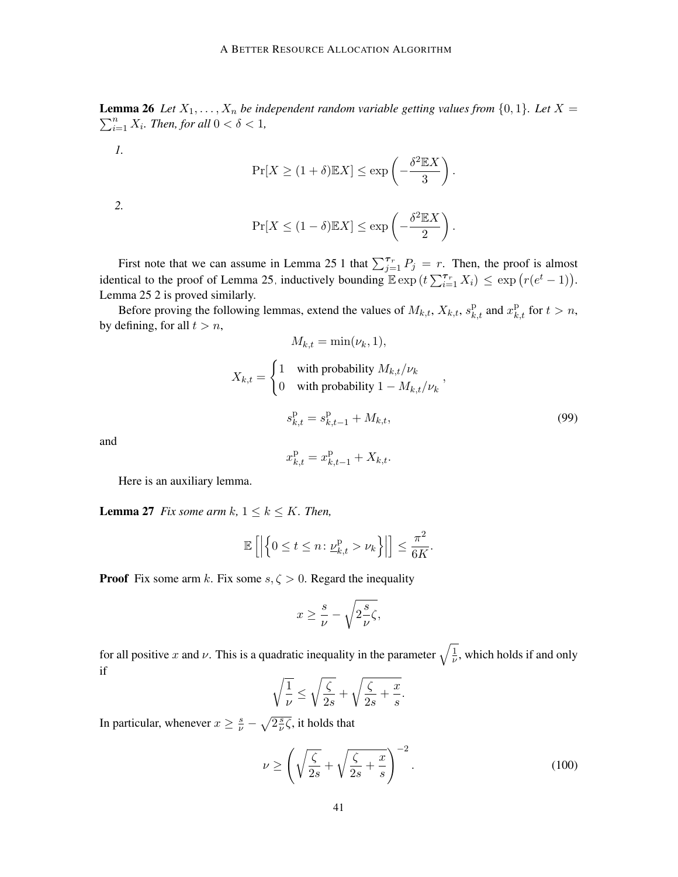**Lemma 26** *Let $X_1, \ldots, X_n$ be independent random variable getting values from $\{0, 1\}$. Let $X = \sum_{i=1}^n X_i$. Then, for all $0 < \delta < 1$,*

*1.*

$$\Pr[X \geq (1+\delta)\mathbb{E}X] \leq \exp\left(-\frac{\delta^2 \mathbb{E}X}{3}\right).$$

*2.*

$$\Pr[X \leq (1-\delta)\mathbb{E}X] \leq \exp\left(-\frac{\delta^2 \mathbb{E}X}{2}\right).$$

First note that we can assume in Lemma 25 1 that $\sum_{j=1}^{\tau_r} P_j = r$. Then, the proof is almost identical to the proof of Lemma 25, inductively bounding $\mathbb{E}\exp\left(t\sum_{i=1}^{\tau_r} X_i\right) \leq \exp\left(r(e^t - 1)\right)$. Lemma 25 2 is proved similarly.

Before proving the following lemmas, extend the values of $M_{k,t}$, $X_{k,t}$, $s^{\mathrm{p}}_{k,t}$ and $x^{\mathrm{p}}_{k,t}$ for $t > n$, by defining, for all $t > n$,

$$M_{k,t} = \min(\nu_k, 1),$$

$$X_{k,t} = \begin{cases} 1 & \text{with probability } M_{k,t}/\nu_k \\ 0 & \text{with probability } 1 - M_{k,t}/\nu_k \end{cases},$$

$$s^{\mathrm{p}}_{k,t} = s^{\mathrm{p}}_{k,t-1} + M_{k,t}, \tag{99}$$

and

$$x^{\mathrm{p}}_{k,t} = x^{\mathrm{p}}_{k,t-1} + X_{k,t}.$$

Here is an auxiliary lemma.

**Lemma 27** *Fix some arm $k$, $1 \leq k \leq K$. Then,*

$$\mathbb{E}\left[\left|\left\{0 \leq t \leq n \colon \underline{\nu}^{\mathrm{p}}_{k,t} > \nu_k\right\}\right|\right] \leq \frac{\pi^2}{6K}.$$

**Proof** Fix some arm $k$. Fix some $s, \zeta > 0$. Regard the inequality

$$x \geq \frac{s}{\nu} - \sqrt{2\frac{s}{\nu}\zeta},$$

for all positive $x$ and $\nu$. This is a quadratic inequality in the parameter $\sqrt{\frac{1}{\nu}}$, which holds if and only if

$$\sqrt{\frac{1}{\nu}} \leq \sqrt{\frac{\zeta}{2s}} + \sqrt{\frac{\zeta}{2s} + \frac{x}{s}}.$$

In particular, whenever $x \geq \frac{s}{\nu} - \sqrt{2\frac{s}{\nu}\zeta}$, it holds that

$$\nu \geq \left(\sqrt{\frac{\zeta}{2s}} + \sqrt{\frac{\zeta}{2s} + \frac{x}{s}}\right)^{-2}. \tag{100}$$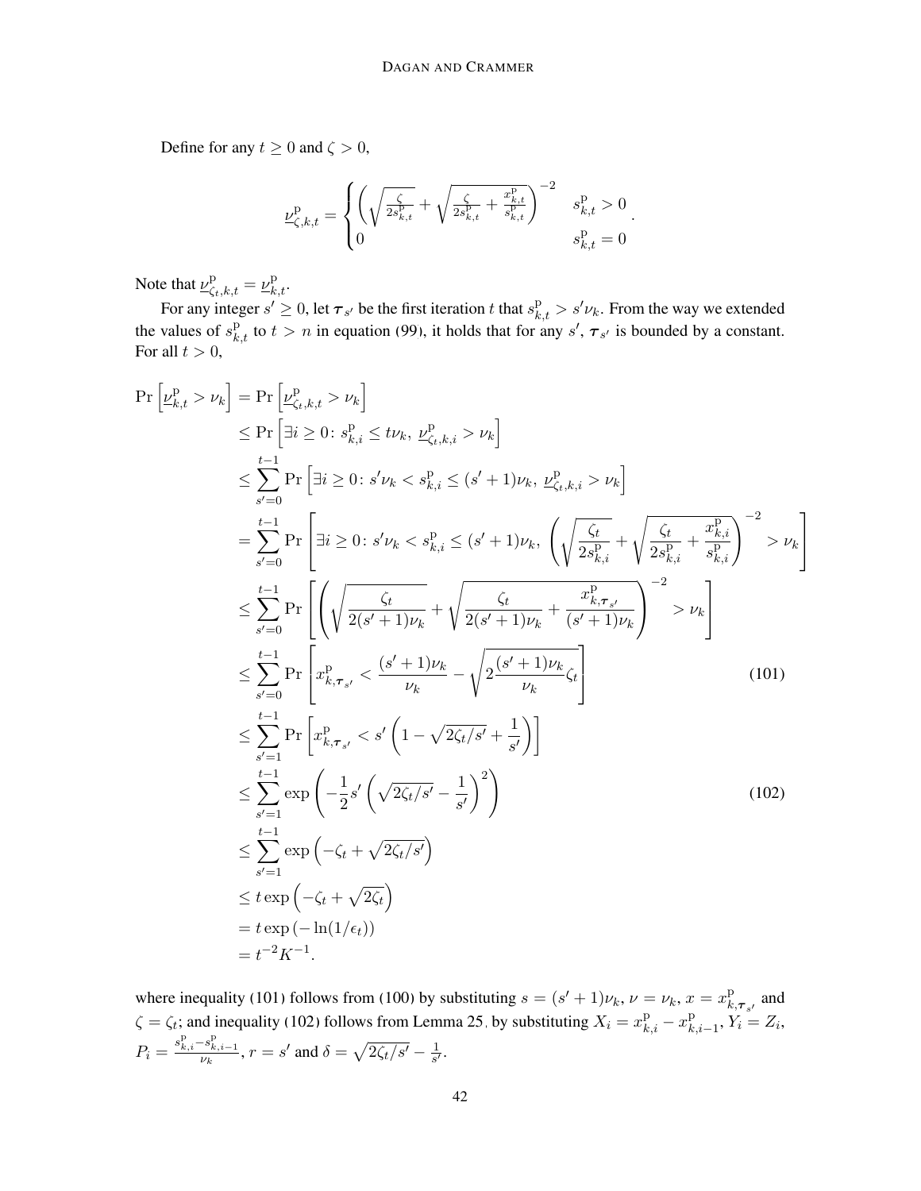Define for any $t \geq 0$ and $\zeta > 0$,

$$
\underline{\nu}^{\mathrm{p}}_{\zeta,k,t} = \begin{cases} \left( \sqrt{\frac{\zeta}{2 s^{\mathrm{p}}_{k,t}}} + \sqrt{\frac{\zeta}{2 s^{\mathrm{p}}_{k,t}} + \frac{x^{\mathrm{p}}_{k,t}}{s^{\mathrm{p}}_{k,t}}} \right)^{-2} & s^{\mathrm{p}}_{k,t} > 0 \\ 0 & s^{\mathrm{p}}_{k,t} = 0 \end{cases}.
$$

Note that $\underline{\nu}^{\mathrm{p}}_{\zeta_t,k,t} = \underline{\nu}^{\mathrm{p}}_{k,t}$.

For any integer $s' \geq 0$, let $\boldsymbol{\tau}_{s'}$ be the first iteration $t$ that $s^{\mathrm{p}}_{k,t} > s'\nu_k$. From the way we extended the values of $s^{\mathrm{p}}_{k,t}$ to $t > n$ in equation (99), it holds that for any $s'$, $\boldsymbol{\tau}_{s'}$ is bounded by a constant. For all $t > 0$,

$$
\begin{aligned}
\Pr\left[\underline{\nu}^{\mathrm{p}}_{k,t} > \nu_k\right] &= \Pr\left[\underline{\nu}^{\mathrm{p}}_{\zeta_t,k,t} > \nu_k\right] \\
&\leq \Pr\left[\exists i \geq 0 \colon s^{\mathrm{p}}_{k,i} \leq t\nu_k,\ \underline{\nu}^{\mathrm{p}}_{\zeta_t,k,i} > \nu_k\right] \\
&\leq \sum_{s'=0}^{t-1} \Pr\left[\exists i \geq 0 \colon s'\nu_k < s^{\mathrm{p}}_{k,i} \leq (s'+1)\nu_k,\ \underline{\nu}^{\mathrm{p}}_{\zeta_t,k,i} > \nu_k\right] \\
&= \sum_{s'=0}^{t-1} \Pr\left[\exists i \geq 0 \colon s'\nu_k < s^{\mathrm{p}}_{k,i} \leq (s'+1)\nu_k,\ \left( \sqrt{\frac{\zeta_t}{2 s^{\mathrm{p}}_{k,i}}} + \sqrt{\frac{\zeta_t}{2 s^{\mathrm{p}}_{k,i}} + \frac{x^{\mathrm{p}}_{k,i}}{s^{\mathrm{p}}_{k,i}}} \right)^{-2} > \nu_k\right] \\
&\leq \sum_{s'=0}^{t-1} \Pr\left[\left( \sqrt{\frac{\zeta_t}{2(s'+1)\nu_k}} + \sqrt{\frac{\zeta_t}{2(s'+1)\nu_k} + \frac{x^{\mathrm{p}}_{k,\boldsymbol{\tau}_{s'}}}{(s'+1)\nu_k}} \right)^{-2} > \nu_k\right] \\
&\leq \sum_{s'=0}^{t-1} \Pr\left[x^{\mathrm{p}}_{k,\boldsymbol{\tau}_{s'}} < \frac{(s'+1)\nu_k}{\nu_k} - \sqrt{2\frac{(s'+1)\nu_k}{\nu_k}\zeta_t}\right] \qquad (101) \\
&\leq \sum_{s'=1}^{t-1} \Pr\left[x^{\mathrm{p}}_{k,\boldsymbol{\tau}_{s'}} < s'\left(1 - \sqrt{2\zeta_t/s'} + \frac{1}{s'}\right)\right] \\
&\leq \sum_{s'=1}^{t-1} \exp\left(-\frac{1}{2}s'\left(\sqrt{2\zeta_t/s'} - \frac{1}{s'}\right)^2\right) \qquad (102) \\
&\leq \sum_{s'=1}^{t-1} \exp\left(-\zeta_t + \sqrt{2\zeta_t/s'}\right) \\
&\leq t\exp\left(-\zeta_t + \sqrt{2\zeta_t}\right) \\
&= t\exp\left(-\ln(1/\epsilon_t)\right) \\
&= t^{-2}K^{-1}.
\end{aligned}
$$

where inequality (101) follows from (100) by substituting $s = (s'+1)\nu_k$, $\nu = \nu_k$, $x = x^{\mathrm{p}}_{k,\boldsymbol{\tau}_{s'}}$ and $\zeta = \zeta_t$; and inequality (102) follows from Lemma 25, by substituting $X_i = x^{\mathrm{p}}_{k,i} - x^{\mathrm{p}}_{k,i-1}$, $Y_i = Z_i$, $P_i = \frac{s^{\mathrm{p}}_{k,i} - s^{\mathrm{p}}_{k,i-1}}{\nu_k}$, $r = s'$ and $\delta = \sqrt{2\zeta_t/s'} - \frac{1}{s'}$.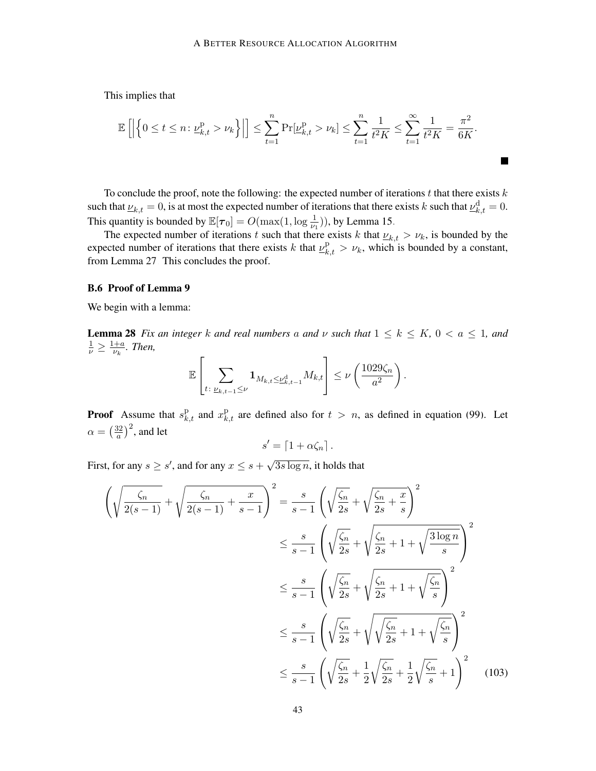This implies that

$$\mathbb{E}\left[\left|\left\{0 \le t \le n \colon \underline{\nu}^{\mathrm{p}}_{k,t} > \nu_k\right\}\right|\right] \le \sum_{t=1}^{n} \Pr[\underline{\nu}^{\mathrm{p}}_{k,t} > \nu_k] \le \sum_{t=1}^{n} \frac{1}{t^2 K} \le \sum_{t=1}^{\infty} \frac{1}{t^2 K} = \frac{\pi^2}{6K}.$$

■

To conclude the proof, note the following: the expected number of iterations $t$ that there exists $k$ such that $\underline{\nu}_{k,t} = 0$, is at most the expected number of iterations that there exists $k$ such that $\underline{\nu}^{\mathrm{d}}_{k,t} = 0$. This quantity is bounded by $\mathbb{E}[\boldsymbol{\tau}_0] = O(\max(1, \log \frac{1}{\nu_1}))$, by Lemma 15.

The expected number of iterations $t$ such that there exists $k$ that $\underline{\nu}_{k,t} > \nu_k$, is bounded by the expected number of iterations that there exists $k$ that $\underline{\nu}^{\mathrm{p}}_{k,t} > \nu_k$, which is bounded by a constant, from Lemma 27. This concludes the proof.

### B.6 Proof of Lemma 9

We begin with a lemma:

**Lemma 28** *Fix an integer $k$ and real numbers $a$ and $\nu$ such that $1 \le k \le K$, $0 < a \le 1$, and $\frac{1}{\nu} \ge \frac{1+a}{\nu_k}$. Then,*

$$\mathbb{E}\left[\sum_{t \colon \underline{\nu}_{k,t-1} \le \nu} \mathbf{1}_{M_{k,t} \le \underline{\nu}^{\mathrm{d}}_{k,t-1}} M_{k,t}\right] \le \nu \left(\frac{1029 \zeta_n}{a^2}\right).$$

**Proof** Assume that $s^{\mathrm{p}}_{k,t}$ and $x^{\mathrm{p}}_{k,t}$ are defined also for $t > n$, as defined in equation (99). Let $\alpha = \left(\frac{32}{a}\right)^2$, and let

$$s' = \lceil 1 + \alpha \zeta_n \rceil.$$

First, for any $s \ge s'$, and for any $x \le s + \sqrt{3 s \log n}$, it holds that

$$\begin{aligned}
\left(\sqrt{\frac{\zeta_n}{2(s-1)}} + \sqrt{\frac{\zeta_n}{2(s-1)} + \frac{x}{s-1}}\right)^2 &= \frac{s}{s-1}\left(\sqrt{\frac{\zeta_n}{2s}} + \sqrt{\frac{\zeta_n}{2s} + \frac{x}{s}}\right)^2 \\
&\le \frac{s}{s-1}\left(\sqrt{\frac{\zeta_n}{2s}} + \sqrt{\frac{\zeta_n}{2s} + 1 + \sqrt{\frac{3\log n}{s}}}\right)^2 \\
&\le \frac{s}{s-1}\left(\sqrt{\frac{\zeta_n}{2s}} + \sqrt{\frac{\zeta_n}{2s} + 1 + \sqrt{\frac{\zeta_n}{s}}}\right)^2 \\
&\le \frac{s}{s-1}\left(\sqrt{\frac{\zeta_n}{2s}} + \sqrt{\sqrt{\frac{\zeta_n}{2s}} + 1 + \sqrt{\frac{\zeta_n}{s}}}\right)^2 \\
&\le \frac{s}{s-1}\left(\sqrt{\frac{\zeta_n}{2s}} + \frac{1}{2}\sqrt{\frac{\zeta_n}{2s}} + \frac{1}{2}\sqrt{\frac{\zeta_n}{s}} + 1\right)^2 \qquad (103)
\end{aligned}$$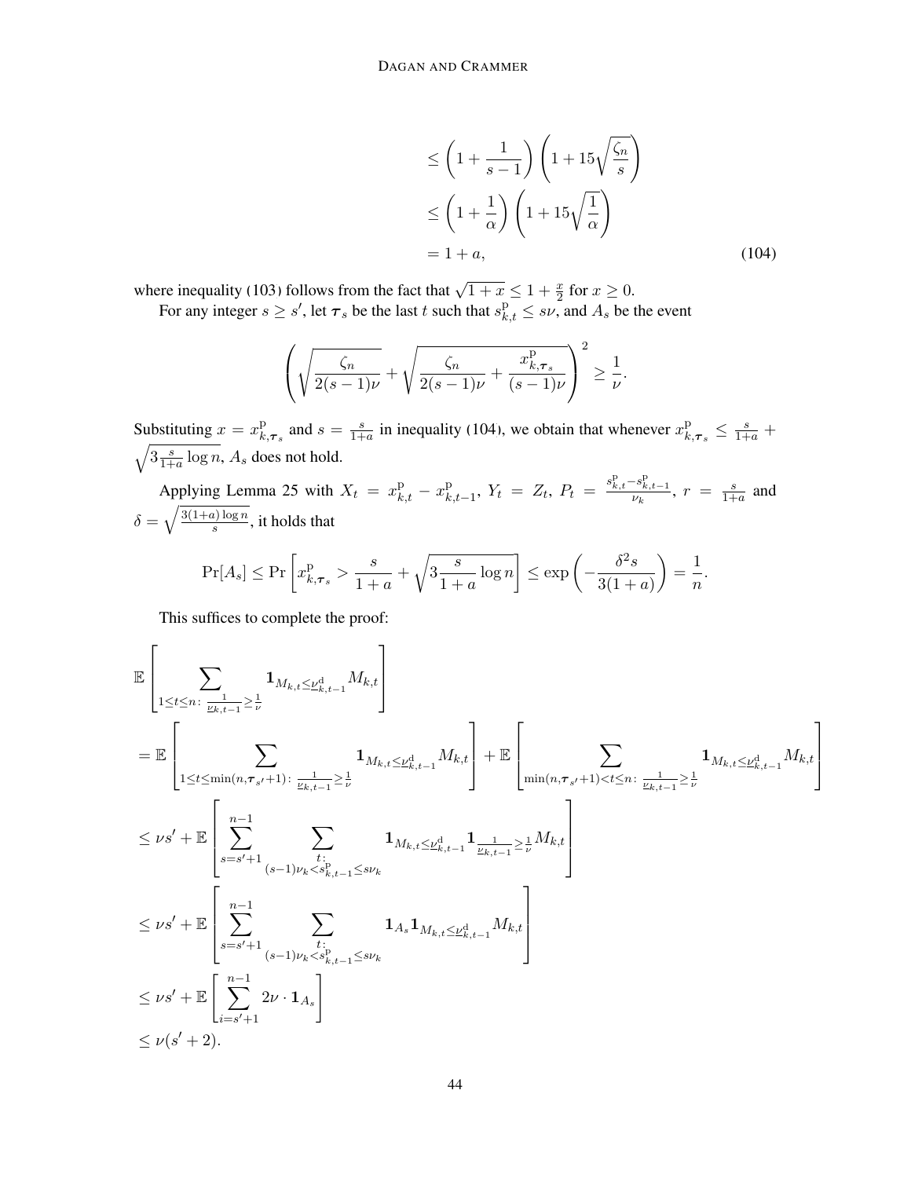$$
\begin{aligned}
&\leq \left(1+\frac{1}{s-1}\right)\left(1+15\sqrt{\frac{\zeta_n}{s}}\right) \\
&\leq \left(1+\frac{1}{\alpha}\right)\left(1+15\sqrt{\frac{1}{\alpha}}\right) \\
&= 1+a, \qquad (104)
\end{aligned}
$$

where inequality (103) follows from the fact that $\sqrt{1+x} \leq 1+\frac{x}{2}$ for $x \geq 0$.

For any integer $s \geq s'$, let $\boldsymbol{\tau}_s$ be the last $t$ such that $s^{\mathrm{p}}_{k,t} \leq s\nu$, and $A_s$ be the event

$$
\left(\sqrt{\frac{\zeta_n}{2(s-1)\nu}} + \sqrt{\frac{\zeta_n}{2(s-1)\nu} + \frac{x^{\mathrm{p}}_{k,\boldsymbol{\tau}_s}}{(s-1)\nu}}\right)^2 \geq \frac{1}{\nu}.
$$

Substituting $x = x^{\mathrm{p}}_{k,\boldsymbol{\tau}_s}$ and $s = \frac{s}{1+a}$ in inequality (104), we obtain that whenever $x^{\mathrm{p}}_{k,\boldsymbol{\tau}_s} \leq \frac{s}{1+a} + \sqrt{3\frac{s}{1+a}\log n}$, $A_s$ does not hold.

Applying Lemma 25 with $X_t = x^{\mathrm{p}}_{k,t} - x^{\mathrm{p}}_{k,t-1}$, $Y_t = Z_t$, $P_t = \frac{s^{\mathrm{p}}_{k,t} - s^{\mathrm{p}}_{k,t-1}}{\nu_k}$, $r = \frac{s}{1+a}$ and $\delta = \sqrt{\frac{3(1+a)\log n}{s}}$, it holds that

$$
\Pr[A_s] \leq \Pr\left[x^{\mathrm{p}}_{k,\boldsymbol{\tau}_s} > \frac{s}{1+a} + \sqrt{3\frac{s}{1+a}\log n}\right] \leq \exp\left(-\frac{\delta^2 s}{3(1+a)}\right) = \frac{1}{n}.
$$

This suffices to complete the proof:

$$
\begin{aligned}
&\mathbb{E}\left[\sum_{1\leq t\leq n:\ \frac{1}{\underline{\nu}_{k,t-1}} \geq \frac{1}{\nu}} \mathbf{1}_{M_{k,t} \leq \underline{\nu}^{\mathrm{d}}_{k,t-1}} M_{k,t}\right] \\
&= \mathbb{E}\left[\sum_{1\leq t\leq \min(n,\boldsymbol{\tau}_{s'}+1):\ \frac{1}{\underline{\nu}_{k,t-1}} \geq \frac{1}{\nu}} \mathbf{1}_{M_{k,t} \leq \underline{\nu}^{\mathrm{d}}_{k,t-1}} M_{k,t}\right] + \mathbb{E}\left[\sum_{\min(n,\boldsymbol{\tau}_{s'}+1) < t \leq n:\ \frac{1}{\underline{\nu}_{k,t-1}} \geq \frac{1}{\nu}} \mathbf{1}_{M_{k,t} \leq \underline{\nu}^{\mathrm{d}}_{k,t-1}} M_{k,t}\right] \\
&\leq \nu s' + \mathbb{E}\left[\sum_{s=s'+1}^{n-1} \sum_{\substack{t:\\ (s-1)\nu_k < s^{\mathrm{p}}_{k,t-1} \leq s\nu_k}} \mathbf{1}_{M_{k,t} \leq \underline{\nu}^{\mathrm{d}}_{k,t-1}} \mathbf{1}_{\frac{1}{\underline{\nu}_{k,t-1}} \geq \frac{1}{\nu}} M_{k,t}\right] \\
&\leq \nu s' + \mathbb{E}\left[\sum_{s=s'+1}^{n-1} \sum_{\substack{t:\\ (s-1)\nu_k < s^{\mathrm{p}}_{k,t-1} \leq s\nu_k}} \mathbf{1}_{A_s} \mathbf{1}_{M_{k,t} \leq \underline{\nu}^{\mathrm{d}}_{k,t-1}} M_{k,t}\right] \\
&\leq \nu s' + \mathbb{E}\left[\sum_{i=s'+1}^{n-1} 2\nu \cdot \mathbf{1}_{A_s}\right] \\
&\leq \nu(s'+2).
\end{aligned}
$$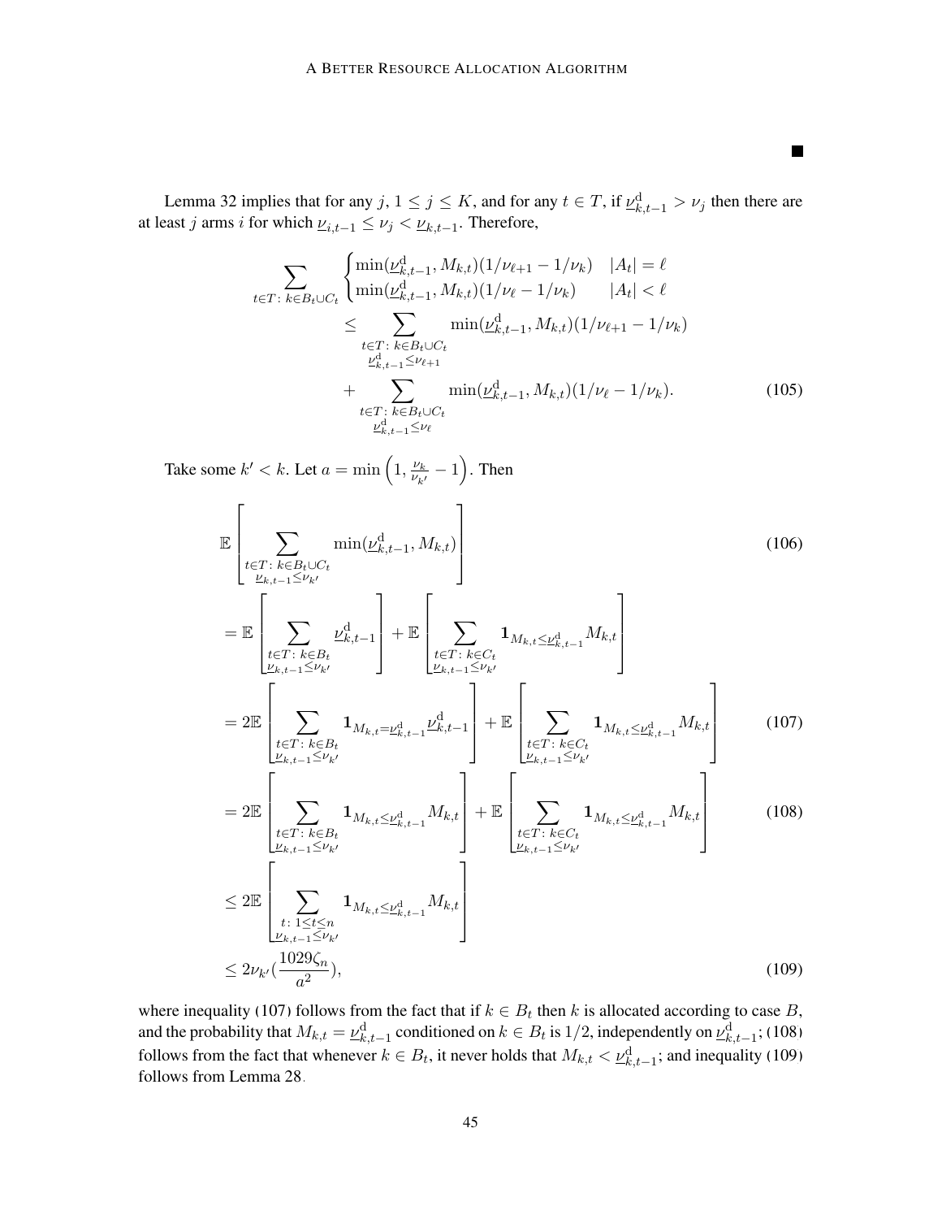∎

Lemma 32 implies that for any $j$, $1 \le j \le K$, and for any $t \in T$, if $\underline{\nu}^{\mathrm{d}}_{k,t-1} > \nu_j$ then there are at least $j$ arms $i$ for which $\underline{\nu}_{i,t-1} \le \nu_j < \underline{\nu}_{k,t-1}$. Therefore,

$$
\begin{aligned}
\sum_{t \in T:\, k \in B_t \cup C_t} &\begin{cases} \min(\underline{\nu}^{\mathrm{d}}_{k,t-1}, M_{k,t})(1/\nu_{\ell+1} - 1/\nu_k) & |A_t| = \ell \\ \min(\underline{\nu}^{\mathrm{d}}_{k,t-1}, M_{k,t})(1/\nu_{\ell} - 1/\nu_k) & |A_t| < \ell \end{cases} \\
&\le \sum_{\substack{t \in T:\, k \in B_t \cup C_t \\ \underline{\nu}^{\mathrm{d}}_{k,t-1} \le \nu_{\ell+1}}} \min(\underline{\nu}^{\mathrm{d}}_{k,t-1}, M_{k,t})(1/\nu_{\ell+1} - 1/\nu_k) \\
&\quad + \sum_{\substack{t \in T:\, k \in B_t \cup C_t \\ \underline{\nu}^{\mathrm{d}}_{k,t-1} \le \nu_{\ell}}} \min(\underline{\nu}^{\mathrm{d}}_{k,t-1}, M_{k,t})(1/\nu_{\ell} - 1/\nu_k). \qquad (105)
\end{aligned}
$$

Take some $k' < k$. Let $a = \min\left(1, \frac{\nu_k}{\nu_{k'}} - 1\right)$. Then

$$
\begin{aligned}
&\mathbb{E}\left[\sum_{\substack{t \in T:\, k \in B_t \cup C_t \\ \underline{\nu}_{k,t-1} \le \nu_{k'}}} \min(\underline{\nu}^{\mathrm{d}}_{k,t-1}, M_{k,t})\right] \qquad (106) \\
&= \mathbb{E}\left[\sum_{\substack{t \in T:\, k \in B_t \\ \underline{\nu}_{k,t-1} \le \nu_{k'}}} \underline{\nu}^{\mathrm{d}}_{k,t-1}\right] + \mathbb{E}\left[\sum_{\substack{t \in T:\, k \in C_t \\ \underline{\nu}_{k,t-1} \le \nu_{k'}}} \mathbf{1}_{M_{k,t} \le \underline{\nu}^{\mathrm{d}}_{k,t-1}} M_{k,t}\right] \\
&= 2\mathbb{E}\left[\sum_{\substack{t \in T:\, k \in B_t \\ \underline{\nu}_{k,t-1} \le \nu_{k'}}} \mathbf{1}_{M_{k,t} = \underline{\nu}^{\mathrm{d}}_{k,t-1}} \underline{\nu}^{\mathrm{d}}_{k,t-1}\right] + \mathbb{E}\left[\sum_{\substack{t \in T:\, k \in C_t \\ \underline{\nu}_{k,t-1} \le \nu_{k'}}} \mathbf{1}_{M_{k,t} \le \underline{\nu}^{\mathrm{d}}_{k,t-1}} M_{k,t}\right] \qquad (107) \\
&= 2\mathbb{E}\left[\sum_{\substack{t \in T:\, k \in B_t \\ \underline{\nu}_{k,t-1} \le \nu_{k'}}} \mathbf{1}_{M_{k,t} \le \underline{\nu}^{\mathrm{d}}_{k,t-1}} M_{k,t}\right] + \mathbb{E}\left[\sum_{\substack{t \in T:\, k \in C_t \\ \underline{\nu}_{k,t-1} \le \nu_{k'}}} \mathbf{1}_{M_{k,t} \le \underline{\nu}^{\mathrm{d}}_{k,t-1}} M_{k,t}\right] \qquad (108) \\
&\le 2\mathbb{E}\left[\sum_{\substack{t:\, 1 \le t \le n \\ \underline{\nu}_{k,t-1} \le \nu_{k'}}} \mathbf{1}_{M_{k,t} \le \underline{\nu}^{\mathrm{d}}_{k,t-1}} M_{k,t}\right] \\
&\le 2\nu_{k'}\left(\frac{1029\zeta_n}{a^2}\right), \qquad (109)
\end{aligned}
$$

where inequality (107) follows from the fact that if $k \in B_t$ then $k$ is allocated according to case $B$, and the probability that $M_{k,t} = \underline{\nu}^{\mathrm{d}}_{k,t-1}$ conditioned on $k \in B_t$ is $1/2$, independently on $\underline{\nu}^{\mathrm{d}}_{k,t-1}$; (108) follows from the fact that whenever $k \in B_t$, it never holds that $M_{k,t} < \underline{\nu}^{\mathrm{d}}_{k,t-1}$; and inequality (109) follows from Lemma 28.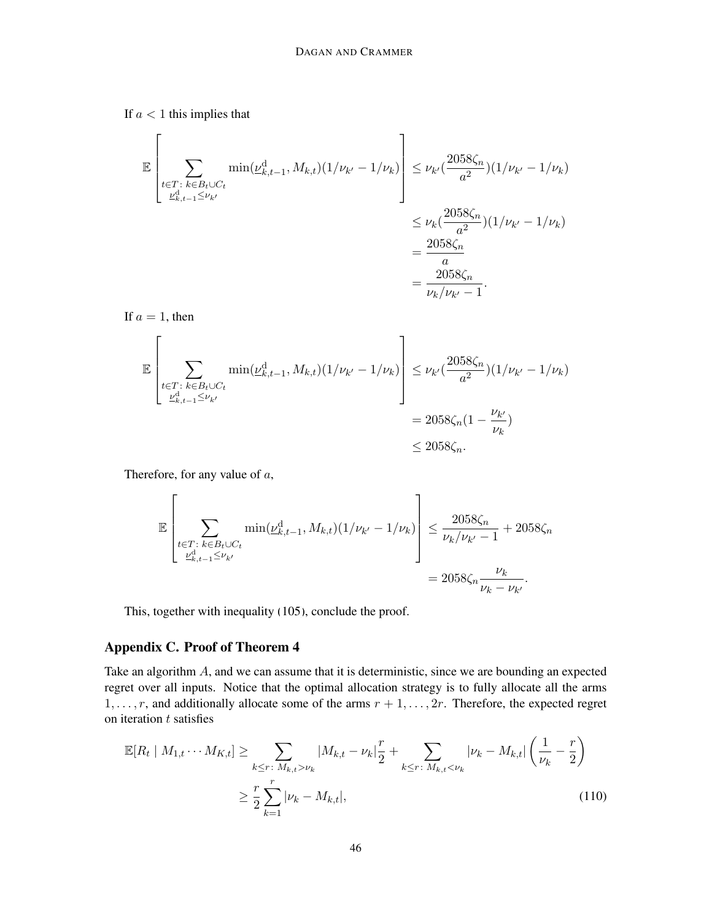If $a < 1$ this implies that

$$
\begin{aligned}
\mathbb{E}\left[\sum_{\substack{t\in T\colon k\in B_t\cup C_t\\ \underline{\nu}^{\mathrm{d}}_{k,t-1}\le \nu_{k'}}} \min(\underline{\nu}^{\mathrm{d}}_{k,t-1}, M_{k,t})(1/\nu_{k'} - 1/\nu_k)\right] &\le \nu_{k'}(\frac{2058\zeta_n}{a^2})(1/\nu_{k'} - 1/\nu_k) \\
&\le \nu_k(\frac{2058\zeta_n}{a^2})(1/\nu_{k'} - 1/\nu_k) \\
&= \frac{2058\zeta_n}{a} \\
&= \frac{2058\zeta_n}{\nu_k/\nu_{k'} - 1}.
\end{aligned}
$$

If $a = 1$, then

$$
\begin{aligned}
\mathbb{E}\left[\sum_{\substack{t\in T\colon k\in B_t\cup C_t\\ \underline{\nu}^{\mathrm{d}}_{k,t-1}\le \nu_{k'}}} \min(\underline{\nu}^{\mathrm{d}}_{k,t-1}, M_{k,t})(1/\nu_{k'} - 1/\nu_k)\right] &\le \nu_{k'}(\frac{2058\zeta_n}{a^2})(1/\nu_{k'} - 1/\nu_k) \\
&= 2058\zeta_n(1 - \frac{\nu_{k'}}{\nu_k}) \\
&\le 2058\zeta_n.
\end{aligned}
$$

Therefore, for any value of $a$,

$$
\begin{aligned}
\mathbb{E}\left[\sum_{\substack{t\in T\colon k\in B_t\cup C_t\\ \underline{\nu}^{\mathrm{d}}_{k,t-1}\le \nu_{k'}}} \min(\underline{\nu}^{\mathrm{d}}_{k,t-1}, M_{k,t})(1/\nu_{k'} - 1/\nu_k)\right] &\le \frac{2058\zeta_n}{\nu_k/\nu_{k'} - 1} + 2058\zeta_n \\
&= 2058\zeta_n \frac{\nu_k}{\nu_k - \nu_{k'}}.
\end{aligned}
$$

This, together with inequality (105), conclude the proof.

## Appendix C. Proof of Theorem 4

Take an algorithm $A$, and we can assume that it is deterministic, since we are bounding an expected regret over all inputs. Notice that the optimal allocation strategy is to fully allocate all the arms $1, \dots, r$, and additionally allocate some of the arms $r+1, \dots, 2r$. Therefore, the expected regret on iteration $t$ satisfies

$$
\begin{aligned}
\mathbb{E}[R_t \mid M_{1,t} \cdots M_{K,t}] &\ge \sum_{k\le r\colon M_{k,t}>\nu_k} |M_{k,t} - \nu_k|\frac{r}{2} + \sum_{k\le r\colon M_{k,t}<\nu_k} |\nu_k - M_{k,t}|\left(\frac{1}{\nu_k} - \frac{r}{2}\right) \\
&\ge \frac{r}{2}\sum_{k=1}^{r} |\nu_k - M_{k,t}|, \qquad (110)
\end{aligned}
$$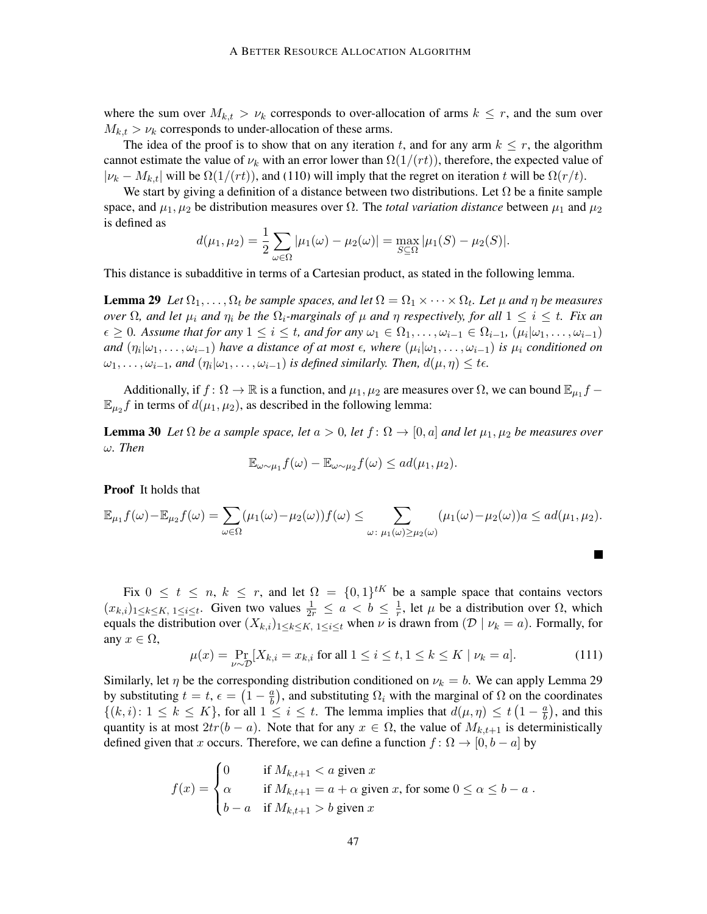where the sum over $M_{k,t} > \nu_k$ corresponds to over-allocation of arms $k \leq r$, and the sum over $M_{k,t} > \nu_k$ corresponds to under-allocation of these arms.

The idea of the proof is to show that on any iteration $t$, and for any arm $k \leq r$, the algorithm cannot estimate the value of $\nu_k$ with an error lower than $\Omega(1/(rt))$, therefore, the expected value of $|\nu_k - M_{k,t}|$ will be $\Omega(1/(rt))$, and (110) will imply that the regret on iteration $t$ will be $\Omega(r/t)$.

We start by giving a definition of a distance between two distributions. Let $\Omega$ be a finite sample space, and $\mu_1, \mu_2$ be distribution measures over $\Omega$. The *total variation distance* between $\mu_1$ and $\mu_2$ is defined as

$$d(\mu_1, \mu_2) = \frac{1}{2} \sum_{\omega \in \Omega} |\mu_1(\omega) - \mu_2(\omega)| = \max_{S \subseteq \Omega} |\mu_1(S) - \mu_2(S)|.$$

This distance is subadditive in terms of a Cartesian product, as stated in the following lemma.

**Lemma 29** *Let $\Omega_1, \ldots, \Omega_t$ be sample spaces, and let $\Omega = \Omega_1 \times \cdots \times \Omega_t$. Let $\mu$ and $\eta$ be measures over $\Omega$, and let $\mu_i$ and $\eta_i$ be the $\Omega_i$-marginals of $\mu$ and $\eta$ respectively, for all $1 \leq i \leq t$. Fix an $\epsilon \geq 0$. Assume that for any $1 \leq i \leq t$, and for any $\omega_1 \in \Omega_1, \ldots, \omega_{i-1} \in \Omega_{i-1}$, $(\mu_i | \omega_1, \ldots, \omega_{i-1})$ and $(\eta_i | \omega_1, \ldots, \omega_{i-1})$ have a distance of at most $\epsilon$, where $(\mu_i | \omega_1, \ldots, \omega_{i-1})$ is $\mu_i$ conditioned on $\omega_1, \ldots, \omega_{i-1}$, and $(\eta_i | \omega_1, \ldots, \omega_{i-1})$ is defined similarly. Then, $d(\mu, \eta) \leq t\epsilon$.*

Additionally, if $f \colon \Omega \to \mathbb{R}$ is a function, and $\mu_1, \mu_2$ are measures over $\Omega$, we can bound $\mathbb{E}_{\mu_1} f - \mathbb{E}_{\mu_2} f$ in terms of $d(\mu_1, \mu_2)$, as described in the following lemma:

**Lemma 30** *Let $\Omega$ be a sample space, let $a > 0$, let $f \colon \Omega \to [0, a]$ and let $\mu_1, \mu_2$ be measures over $\omega$. Then*

$$\mathbb{E}_{\omega \sim \mu_1} f(\omega) - \mathbb{E}_{\omega \sim \mu_2} f(\omega) \leq a d(\mu_1, \mu_2).$$

**Proof** It holds that

$$\mathbb{E}_{\mu_1} f(\omega) - \mathbb{E}_{\mu_2} f(\omega) = \sum_{\omega \in \Omega} (\mu_1(\omega) - \mu_2(\omega)) f(\omega) \leq \sum_{\omega \colon \mu_1(\omega) \geq \mu_2(\omega)} (\mu_1(\omega) - \mu_2(\omega)) a \leq a d(\mu_1, \mu_2).$$

∎

Fix $0 \leq t \leq n$, $k \leq r$, and let $\Omega = \{0,1\}^{tK}$ be a sample space that contains vectors $(x_{k,i})_{1 \leq k \leq K,\, 1 \leq i \leq t}$. Given two values $\frac{1}{2r} \leq a < b \leq \frac{1}{r}$, let $\mu$ be a distribution over $\Omega$, which equals the distribution over $(X_{k,i})_{1 \leq k \leq K,\, 1 \leq i \leq t}$ when $\nu$ is drawn from $(\mathcal{D} \mid \nu_k = a)$. Formally, for any $x \in \Omega$,

$$\mu(x) = \Pr_{\nu \sim \mathcal{D}} [X_{k,i} = x_{k,i} \text{ for all } 1 \leq i \leq t, 1 \leq k \leq K \mid \nu_k = a]. \tag{111}$$

Similarly, let $\eta$ be the corresponding distribution conditioned on $\nu_k = b$. We can apply Lemma 29 by substituting $t = t$, $\epsilon = \left(1 - \frac{a}{b}\right)$, and substituting $\Omega_i$ with the marginal of $\Omega$ on the coordinates $\{(k,i) \colon 1 \leq k \leq K\}$, for all $1 \leq i \leq t$. The lemma implies that $d(\mu, \eta) \leq t\left(1 - \frac{a}{b}\right)$, and this quantity is at most $2tr(b-a)$. Note that for any $x \in \Omega$, the value of $M_{k,t+1}$ is deterministically defined given that $x$ occurs. Therefore, we can define a function $f \colon \Omega \to [0, b-a]$ by

$$f(x) = \begin{cases} 0 & \text{if } M_{k,t+1} < a \text{ given } x \\ \alpha & \text{if } M_{k,t+1} = a + \alpha \text{ given } x, \text{ for some } 0 \leq \alpha \leq b - a \\ b - a & \text{if } M_{k,t+1} > b \text{ given } x \end{cases}.$$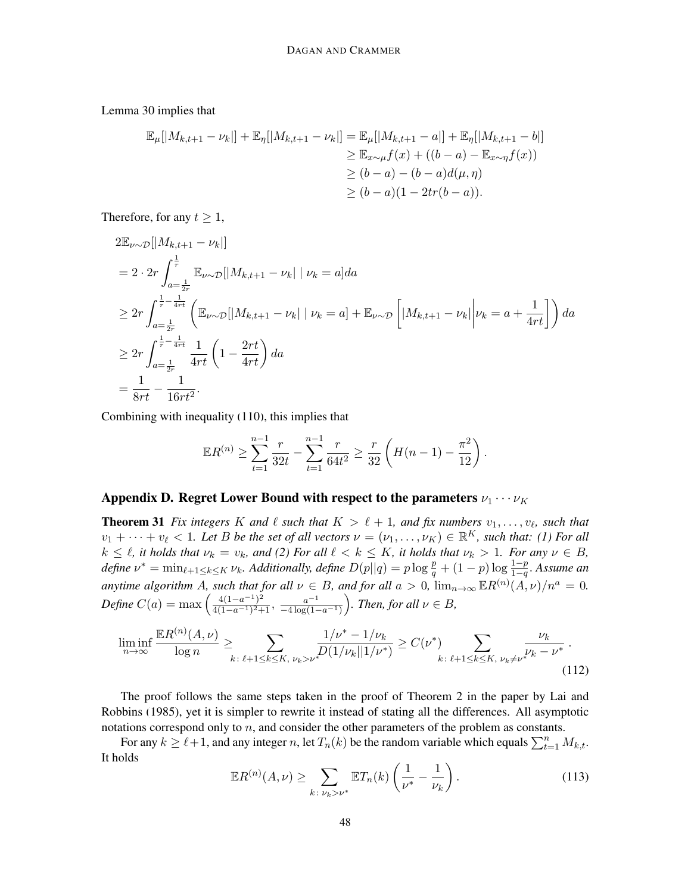Lemma 30 implies that

$$
\begin{aligned}
\mathbb{E}_\mu[|M_{k,t+1}-\nu_k|]+\mathbb{E}_\eta[|M_{k,t+1}-\nu_k|] &= \mathbb{E}_\mu[|M_{k,t+1}-a|]+\mathbb{E}_\eta[|M_{k,t+1}-b|] \\
&\geq \mathbb{E}_{x\sim\mu} f(x) + ((b-a) - \mathbb{E}_{x\sim\eta} f(x)) \\
&\geq (b-a) - (b-a) d(\mu,\eta) \\
&\geq (b-a)(1-2tr(b-a)).
\end{aligned}
$$

Therefore, for any $t \geq 1$,

$$
\begin{aligned}
&2\mathbb{E}_{\nu\sim\mathcal{D}}[|M_{k,t+1}-\nu_k|] \\
&= 2\cdot 2r\int_{a=\frac{1}{2r}}^{\frac{1}{r}} \mathbb{E}_{\nu\sim\mathcal{D}}[|M_{k,t+1}-\nu_k| \mid \nu_k = a] da \\
&\geq 2r\int_{a=\frac{1}{2r}}^{\frac{1}{r}-\frac{1}{4rt}} \left(\mathbb{E}_{\nu\sim\mathcal{D}}[|M_{k,t+1}-\nu_k| \mid \nu_k = a] + \mathbb{E}_{\nu\sim\mathcal{D}}\left[|M_{k,t+1}-\nu_k| \middle| \nu_k = a + \frac{1}{4rt}\right]\right) da \\
&\geq 2r\int_{a=\frac{1}{2r}}^{\frac{1}{r}-\frac{1}{4rt}} \frac{1}{4rt}\left(1-\frac{2rt}{4rt}\right) da \\
&= \frac{1}{8rt} - \frac{1}{16rt^2}.
\end{aligned}
$$

Combining with inequality (110), this implies that

$$
\mathbb{E}R^{(n)} \geq \sum_{t=1}^{n-1} \frac{r}{32t} - \sum_{t=1}^{n-1} \frac{r}{64t^2} \geq \frac{r}{32}\left(H(n-1) - \frac{\pi^2}{12}\right).
$$

## Appendix D. Regret Lower Bound with respect to the parameters $\nu_1 \cdots \nu_K$

**Theorem 31** *Fix integers $K$ and $\ell$ such that $K > \ell + 1$, and fix numbers $v_1, \dots, v_\ell$, such that $v_1 + \cdots + v_\ell < 1$. Let $B$ be the set of all vectors $\nu = (\nu_1, \dots, \nu_K) \in \mathbb{R}^K$, such that: (1) For all $k \leq \ell$, it holds that $\nu_k = v_k$, and (2) For all $\ell < k \leq K$, it holds that $\nu_k > 1$. For any $\nu \in B$, define $\nu^* = \min_{\ell+1 \leq k \leq K} \nu_k$. Additionally, define $D(p||q) = p\log\frac{p}{q} + (1-p)\log\frac{1-p}{1-q}$. Assume an anytime algorithm $A$, such that for all $\nu \in B$, and for all $a > 0$, $\lim_{n\to\infty} \mathbb{E}R^{(n)}(A,\nu)/n^a = 0$. Define $C(a) = \max\left(\frac{4(1-a^{-1})^2}{4(1-a^{-1})^2+1}, \frac{a^{-1}}{-4\log(1-a^{-1})}\right)$. Then, for all $\nu \in B$,*

$$
\liminf_{n\to\infty} \frac{\mathbb{E}R^{(n)}(A,\nu)}{\log n} \geq \sum_{k\colon \ell+1\leq k\leq K,\ \nu_k > \nu^*} \frac{1/\nu^* - 1/\nu_k}{D(1/\nu_k || 1/\nu^*)} \geq C(\nu^*) \sum_{k\colon \ell+1\leq k\leq K,\ \nu_k \neq \nu^*} \frac{\nu_k}{\nu_k - \nu^*}. \tag{112}
$$

The proof follows the same steps taken in the proof of Theorem 2 in the paper by Lai and Robbins (1985), yet it is simpler to rewrite it instead of stating all the differences. All asymptotic notations correspond only to $n$, and consider the other parameters of the problem as constants.

For any $k \geq \ell+1$, and any integer $n$, let $T_n(k)$ be the random variable which equals $\sum_{t=1}^n M_{k,t}$. It holds

$$
\mathbb{E}R^{(n)}(A,\nu) \geq \sum_{k\colon \nu_k > \nu^*} \mathbb{E}T_n(k)\left(\frac{1}{\nu^*} - \frac{1}{\nu_k}\right). \tag{113}
$$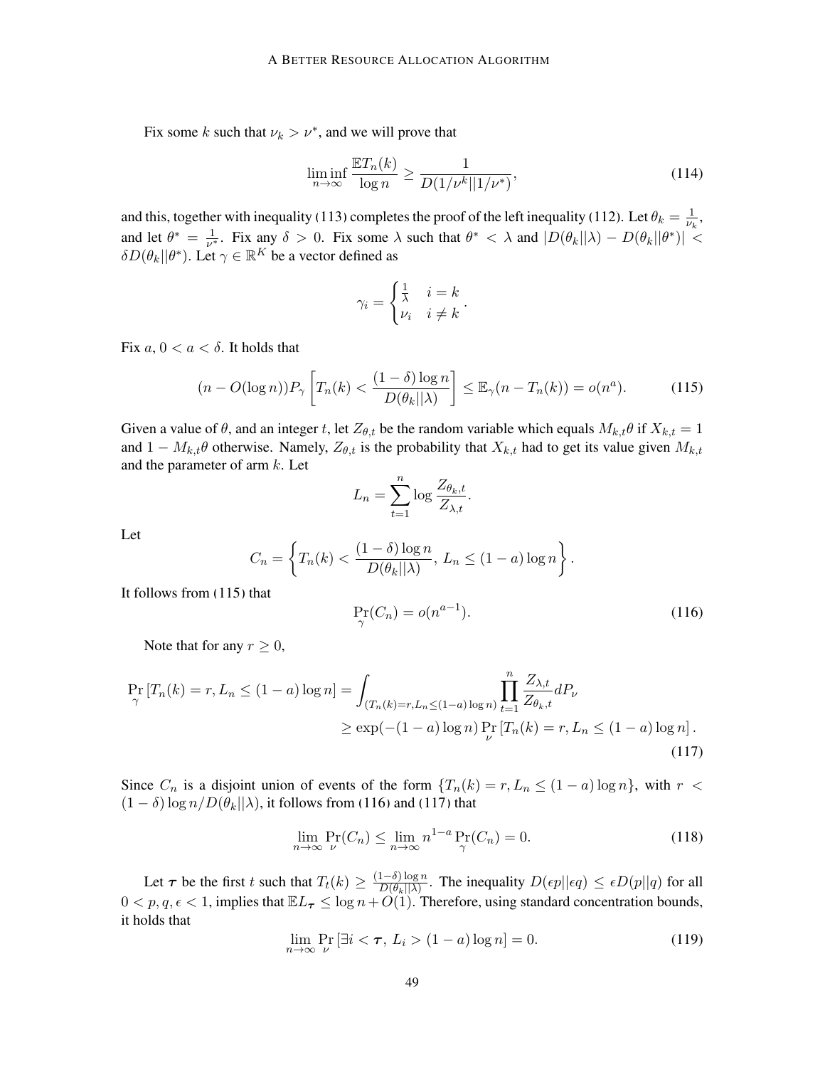Fix some $k$ such that $\nu_k > \nu^*$, and we will prove that

$$\liminf_{n\to\infty} \frac{\mathbb{E}T_n(k)}{\log n} \geq \frac{1}{D(1/\nu^k || 1/\nu^*)}, \tag{114}$$

and this, together with inequality (113) completes the proof of the left inequality (112). Let $\theta_k = \frac{1}{\nu_k}$, and let $\theta^* = \frac{1}{\nu^*}$. Fix any $\delta > 0$. Fix some $\lambda$ such that $\theta^* < \lambda$ and $|D(\theta_k||\lambda) - D(\theta_k||\theta^*)| < \delta D(\theta_k||\theta^*)$. Let $\gamma \in \mathbb{R}^K$ be a vector defined as

$$\gamma_i = \begin{cases} \frac{1}{\lambda} & i = k \\ \nu_i & i \neq k \end{cases}.$$

Fix $a$, $0 < a < \delta$. It holds that

$$(n - O(\log n)) P_\gamma \left[ T_n(k) < \frac{(1-\delta)\log n}{D(\theta_k||\lambda)} \right] \leq \mathbb{E}_\gamma (n - T_n(k)) = o(n^a). \tag{115}$$

Given a value of $\theta$, and an integer $t$, let $Z_{\theta,t}$ be the random variable which equals $M_{k,t}\theta$ if $X_{k,t} = 1$ and $1 - M_{k,t}\theta$ otherwise. Namely, $Z_{\theta,t}$ is the probability that $X_{k,t}$ had to get its value given $M_{k,t}$ and the parameter of arm $k$. Let

$$L_n = \sum_{t=1}^{n} \log \frac{Z_{\theta_k,t}}{Z_{\lambda,t}}.$$

Let

$$C_n = \left\{ T_n(k) < \frac{(1-\delta)\log n}{D(\theta_k||\lambda)},\, L_n \leq (1-a)\log n \right\}.$$

It follows from (115) that

$$\Pr_\gamma(C_n) = o(n^{a-1}). \tag{116}$$

Note that for any $r \geq 0$,

$$\begin{aligned} \Pr_\gamma \left[ T_n(k) = r, L_n \leq (1-a)\log n \right] &= \int_{(T_n(k)=r, L_n \leq (1-a)\log n)} \prod_{t=1}^{n} \frac{Z_{\lambda,t}}{Z_{\theta_k,t}} dP_\nu \\ &\geq \exp(-(1-a)\log n) \Pr_\nu \left[ T_n(k) = r, L_n \leq (1-a)\log n \right]. \end{aligned} \tag{117}$$

Since $C_n$ is a disjoint union of events of the form $\{T_n(k) = r, L_n \leq (1-a)\log n\}$, with $r < (1-\delta)\log n / D(\theta_k||\lambda)$, it follows from (116) and (117) that

$$\lim_{n\to\infty} \Pr_\nu(C_n) \leq \lim_{n\to\infty} n^{1-a} \Pr_\gamma(C_n) = 0. \tag{118}$$

Let $\boldsymbol{\tau}$ be the first $t$ such that $T_t(k) \geq \frac{(1-\delta)\log n}{D(\theta_k||\lambda)}$. The inequality $D(\epsilon p||\epsilon q) \leq \epsilon D(p||q)$ for all $0 < p, q, \epsilon < 1$, implies that $\mathbb{E}L_{\boldsymbol{\tau}} \leq \log n + O(1)$. Therefore, using standard concentration bounds, it holds that

$$\lim_{n\to\infty} \Pr_\nu \left[ \exists i < \boldsymbol{\tau},\, L_i > (1-a)\log n \right] = 0. \tag{119}$$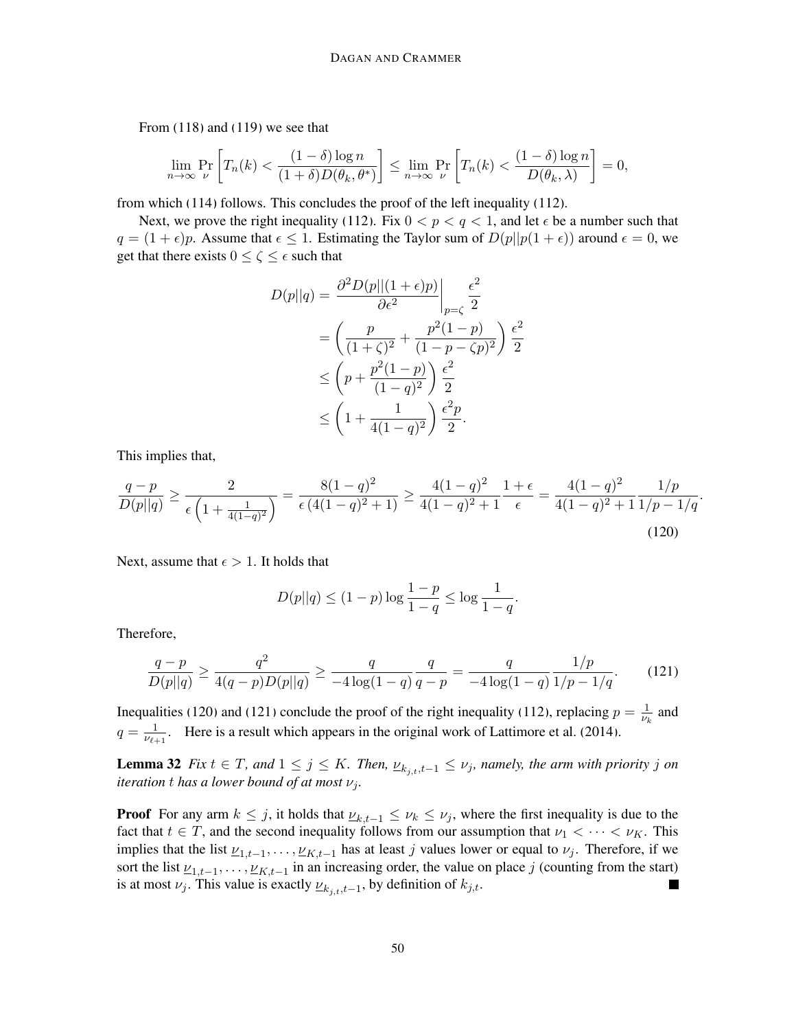From (118) and (119) we see that

$$\lim_{n\to\infty} \Pr_{\nu}\left[T_n(k) < \frac{(1-\delta)\log n}{(1+\delta)D(\theta_k, \theta^*)}\right] \le \lim_{n\to\infty} \Pr_{\nu}\left[T_n(k) < \frac{(1-\delta)\log n}{D(\theta_k, \lambda)}\right] = 0,$$

from which (114) follows. This concludes the proof of the left inequality (112).

Next, we prove the right inequality (112). Fix $0 < p < q < 1$, and let $\epsilon$ be a number such that $q = (1+\epsilon)p$. Assume that $\epsilon \le 1$. Estimating the Taylor sum of $D(p||p(1+\epsilon))$ around $\epsilon = 0$, we get that there exists $0 \le \zeta \le \epsilon$ such that

$$\begin{aligned}
D(p||q) &= \left.\frac{\partial^2 D(p||(1+\epsilon)p)}{\partial \epsilon^2}\right|_{p=\zeta} \frac{\epsilon^2}{2} \\
&= \left(\frac{p}{(1+\zeta)^2} + \frac{p^2(1-p)}{(1-p-\zeta p)^2}\right)\frac{\epsilon^2}{2} \\
&\le \left(p + \frac{p^2(1-p)}{(1-q)^2}\right)\frac{\epsilon^2}{2} \\
&\le \left(1 + \frac{1}{4(1-q)^2}\right)\frac{\epsilon^2 p}{2}.
\end{aligned}$$

This implies that,

$$\frac{q-p}{D(p||q)} \ge \frac{2}{\epsilon\left(1 + \frac{1}{4(1-q)^2}\right)} = \frac{8(1-q)^2}{\epsilon\left(4(1-q)^2 + 1\right)} \ge \frac{4(1-q)^2}{4(1-q)^2+1}\frac{1+\epsilon}{\epsilon} = \frac{4(1-q)^2}{4(1-q)^2+1}\frac{1/p}{1/p - 1/q}. \tag{120}$$

Next, assume that $\epsilon > 1$. It holds that

$$D(p||q) \le (1-p)\log\frac{1-p}{1-q} \le \log\frac{1}{1-q}.$$

Therefore,

$$\frac{q-p}{D(p||q)} \ge \frac{q^2}{4(q-p)D(p||q)} \ge \frac{q}{-4\log(1-q)}\frac{q}{q-p} = \frac{q}{-4\log(1-q)}\frac{1/p}{1/p - 1/q}. \tag{121}$$

Inequalities (120) and (121) conclude the proof of the right inequality (112), replacing $p = \frac{1}{\nu_k}$ and $q = \frac{1}{\nu_{\ell+1}}$. Here is a result which appears in the original work of Lattimore et al. (2014).

**Lemma 32** *Fix $t \in T$, and $1 \le j \le K$. Then, $\underline{\nu}_{k_{j,t},t-1} \le \nu_j$, namely, the arm with priority $j$ on iteration $t$ has a lower bound of at most $\nu_j$.*

**Proof** For any arm $k \le j$, it holds that $\underline{\nu}_{k,t-1} \le \nu_k \le \nu_j$, where the first inequality is due to the fact that $t \in T$, and the second inequality follows from our assumption that $\nu_1 < \cdots < \nu_K$. This implies that the list $\underline{\nu}_{1,t-1}, \ldots, \underline{\nu}_{K,t-1}$ has at least $j$ values lower or equal to $\nu_j$. Therefore, if we sort the list $\underline{\nu}_{1,t-1}, \ldots, \underline{\nu}_{K,t-1}$ in an increasing order, the value on place $j$ (counting from the start) is at most $\nu_j$. This value is exactly $\underline{\nu}_{k_{j,t},t-1}$, by definition of $k_{j,t}$. ∎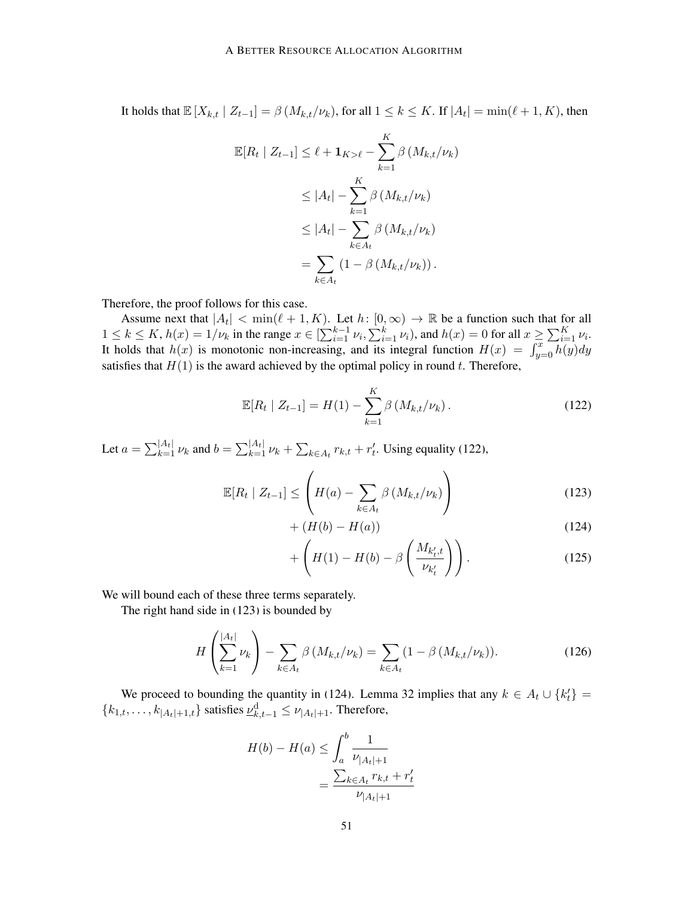It holds that $\mathbb{E}[X_{k,t} \mid Z_{t-1}] = \beta(M_{k,t}/\nu_k)$, for all $1 \le k \le K$. If $|A_t| = \min(\ell+1, K)$, then

$$
\begin{aligned}
\mathbb{E}[R_t \mid Z_{t-1}] &\le \ell + \mathbf{1}_{K>\ell} - \sum_{k=1}^{K} \beta(M_{k,t}/\nu_k) \\
&\le |A_t| - \sum_{k=1}^{K} \beta(M_{k,t}/\nu_k) \\
&\le |A_t| - \sum_{k \in A_t} \beta(M_{k,t}/\nu_k) \\
&= \sum_{k \in A_t} (1 - \beta(M_{k,t}/\nu_k)).
\end{aligned}
$$

Therefore, the proof follows for this case.

Assume next that $|A_t| < \min(\ell+1, K)$. Let $h\colon [0,\infty) \to \mathbb{R}$ be a function such that for all $1 \le k \le K$, $h(x) = 1/\nu_k$ in the range $x \in [\sum_{i=1}^{k-1} \nu_i, \sum_{i=1}^{k} \nu_i)$, and $h(x) = 0$ for all $x \ge \sum_{i=1}^{K} \nu_i$. It holds that $h(x)$ is monotonic non-increasing, and its integral function $H(x) = \int_{y=0}^{x} h(y)dy$ satisfies that $H(1)$ is the award achieved by the optimal policy in round $t$. Therefore,

$$
\mathbb{E}[R_t \mid Z_{t-1}] = H(1) - \sum_{k=1}^{K} \beta(M_{k,t}/\nu_k). \tag{122}
$$

Let $a = \sum_{k=1}^{|A_t|} \nu_k$ and $b = \sum_{k=1}^{|A_t|} \nu_k + \sum_{k \in A_t} r_{k,t} + r'_t$. Using equality (122),

$$
\begin{aligned}
\mathbb{E}[R_t \mid Z_{t-1}] \le &\left( H(a) - \sum_{k \in A_t} \beta(M_{k,t}/\nu_k) \right) &(123)\\
&+ (H(b) - H(a)) &(124)\\
&+ \left( H(1) - H(b) - \beta\left( \frac{M_{k'_t,t}}{\nu_{k'_t}} \right) \right). &(125)
\end{aligned}
$$

We will bound each of these three terms separately.

The right hand side in (123) is bounded by

$$
H\left( \sum_{k=1}^{|A_t|} \nu_k \right) - \sum_{k \in A_t} \beta(M_{k,t}/\nu_k) = \sum_{k \in A_t} (1 - \beta(M_{k,t}/\nu_k)). \tag{126}
$$

We proceed to bounding the quantity in (124). Lemma 32 implies that any $k \in A_t \cup \{k'_t\} = \{k_{1,t}, \ldots, k_{|A_t|+1,t}\}$ satisfies $\underline{\nu}^{\mathrm{d}}_{k,t-1} \le \nu_{|A_t|+1}$. Therefore,

$$
\begin{aligned}
H(b) - H(a) &\le \int_a^b \frac{1}{\nu_{|A_t|+1}} \\
&= \frac{\sum_{k \in A_t} r_{k,t} + r'_t}{\nu_{|A_t|+1}}
\end{aligned}
$$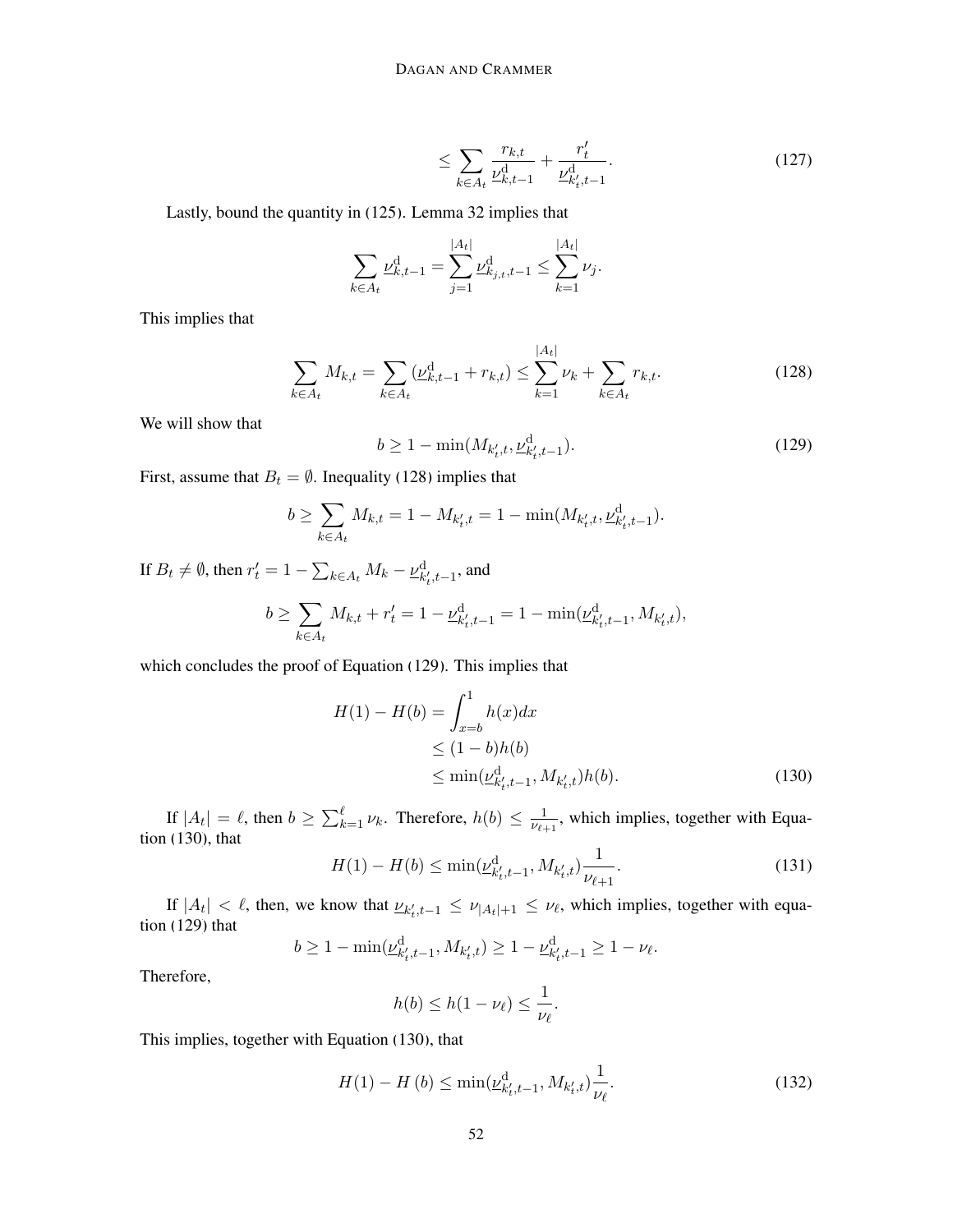$$\leq \sum_{k \in A_t} \frac{r_{k,t}}{\underline{\nu}^{\mathrm{d}}_{k,t-1}} + \frac{r'_t}{\underline{\nu}^{\mathrm{d}}_{k'_t,t-1}}. \tag{127}$$

Lastly, bound the quantity in (125). Lemma 32 implies that

$$\sum_{k \in A_t} \underline{\nu}^{\mathrm{d}}_{k,t-1} = \sum_{j=1}^{|A_t|} \underline{\nu}^{\mathrm{d}}_{k_{j,t},t-1} \leq \sum_{k=1}^{|A_t|} \nu_j.$$

This implies that

$$\sum_{k \in A_t} M_{k,t} = \sum_{k \in A_t} (\underline{\nu}^{\mathrm{d}}_{k,t-1} + r_{k,t}) \leq \sum_{k=1}^{|A_t|} \nu_k + \sum_{k \in A_t} r_{k,t}. \tag{128}$$

We will show that

$$b \geq 1 - \min(M_{k'_t,t}, \underline{\nu}^{\mathrm{d}}_{k'_t,t-1}). \tag{129}$$

First, assume that $B_t = \emptyset$. Inequality (128) implies that

$$b \geq \sum_{k \in A_t} M_{k,t} = 1 - M_{k'_t,t} = 1 - \min(M_{k'_t,t}, \underline{\nu}^{\mathrm{d}}_{k'_t,t-1}).$$

If $B_t \neq \emptyset$, then $r'_t = 1 - \sum_{k \in A_t} M_k - \underline{\nu}^{\mathrm{d}}_{k'_t,t-1}$, and

$$b \geq \sum_{k \in A_t} M_{k,t} + r'_t = 1 - \underline{\nu}^{\mathrm{d}}_{k'_t,t-1} = 1 - \min(\underline{\nu}^{\mathrm{d}}_{k'_t,t-1}, M_{k'_t,t}),$$

which concludes the proof of Equation (129). This implies that

$$\begin{aligned}
H(1) - H(b) &= \int_{x=b}^{1} h(x)dx \\
&\leq (1-b)h(b) \\
&\leq \min(\underline{\nu}^{\mathrm{d}}_{k'_t,t-1}, M_{k'_t,t})h(b).
\end{aligned} \tag{130}$$

If $|A_t| = \ell$, then $b \geq \sum_{k=1}^{\ell} \nu_k$. Therefore, $h(b) \leq \frac{1}{\nu_{\ell+1}}$, which implies, together with Equation (130), that

$$H(1) - H(b) \leq \min(\underline{\nu}^{\mathrm{d}}_{k'_t,t-1}, M_{k'_t,t}) \frac{1}{\nu_{\ell+1}}. \tag{131}$$

If $|A_t| < \ell$, then, we know that $\underline{\nu}_{k'_t,t-1} \leq \nu_{|A_t|+1} \leq \nu_\ell$, which implies, together with equation (129) that

$$b \geq 1 - \min(\underline{\nu}^{\mathrm{d}}_{k'_t,t-1}, M_{k'_t,t}) \geq 1 - \underline{\nu}^{\mathrm{d}}_{k'_t,t-1} \geq 1 - \nu_\ell.$$

Therefore,

$$h(b) \leq h(1 - \nu_\ell) \leq \frac{1}{\nu_\ell}.$$

This implies, together with Equation (130), that

$$H(1) - H(b) \leq \min(\underline{\nu}^{\mathrm{d}}_{k'_t,t-1}, M_{k'_t,t}) \frac{1}{\nu_\ell}. \tag{132}$$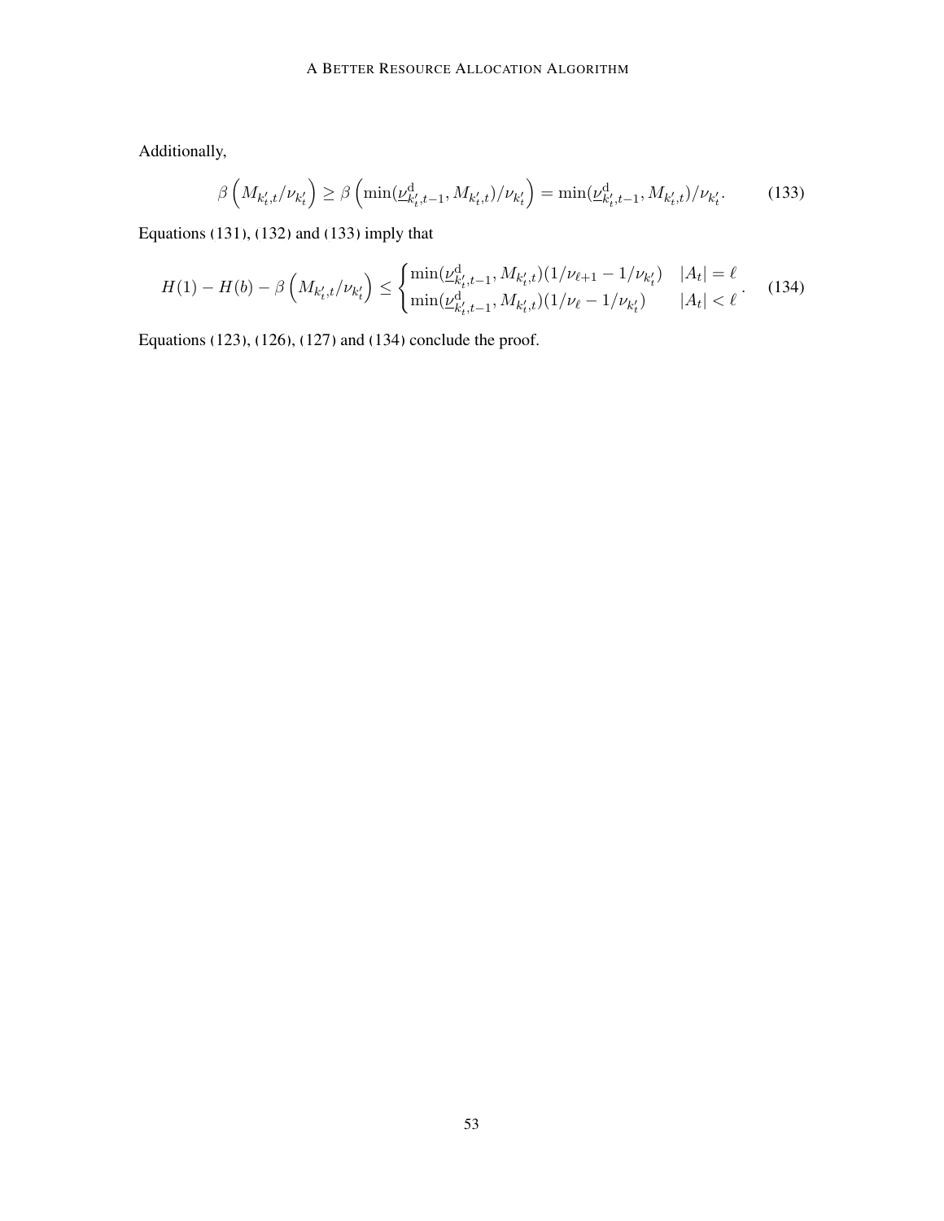Additionally,

$$\beta\left(M_{k'_t,t}/\nu_{k'_t}\right) \geq \beta\left(\min(\underline{\nu}^{\mathrm{d}}_{k'_t,t-1}, M_{k'_t,t})/\nu_{k'_t}\right) = \min(\underline{\nu}^{\mathrm{d}}_{k'_t,t-1}, M_{k'_t,t})/\nu_{k'_t}. \tag{133}$$

Equations (131), (132) and (133) imply that

$$H(1) - H(b) - \beta\left(M_{k'_t,t}/\nu_{k'_t}\right) \leq \begin{cases} \min(\underline{\nu}^{\mathrm{d}}_{k'_t,t-1}, M_{k'_t,t})(1/\nu_{\ell+1} - 1/\nu_{k'_t}) & |A_t| = \ell \\ \min(\underline{\nu}^{\mathrm{d}}_{k'_t,t-1}, M_{k'_t,t})(1/\nu_{\ell} - 1/\nu_{k'_t}) & |A_t| < \ell \end{cases}. \tag{134}$$

Equations (123), (126), (127) and (134) conclude the proof.